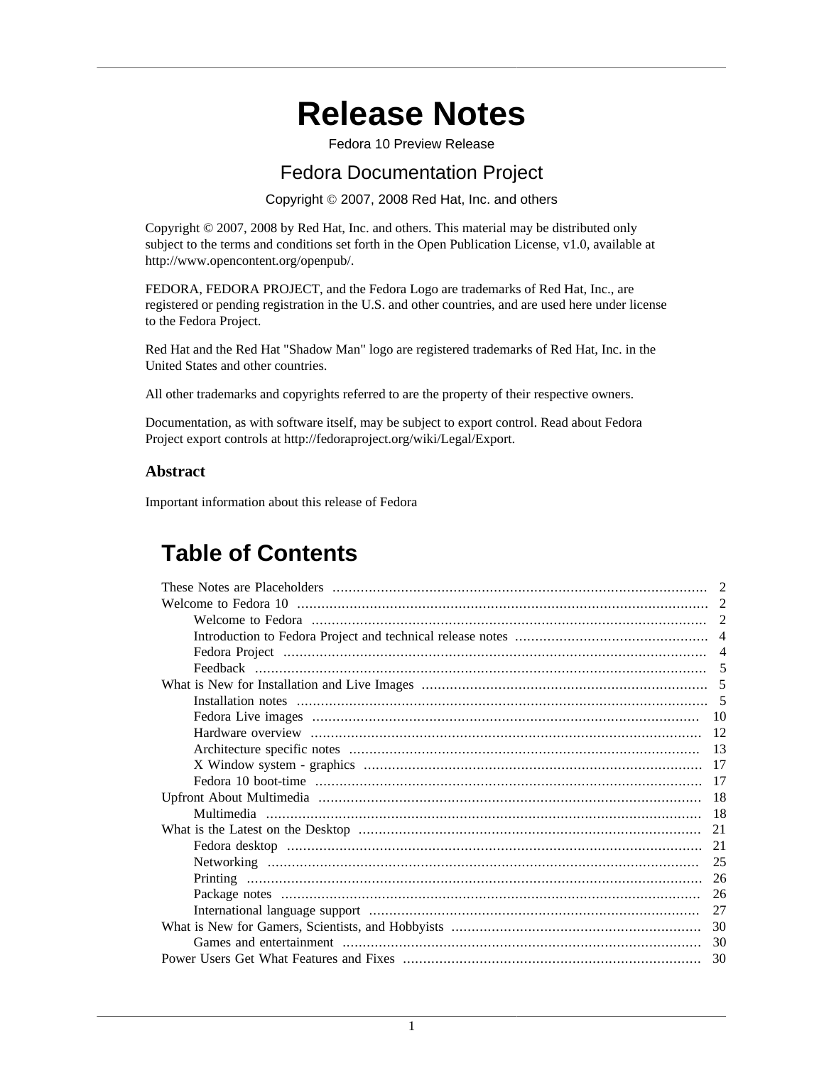# Release Notes

Fedora 10 Preview Release

## Fedora Documentation Project

Copyright © 2007, 2008 Red Hat, Inc. and others

Copyright © 2007, 2008 by Red Hat, Inc. and others. This material may be distributed only subject to the terms and conditions set forth in the Open Publication License, v1.0, available at http://www.opencontent.org/openpub/.

FEDORA, FEDORA PROJECT, and the Fedora Logo are trademarks of Red Hat, Inc., are registered or pending registration in the U.S. and other countries, and are used here under license to the Fedora Project.

Red Hat and the Red Hat "Shadow Man" logo are registered trademarks of Red Hat, Inc. in the United States and other countries.

All other trademarks and copyrights referred to are the property of their respective owners.

Documentation, as with software itself, may be subject to export control. Read about Fedora Project export controls at http://fedoraproject.org/wiki/Legal/Export.

### Abstract

Important information about this release of Fedora

## Table of Contents

- These Notes are Placeholders ... 2
- Welcome to Fedora 10 ... 2
  - Welcome to Fedora ... 2
  - Introduction to Fedora Project and technical release notes ... 4
  - Fedora Project ... 4
  - Feedback ... 5
- What is New for Installation and Live Images ... 5
  - Installation notes ... 5
  - Fedora Live images ... 10
  - Hardware overview ... 12
  - Architecture specific notes ... 13
  - X Window system - graphics ... 17
  - Fedora 10 boot-time ... 17
- Upfront About Multimedia ... 18
  - Multimedia ... 18
- What is the Latest on the Desktop ... 21
  - Fedora desktop ... 21
  - Networking ... 25
  - Printing ... 26
  - Package notes ... 26
  - International language support ... 27
- What is New for Gamers, Scientists, and Hobbyists ... 30
  - Games and entertainment ... 30
- Power Users Get What Features and Fixes ... 30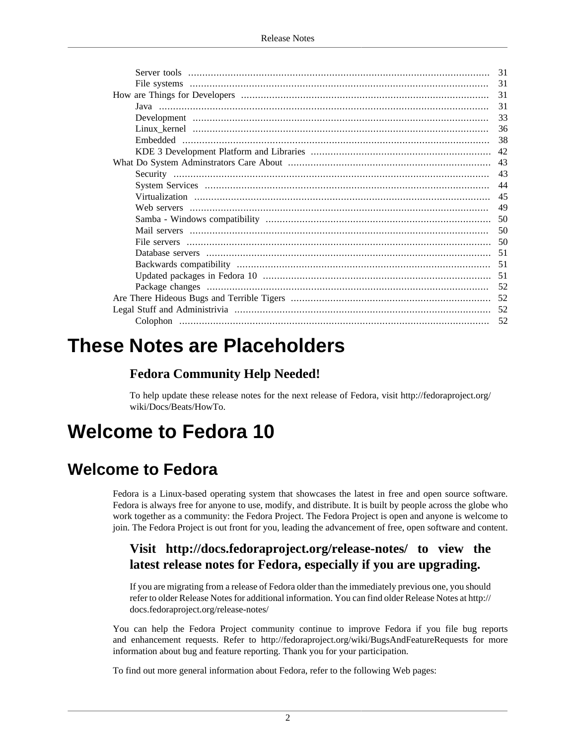- Server tools ... 31
- File systems ... 31
- How are Things for Developers ... 31
  - Java ... 31
  - Development ... 33
  - Linux_kernel ... 36
  - Embedded ... 38
  - KDE 3 Development Platform and Libraries ... 42
- What Do System Adminstrators Care About ... 43
  - Security ... 43
  - System Services ... 44
  - Virtualization ... 45
  - Web servers ... 49
  - Samba - Windows compatibility ... 50
  - Mail servers ... 50
  - File servers ... 50
  - Database servers ... 51
  - Backwards compatibility ... 51
  - Updated packages in Fedora 10 ... 51
  - Package changes ... 52
- Are There Hideous Bugs and Terrible Tigers ... 52
- Legal Stuff and Administrivia ... 52
  - Colophon ... 52

# These Notes are Placeholders

### Fedora Community Help Needed!

To help update these release notes for the next release of Fedora, visit http://fedoraproject.org/wiki/Docs/Beats/HowTo.

# Welcome to Fedora 10

## Welcome to Fedora

Fedora is a Linux-based operating system that showcases the latest in free and open source software. Fedora is always free for anyone to use, modify, and distribute. It is built by people across the globe who work together as a community: the Fedora Project. The Fedora Project is open and anyone is welcome to join. The Fedora Project is out front for you, leading the advancement of free, open software and content.

### Visit http://docs.fedoraproject.org/release-notes/ to view the latest release notes for Fedora, especially if you are upgrading.

If you are migrating from a release of Fedora older than the immediately previous one, you should refer to older Release Notes for additional information. You can find older Release Notes at http://docs.fedoraproject.org/release-notes/

You can help the Fedora Project community continue to improve Fedora if you file bug reports and enhancement requests. Refer to http://fedoraproject.org/wiki/BugsAndFeatureRequests for more information about bug and feature reporting. Thank you for your participation.

To find out more general information about Fedora, refer to the following Web pages: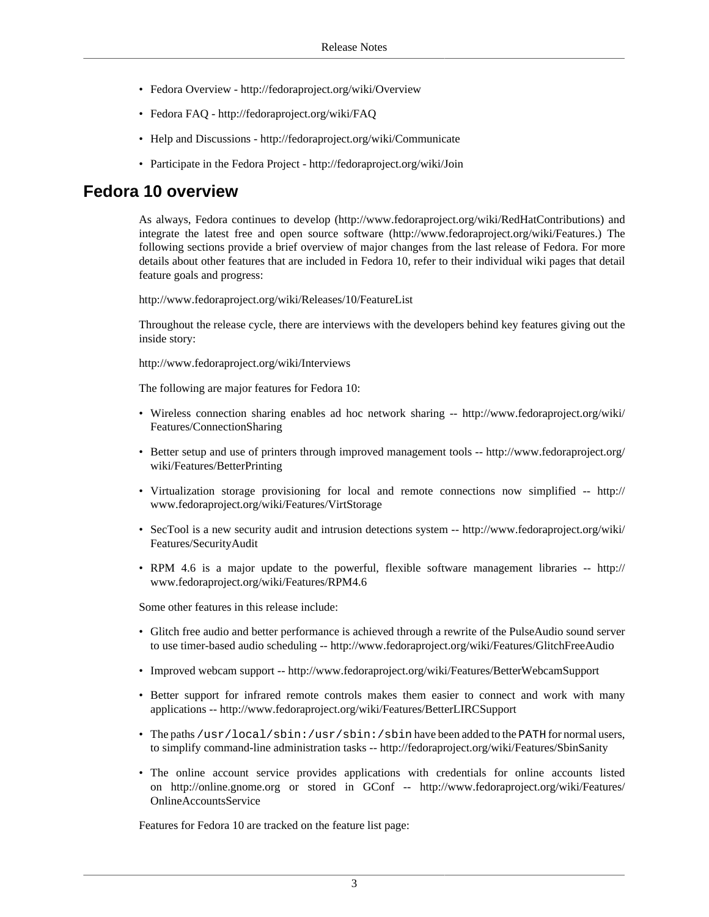- Fedora Overview - http://fedoraproject.org/wiki/Overview
- Fedora FAQ - http://fedoraproject.org/wiki/FAQ
- Help and Discussions - http://fedoraproject.org/wiki/Communicate
- Participate in the Fedora Project - http://fedoraproject.org/wiki/Join

## Fedora 10 overview

As always, Fedora continues to develop (http://www.fedoraproject.org/wiki/RedHatContributions) and integrate the latest free and open source software (http://www.fedoraproject.org/wiki/Features.) The following sections provide a brief overview of major changes from the last release of Fedora. For more details about other features that are included in Fedora 10, refer to their individual wiki pages that detail feature goals and progress:

http://www.fedoraproject.org/wiki/Releases/10/FeatureList

Throughout the release cycle, there are interviews with the developers behind key features giving out the inside story:

http://www.fedoraproject.org/wiki/Interviews

The following are major features for Fedora 10:

- Wireless connection sharing enables ad hoc network sharing -- http://www.fedoraproject.org/wiki/Features/ConnectionSharing
- Better setup and use of printers through improved management tools -- http://www.fedoraproject.org/wiki/Features/BetterPrinting
- Virtualization storage provisioning for local and remote connections now simplified -- http://www.fedoraproject.org/wiki/Features/VirtStorage
- SecTool is a new security audit and intrusion detections system -- http://www.fedoraproject.org/wiki/Features/SecurityAudit
- RPM 4.6 is a major update to the powerful, flexible software management libraries -- http://www.fedoraproject.org/wiki/Features/RPM4.6

Some other features in this release include:

- Glitch free audio and better performance is achieved through a rewrite of the PulseAudio sound server to use timer-based audio scheduling -- http://www.fedoraproject.org/wiki/Features/GlitchFreeAudio
- Improved webcam support -- http://www.fedoraproject.org/wiki/Features/BetterWebcamSupport
- Better support for infrared remote controls makes them easier to connect and work with many applications -- http://www.fedoraproject.org/wiki/Features/BetterLIRCSupport
- The paths `/usr/local/sbin:/usr/sbin:/sbin` have been added to the `PATH` for normal users, to simplify command-line administration tasks -- http://fedoraproject.org/wiki/Features/SbinSanity
- The online account service provides applications with credentials for online accounts listed on http://online.gnome.org or stored in GConf -- http://www.fedoraproject.org/wiki/Features/OnlineAccountsService

Features for Fedora 10 are tracked on the feature list page: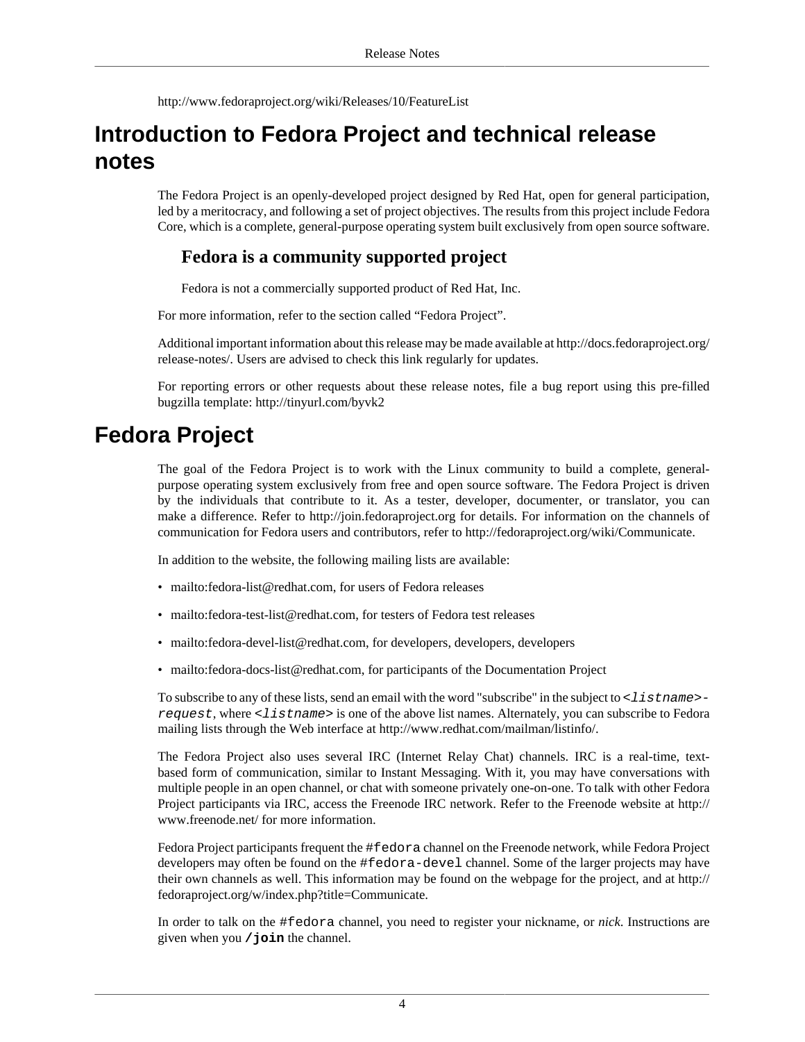http://www.fedoraproject.org/wiki/Releases/10/FeatureList

# Introduction to Fedora Project and technical release notes

The Fedora Project is an openly-developed project designed by Red Hat, open for general participation, led by a meritocracy, and following a set of project objectives. The results from this project include Fedora Core, which is a complete, general-purpose operating system built exclusively from open source software.

### Fedora is a community supported project

Fedora is not a commercially supported product of Red Hat, Inc.

For more information, refer to the section called "Fedora Project".

Additional important information about this release may be made available at http://docs.fedoraproject.org/release-notes/. Users are advised to check this link regularly for updates.

For reporting errors or other requests about these release notes, file a bug report using this pre-filled bugzilla template: http://tinyurl.com/byvk2

# Fedora Project

The goal of the Fedora Project is to work with the Linux community to build a complete, general-purpose operating system exclusively from free and open source software. The Fedora Project is driven by the individuals that contribute to it. As a tester, developer, documenter, or translator, you can make a difference. Refer to http://join.fedoraproject.org for details. For information on the channels of communication for Fedora users and contributors, refer to http://fedoraproject.org/wiki/Communicate.

In addition to the website, the following mailing lists are available:

- mailto:fedora-list@redhat.com, for users of Fedora releases
- mailto:fedora-test-list@redhat.com, for testers of Fedora test releases
- mailto:fedora-devel-list@redhat.com, for developers, developers, developers
- mailto:fedora-docs-list@redhat.com, for participants of the Documentation Project

To subscribe to any of these lists, send an email with the word "subscribe" in the subject to `<listname>-request`, where `<listname>` is one of the above list names. Alternately, you can subscribe to Fedora mailing lists through the Web interface at http://www.redhat.com/mailman/listinfo/.

The Fedora Project also uses several IRC (Internet Relay Chat) channels. IRC is a real-time, text-based form of communication, similar to Instant Messaging. With it, you may have conversations with multiple people in an open channel, or chat with someone privately one-on-one. To talk with other Fedora Project participants via IRC, access the Freenode IRC network. Refer to the Freenode website at http://www.freenode.net/ for more information.

Fedora Project participants frequent the `#fedora` channel on the Freenode network, while Fedora Project developers may often be found on the `#fedora-devel` channel. Some of the larger projects may have their own channels as well. This information may be found on the webpage for the project, and at http://fedoraproject.org/w/index.php?title=Communicate.

In order to talk on the `#fedora` channel, you need to register your nickname, or *nick*. Instructions are given when you **`/join`** the channel.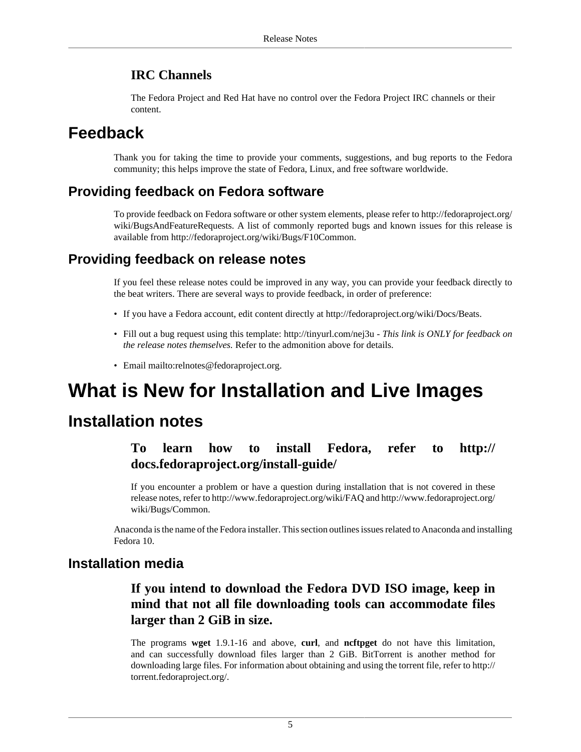### IRC Channels

The Fedora Project and Red Hat have no control over the Fedora Project IRC channels or their content.

## Feedback

Thank you for taking the time to provide your comments, suggestions, and bug reports to the Fedora community; this helps improve the state of Fedora, Linux, and free software worldwide.

### Providing feedback on Fedora software

To provide feedback on Fedora software or other system elements, please refer to http://fedoraproject.org/wiki/BugsAndFeatureRequests. A list of commonly reported bugs and known issues for this release is available from http://fedoraproject.org/wiki/Bugs/F10Common.

### Providing feedback on release notes

If you feel these release notes could be improved in any way, you can provide your feedback directly to the beat writers. There are several ways to provide feedback, in order of preference:

- If you have a Fedora account, edit content directly at http://fedoraproject.org/wiki/Docs/Beats.
- Fill out a bug request using this template: http://tinyurl.com/nej3u - *This link is ONLY for feedback on the release notes themselves.* Refer to the admonition above for details.
- Email mailto:relnotes@fedoraproject.org.

# What is New for Installation and Live Images

## Installation notes

### To learn how to install Fedora, refer to http://docs.fedoraproject.org/install-guide/

If you encounter a problem or have a question during installation that is not covered in these release notes, refer to http://www.fedoraproject.org/wiki/FAQ and http://www.fedoraproject.org/wiki/Bugs/Common.

Anaconda is the name of the Fedora installer. This section outlines issues related to Anaconda and installing Fedora 10.

### Installation media

#### If you intend to download the Fedora DVD ISO image, keep in mind that not all file downloading tools can accommodate files larger than 2 GiB in size.

The programs **wget** 1.9.1-16 and above, **curl**, and **ncftpget** do not have this limitation, and can successfully download files larger than 2 GiB. BitTorrent is another method for downloading large files. For information about obtaining and using the torrent file, refer to http://torrent.fedoraproject.org/.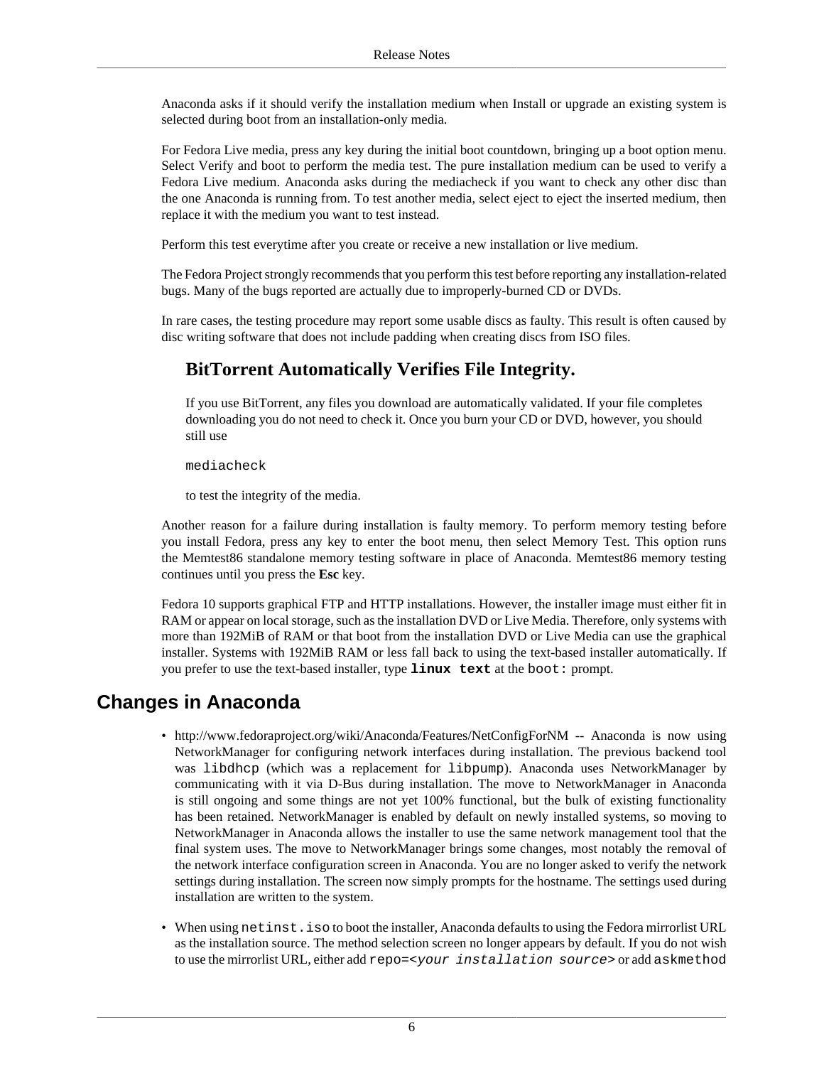Anaconda asks if it should verify the installation medium when Install or upgrade an existing system is selected during boot from an installation-only media.

For Fedora Live media, press any key during the initial boot countdown, bringing up a boot option menu. Select Verify and boot to perform the media test. The pure installation medium can be used to verify a Fedora Live medium. Anaconda asks during the mediacheck if you want to check any other disc than the one Anaconda is running from. To test another media, select eject to eject the inserted medium, then replace it with the medium you want to test instead.

Perform this test everytime after you create or receive a new installation or live medium.

The Fedora Project strongly recommends that you perform this test before reporting any installation-related bugs. Many of the bugs reported are actually due to improperly-burned CD or DVDs.

In rare cases, the testing procedure may report some usable discs as faulty. This result is often caused by disc writing software that does not include padding when creating discs from ISO files.

### BitTorrent Automatically Verifies File Integrity.

If you use BitTorrent, any files you download are automatically validated. If your file completes downloading you do not need to check it. Once you burn your CD or DVD, however, you should still use

```
mediacheck
```

to test the integrity of the media.

Another reason for a failure during installation is faulty memory. To perform memory testing before you install Fedora, press any key to enter the boot menu, then select Memory Test. This option runs the Memtest86 standalone memory testing software in place of Anaconda. Memtest86 memory testing continues until you press the **Esc** key.

Fedora 10 supports graphical FTP and HTTP installations. However, the installer image must either fit in RAM or appear on local storage, such as the installation DVD or Live Media. Therefore, only systems with more than 192MiB of RAM or that boot from the installation DVD or Live Media can use the graphical installer. Systems with 192MiB RAM or less fall back to using the text-based installer automatically. If you prefer to use the text-based installer, type **`linux text`** at the `boot:` prompt.

## Changes in Anaconda

- http://www.fedoraproject.org/wiki/Anaconda/Features/NetConfigForNM -- Anaconda is now using NetworkManager for configuring network interfaces during installation. The previous backend tool was `libdhcp` (which was a replacement for `libpump`). Anaconda uses NetworkManager by communicating with it via D-Bus during installation. The move to NetworkManager in Anaconda is still ongoing and some things are not yet 100% functional, but the bulk of existing functionality has been retained. NetworkManager is enabled by default on newly installed systems, so moving to NetworkManager in Anaconda allows the installer to use the same network management tool that the final system uses. The move to NetworkManager brings some changes, most notably the removal of the network interface configuration screen in Anaconda. You are no longer asked to verify the network settings during installation. The screen now simply prompts for the hostname. The settings used during installation are written to the system.
- When using `netinst.iso` to boot the installer, Anaconda defaults to using the Fedora mirrorlist URL as the installation source. The method selection screen no longer appears by default. If you do not wish to use the mirrorlist URL, either add `repo=<your installation source>` or add `askmethod`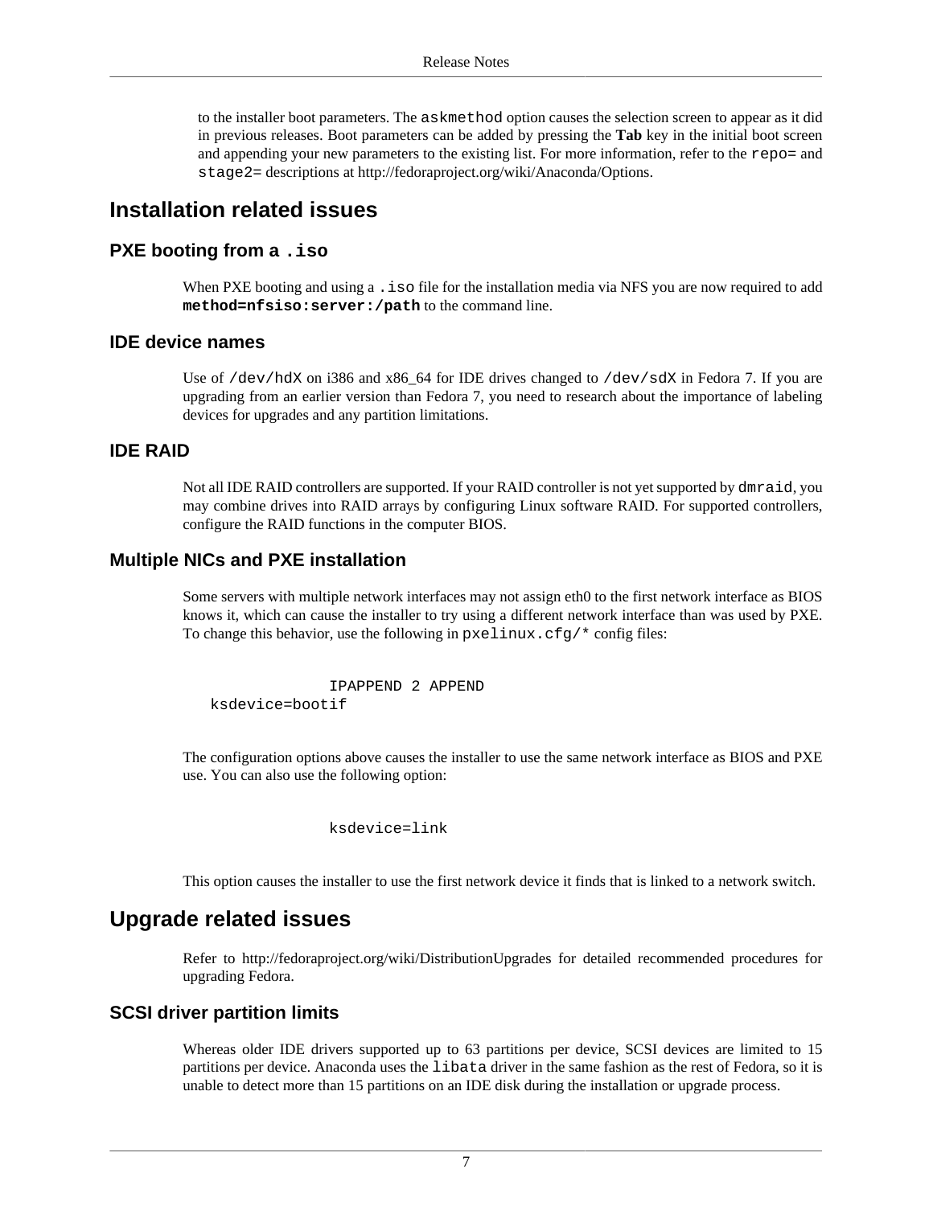to the installer boot parameters. The `askmethod` option causes the selection screen to appear as it did in previous releases. Boot parameters can be added by pressing the **Tab** key in the initial boot screen and appending your new parameters to the existing list. For more information, refer to the `repo=` and `stage2=` descriptions at http://fedoraproject.org/wiki/Anaconda/Options.

## Installation related issues

### PXE booting from a `.iso`

When PXE booting and using a `.iso` file for the installation media via NFS you are now required to add **`method=nfsiso:server:/path`** to the command line.

### IDE device names

Use of `/dev/hdX` on i386 and x86_64 for IDE drives changed to `/dev/sdX` in Fedora 7. If you are upgrading from an earlier version than Fedora 7, you need to research about the importance of labeling devices for upgrades and any partition limitations.

### IDE RAID

Not all IDE RAID controllers are supported. If your RAID controller is not yet supported by `dmraid`, you may combine drives into RAID arrays by configuring Linux software RAID. For supported controllers, configure the RAID functions in the computer BIOS.

### Multiple NICs and PXE installation

Some servers with multiple network interfaces may not assign eth0 to the first network interface as BIOS knows it, which can cause the installer to try using a different network interface than was used by PXE. To change this behavior, use the following in `pxelinux.cfg/*` config files:

```
IPAPPEND 2 APPEND
ksdevice=bootif
```

The configuration options above causes the installer to use the same network interface as BIOS and PXE use. You can also use the following option:

```
ksdevice=link
```

This option causes the installer to use the first network device it finds that is linked to a network switch.

## Upgrade related issues

Refer to http://fedoraproject.org/wiki/DistributionUpgrades for detailed recommended procedures for upgrading Fedora.

### SCSI driver partition limits

Whereas older IDE drivers supported up to 63 partitions per device, SCSI devices are limited to 15 partitions per device. Anaconda uses the `libata` driver in the same fashion as the rest of Fedora, so it is unable to detect more than 15 partitions on an IDE disk during the installation or upgrade process.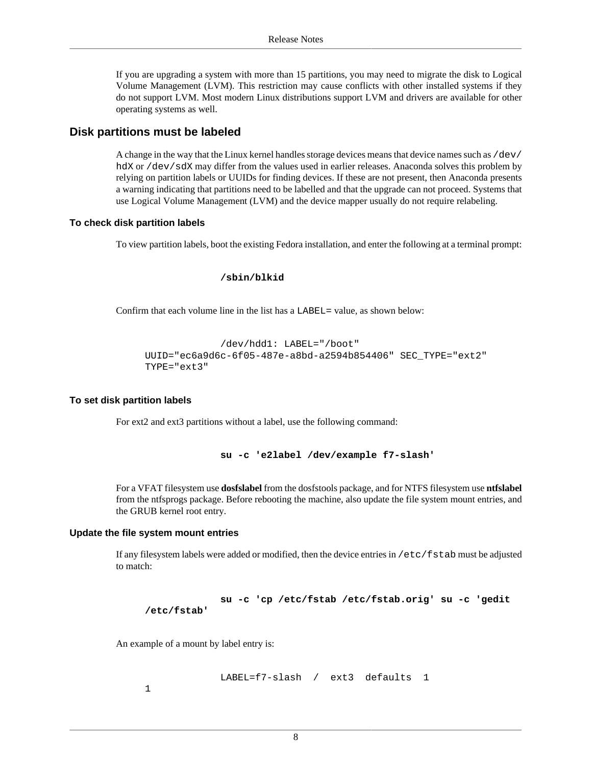If you are upgrading a system with more than 15 partitions, you may need to migrate the disk to Logical Volume Management (LVM). This restriction may cause conflicts with other installed systems if they do not support LVM. Most modern Linux distributions support LVM and drivers are available for other operating systems as well.

## Disk partitions must be labeled

A change in the way that the Linux kernel handles storage devices means that device names such as `/dev/hdX` or `/dev/sdX` may differ from the values used in earlier releases. Anaconda solves this problem by relying on partition labels or UUIDs for finding devices. If these are not present, then Anaconda presents a warning indicating that partitions need to be labelled and that the upgrade can not proceed. Systems that use Logical Volume Management (LVM) and the device mapper usually do not require relabeling.

### To check disk partition labels

To view partition labels, boot the existing Fedora installation, and enter the following at a terminal prompt:

```
/sbin/blkid
```

Confirm that each volume line in the list has a `LABEL=` value, as shown below:

```
/dev/hdd1: LABEL="/boot"
UUID="ec6a9d6c-6f05-487e-a8bd-a2594b854406" SEC_TYPE="ext2"
TYPE="ext3"
```

### To set disk partition labels

For ext2 and ext3 partitions without a label, use the following command:

```
su -c 'e2label /dev/example f7-slash'
```

For a VFAT filesystem use **dosfslabel** from the dosfstools package, and for NTFS filesystem use **ntfslabel** from the ntfsprogs package. Before rebooting the machine, also update the file system mount entries, and the GRUB kernel root entry.

### Update the file system mount entries

If any filesystem labels were added or modified, then the device entries in `/etc/fstab` must be adjusted to match:

```
su -c 'cp /etc/fstab /etc/fstab.orig' su -c 'gedit
/etc/fstab'
```

An example of a mount by label entry is:

```
LABEL=f7-slash  /  ext3  defaults  1
1
```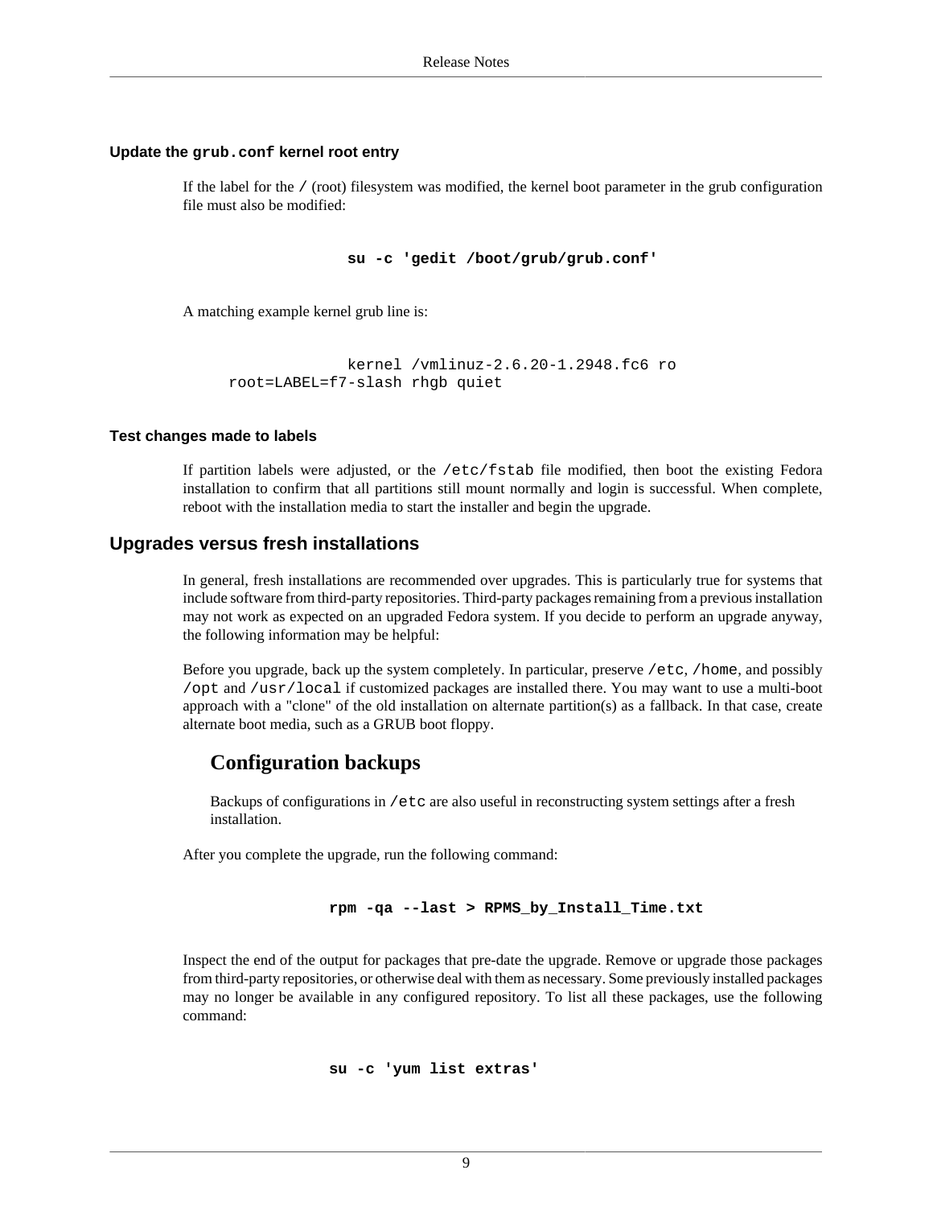#### Update the `grub.conf` kernel root entry

If the label for the `/` (root) filesystem was modified, the kernel boot parameter in the grub configuration file must also be modified:

```
su -c 'gedit /boot/grub/grub.conf'
```

A matching example kernel grub line is:

```
kernel /vmlinuz-2.6.20-1.2948.fc6 ro
root=LABEL=f7-slash rhgb quiet
```

#### Test changes made to labels

If partition labels were adjusted, or the `/etc/fstab` file modified, then boot the existing Fedora installation to confirm that all partitions still mount normally and login is successful. When complete, reboot with the installation media to start the installer and begin the upgrade.

### Upgrades versus fresh installations

In general, fresh installations are recommended over upgrades. This is particularly true for systems that include software from third-party repositories. Third-party packages remaining from a previous installation may not work as expected on an upgraded Fedora system. If you decide to perform an upgrade anyway, the following information may be helpful:

Before you upgrade, back up the system completely. In particular, preserve `/etc`, `/home`, and possibly `/opt` and `/usr/local` if customized packages are installed there. You may want to use a multi-boot approach with a "clone" of the old installation on alternate partition(s) as a fallback. In that case, create alternate boot media, such as a GRUB boot floppy.

> **Configuration backups**
>
> Backups of configurations in `/etc` are also useful in reconstructing system settings after a fresh installation.

After you complete the upgrade, run the following command:

```
rpm -qa --last > RPMS_by_Install_Time.txt
```

Inspect the end of the output for packages that pre-date the upgrade. Remove or upgrade those packages from third-party repositories, or otherwise deal with them as necessary. Some previously installed packages may no longer be available in any configured repository. To list all these packages, use the following command:

```
su -c 'yum list extras'
```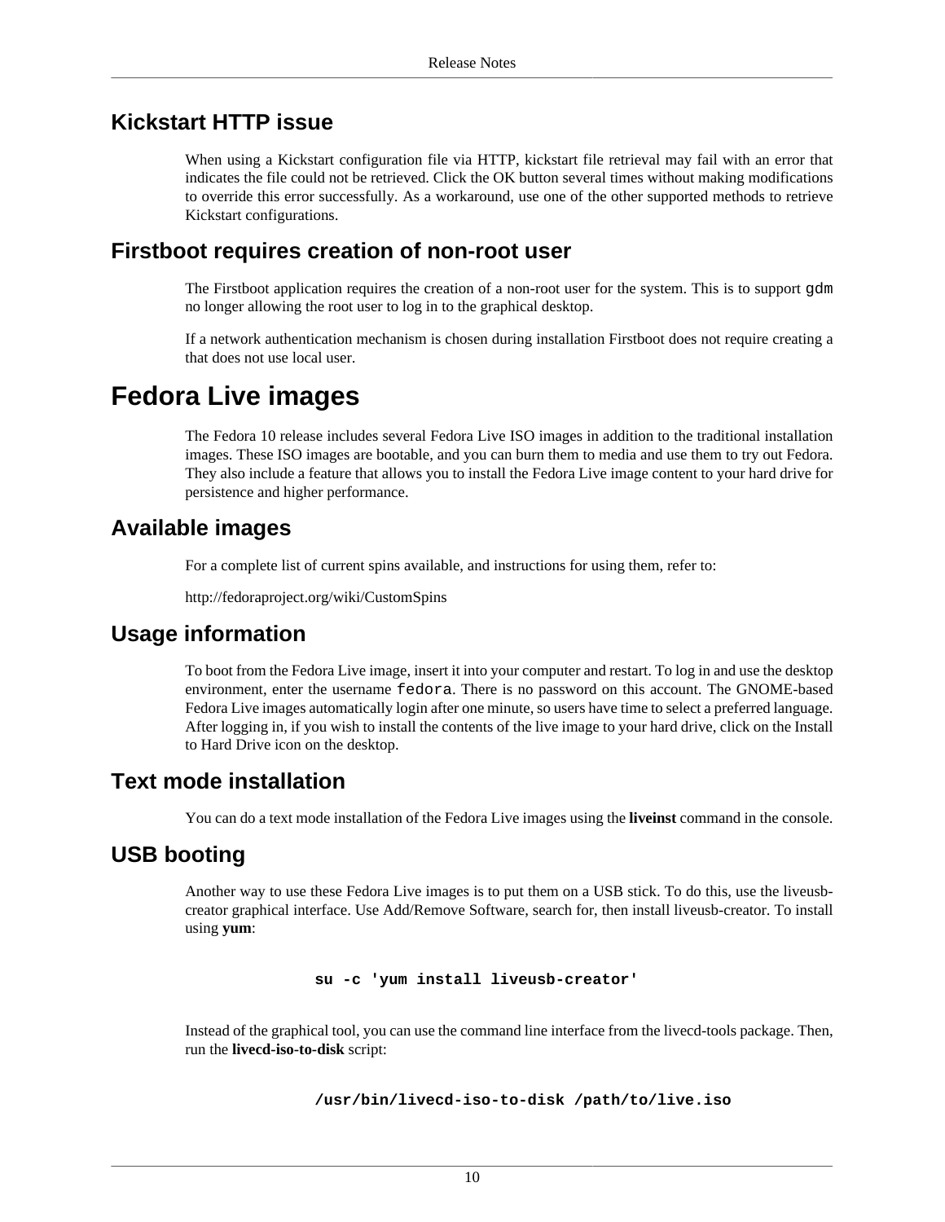### Kickstart HTTP issue

When using a Kickstart configuration file via HTTP, kickstart file retrieval may fail with an error that indicates the file could not be retrieved. Click the OK button several times without making modifications to override this error successfully. As a workaround, use one of the other supported methods to retrieve Kickstart configurations.

### Firstboot requires creation of non-root user

The Firstboot application requires the creation of a non-root user for the system. This is to support `gdm` no longer allowing the root user to log in to the graphical desktop.

If a network authentication mechanism is chosen during installation Firstboot does not require creating a that does not use local user.

## Fedora Live images

The Fedora 10 release includes several Fedora Live ISO images in addition to the traditional installation images. These ISO images are bootable, and you can burn them to media and use them to try out Fedora. They also include a feature that allows you to install the Fedora Live image content to your hard drive for persistence and higher performance.

### Available images

For a complete list of current spins available, and instructions for using them, refer to:

http://fedoraproject.org/wiki/CustomSpins

### Usage information

To boot from the Fedora Live image, insert it into your computer and restart. To log in and use the desktop environment, enter the username `fedora`. There is no password on this account. The GNOME-based Fedora Live images automatically login after one minute, so users have time to select a preferred language. After logging in, if you wish to install the contents of the live image to your hard drive, click on the Install to Hard Drive icon on the desktop.

### Text mode installation

You can do a text mode installation of the Fedora Live images using the **liveinst** command in the console.

### USB booting

Another way to use these Fedora Live images is to put them on a USB stick. To do this, use the liveusb-creator graphical interface. Use Add/Remove Software, search for, then install liveusb-creator. To install using **yum**:

```
su -c 'yum install liveusb-creator'
```

Instead of the graphical tool, you can use the command line interface from the livecd-tools package. Then, run the **livecd-iso-to-disk** script:

```
/usr/bin/livecd-iso-to-disk /path/to/live.iso
```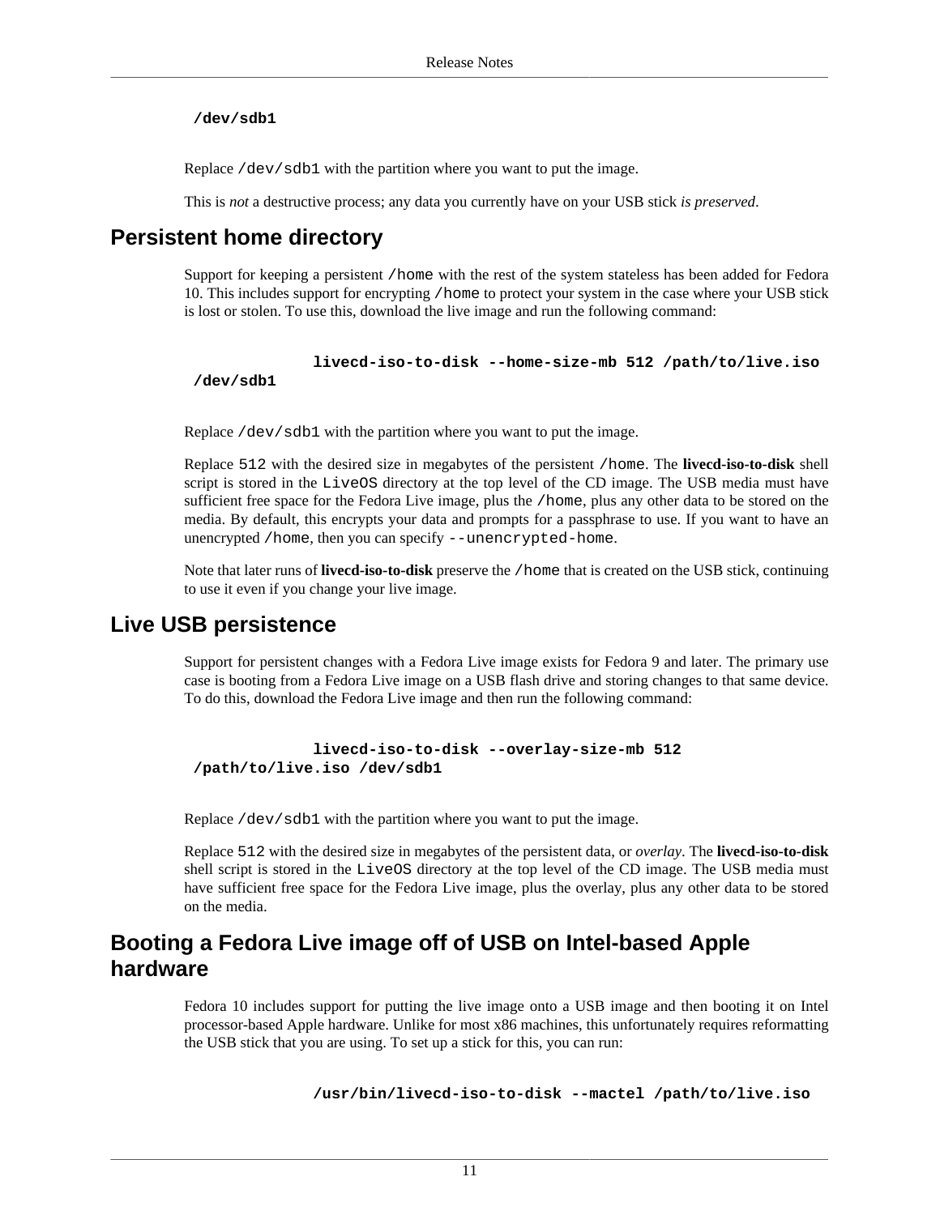```
/dev/sdb1
```

Replace `/dev/sdb1` with the partition where you want to put the image.

This is *not* a destructive process; any data you currently have on your USB stick *is preserved*.

## Persistent home directory

Support for keeping a persistent `/home` with the rest of the system stateless has been added for Fedora 10. This includes support for encrypting `/home` to protect your system in the case where your USB stick is lost or stolen. To use this, download the live image and run the following command:

```
livecd-iso-to-disk --home-size-mb 512 /path/to/live.iso
/dev/sdb1
```

Replace `/dev/sdb1` with the partition where you want to put the image.

Replace `512` with the desired size in megabytes of the persistent `/home`. The **livecd-iso-to-disk** shell script is stored in the `LiveOS` directory at the top level of the CD image. The USB media must have sufficient free space for the Fedora Live image, plus the `/home`, plus any other data to be stored on the media. By default, this encrypts your data and prompts for a passphrase to use. If you want to have an unencrypted `/home`, then you can specify `--unencrypted-home`.

Note that later runs of **livecd-iso-to-disk** preserve the `/home` that is created on the USB stick, continuing to use it even if you change your live image.

## Live USB persistence

Support for persistent changes with a Fedora Live image exists for Fedora 9 and later. The primary use case is booting from a Fedora Live image on a USB flash drive and storing changes to that same device. To do this, download the Fedora Live image and then run the following command:

```
livecd-iso-to-disk --overlay-size-mb 512
/path/to/live.iso /dev/sdb1
```

Replace `/dev/sdb1` with the partition where you want to put the image.

Replace `512` with the desired size in megabytes of the persistent data, or *overlay*. The **livecd-iso-to-disk** shell script is stored in the `LiveOS` directory at the top level of the CD image. The USB media must have sufficient free space for the Fedora Live image, plus the overlay, plus any other data to be stored on the media.

## Booting a Fedora Live image off of USB on Intel-based Apple hardware

Fedora 10 includes support for putting the live image onto a USB image and then booting it on Intel processor-based Apple hardware. Unlike for most x86 machines, this unfortunately requires reformatting the USB stick that you are using. To set up a stick for this, you can run:

```
/usr/bin/livecd-iso-to-disk --mactel /path/to/live.iso
```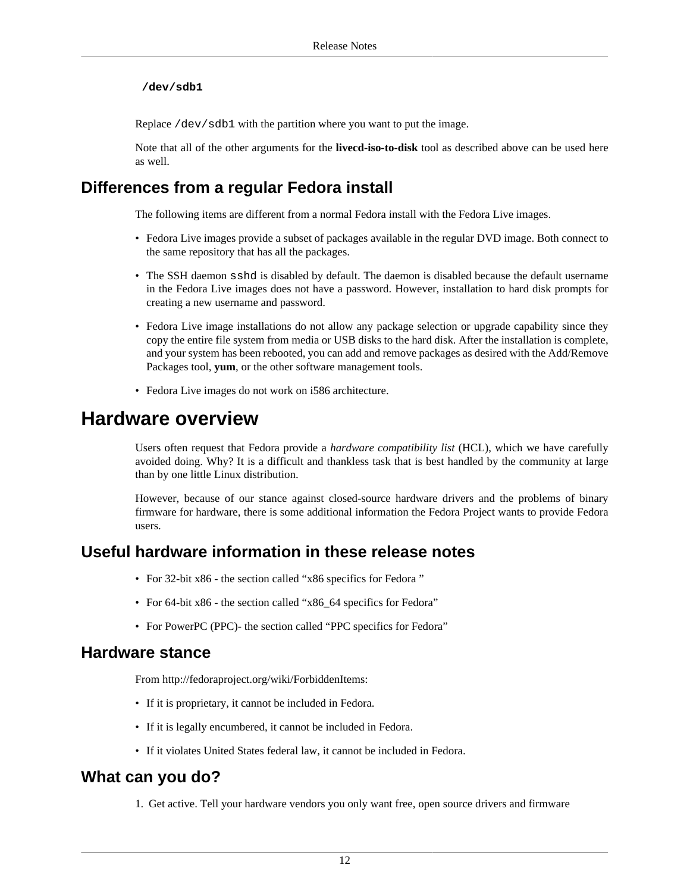```
/dev/sdb1
```

Replace `/dev/sdb1` with the partition where you want to put the image.

Note that all of the other arguments for the **livecd-iso-to-disk** tool as described above can be used here as well.

## Differences from a regular Fedora install

The following items are different from a normal Fedora install with the Fedora Live images.

- Fedora Live images provide a subset of packages available in the regular DVD image. Both connect to the same repository that has all the packages.
- The SSH daemon `sshd` is disabled by default. The daemon is disabled because the default username in the Fedora Live images does not have a password. However, installation to hard disk prompts for creating a new username and password.
- Fedora Live image installations do not allow any package selection or upgrade capability since they copy the entire file system from media or USB disks to the hard disk. After the installation is complete, and your system has been rebooted, you can add and remove packages as desired with the Add/Remove Packages tool, **yum**, or the other software management tools.
- Fedora Live images do not work on i586 architecture.

# Hardware overview

Users often request that Fedora provide a *hardware compatibility list* (HCL), which we have carefully avoided doing. Why? It is a difficult and thankless task that is best handled by the community at large than by one little Linux distribution.

However, because of our stance against closed-source hardware drivers and the problems of binary firmware for hardware, there is some additional information the Fedora Project wants to provide Fedora users.

## Useful hardware information in these release notes

- For 32-bit x86 - the section called “x86 specifics for Fedora ”
- For 64-bit x86 - the section called “x86_64 specifics for Fedora”
- For PowerPC (PPC)- the section called “PPC specifics for Fedora”

## Hardware stance

From http://fedoraproject.org/wiki/ForbiddenItems:

- If it is proprietary, it cannot be included in Fedora.
- If it is legally encumbered, it cannot be included in Fedora.
- If it violates United States federal law, it cannot be included in Fedora.

## What can you do?

1. Get active. Tell your hardware vendors you only want free, open source drivers and firmware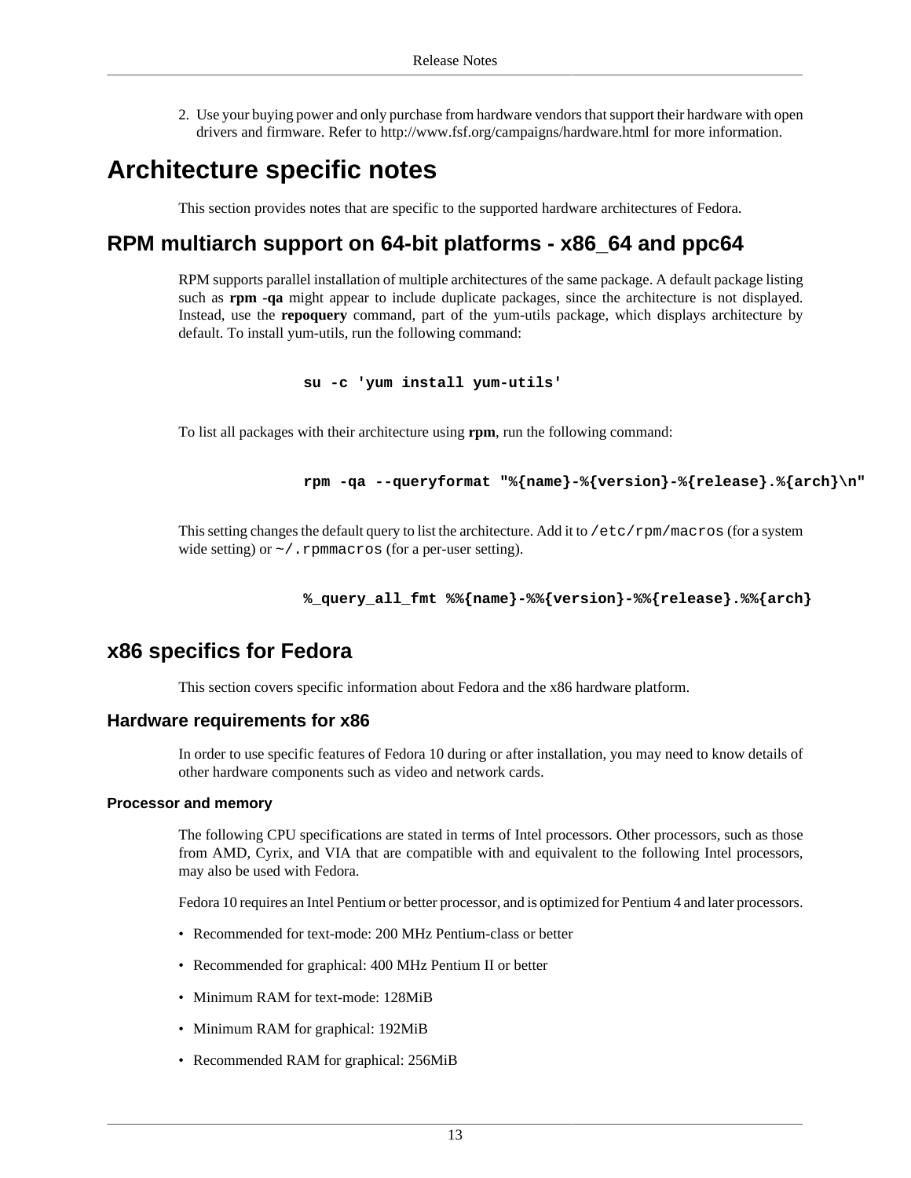2. Use your buying power and only purchase from hardware vendors that support their hardware with open drivers and firmware. Refer to http://www.fsf.org/campaigns/hardware.html for more information.

# Architecture specific notes

This section provides notes that are specific to the supported hardware architectures of Fedora.

## RPM multiarch support on 64-bit platforms - x86_64 and ppc64

RPM supports parallel installation of multiple architectures of the same package. A default package listing such as **rpm -qa** might appear to include duplicate packages, since the architecture is not displayed. Instead, use the **repoquery** command, part of the yum-utils package, which displays architecture by default. To install yum-utils, run the following command:

```
su -c 'yum install yum-utils'
```

To list all packages with their architecture using **rpm**, run the following command:

```
rpm -qa --queryformat "%{name}-%{version}-%{release}.%{arch}\n"
```

This setting changes the default query to list the architecture. Add it to `/etc/rpm/macros` (for a system wide setting) or `~/.rpmmacros` (for a per-user setting).

```
%_query_all_fmt %%{name}-%%{version}-%%{release}.%%{arch}
```

## x86 specifics for Fedora

This section covers specific information about Fedora and the x86 hardware platform.

### Hardware requirements for x86

In order to use specific features of Fedora 10 during or after installation, you may need to know details of other hardware components such as video and network cards.

#### Processor and memory

The following CPU specifications are stated in terms of Intel processors. Other processors, such as those from AMD, Cyrix, and VIA that are compatible with and equivalent to the following Intel processors, may also be used with Fedora.

Fedora 10 requires an Intel Pentium or better processor, and is optimized for Pentium 4 and later processors.

- Recommended for text-mode: 200 MHz Pentium-class or better
- Recommended for graphical: 400 MHz Pentium II or better
- Minimum RAM for text-mode: 128MiB
- Minimum RAM for graphical: 192MiB
- Recommended RAM for graphical: 256MiB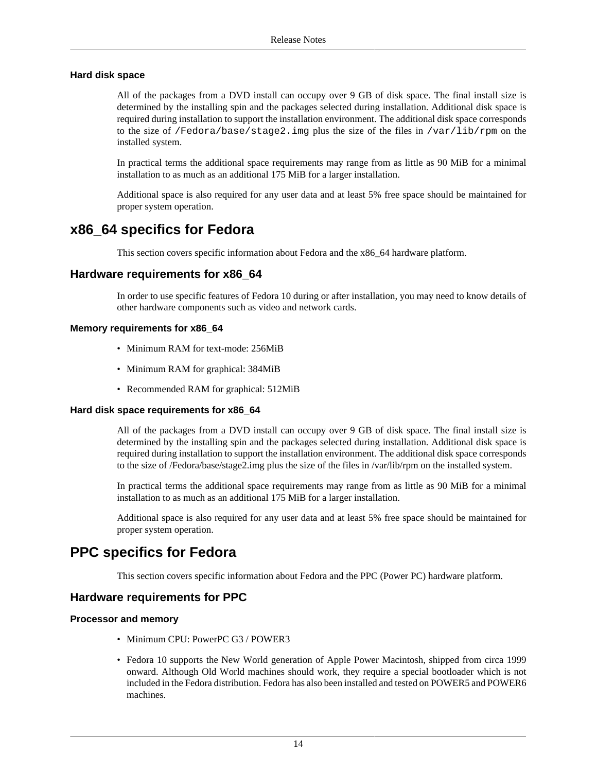#### Hard disk space

All of the packages from a DVD install can occupy over 9 GB of disk space. The final install size is determined by the installing spin and the packages selected during installation. Additional disk space is required during installation to support the installation environment. The additional disk space corresponds to the size of `/Fedora/base/stage2.img` plus the size of the files in `/var/lib/rpm` on the installed system.

In practical terms the additional space requirements may range from as little as 90 MiB for a minimal installation to as much as an additional 175 MiB for a larger installation.

Additional space is also required for any user data and at least 5% free space should be maintained for proper system operation.

## x86_64 specifics for Fedora

This section covers specific information about Fedora and the x86_64 hardware platform.

### Hardware requirements for x86_64

In order to use specific features of Fedora 10 during or after installation, you may need to know details of other hardware components such as video and network cards.

#### Memory requirements for x86_64

- Minimum RAM for text-mode: 256MiB
- Minimum RAM for graphical: 384MiB
- Recommended RAM for graphical: 512MiB

#### Hard disk space requirements for x86_64

All of the packages from a DVD install can occupy over 9 GB of disk space. The final install size is determined by the installing spin and the packages selected during installation. Additional disk space is required during installation to support the installation environment. The additional disk space corresponds to the size of /Fedora/base/stage2.img plus the size of the files in /var/lib/rpm on the installed system.

In practical terms the additional space requirements may range from as little as 90 MiB for a minimal installation to as much as an additional 175 MiB for a larger installation.

Additional space is also required for any user data and at least 5% free space should be maintained for proper system operation.

## PPC specifics for Fedora

This section covers specific information about Fedora and the PPC (Power PC) hardware platform.

### Hardware requirements for PPC

#### Processor and memory

- Minimum CPU: PowerPC G3 / POWER3
- Fedora 10 supports the New World generation of Apple Power Macintosh, shipped from circa 1999 onward. Although Old World machines should work, they require a special bootloader which is not included in the Fedora distribution. Fedora has also been installed and tested on POWER5 and POWER6 machines.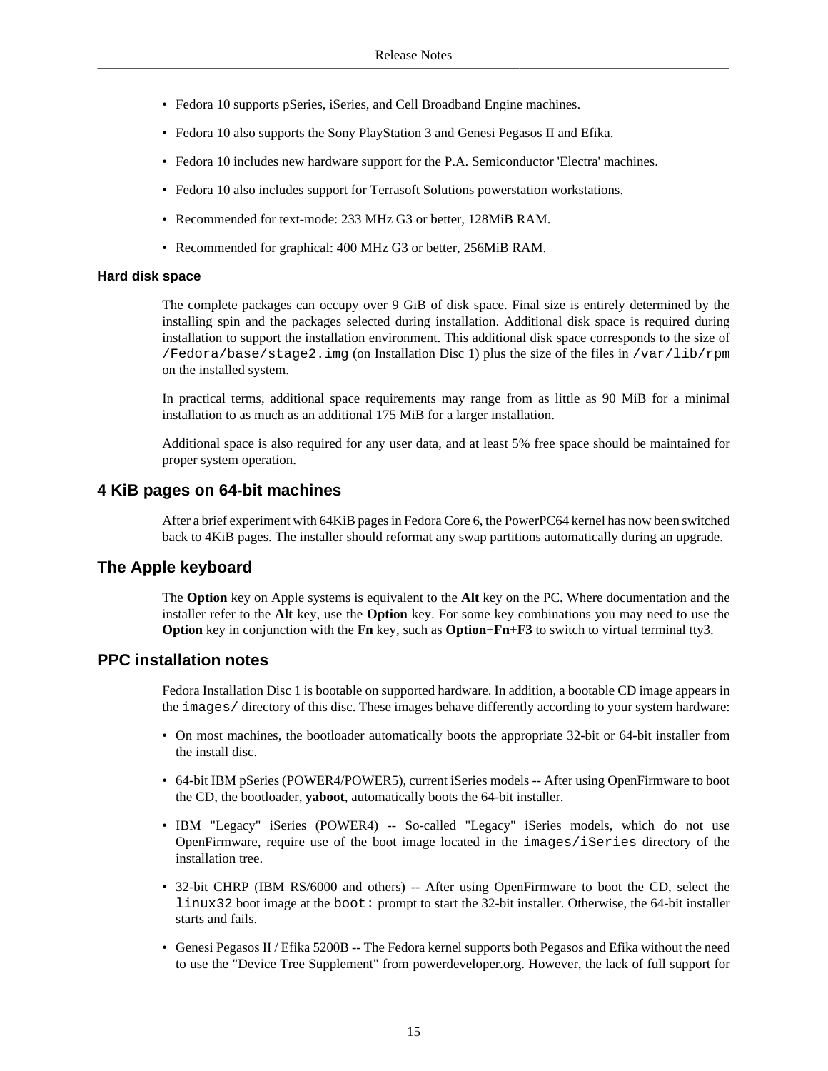- Fedora 10 supports pSeries, iSeries, and Cell Broadband Engine machines.
- Fedora 10 also supports the Sony PlayStation 3 and Genesi Pegasos II and Efika.
- Fedora 10 includes new hardware support for the P.A. Semiconductor 'Electra' machines.
- Fedora 10 also includes support for Terrasoft Solutions powerstation workstations.
- Recommended for text-mode: 233 MHz G3 or better, 128MiB RAM.
- Recommended for graphical: 400 MHz G3 or better, 256MiB RAM.

#### Hard disk space

The complete packages can occupy over 9 GiB of disk space. Final size is entirely determined by the installing spin and the packages selected during installation. Additional disk space is required during installation to support the installation environment. This additional disk space corresponds to the size of `/Fedora/base/stage2.img` (on Installation Disc 1) plus the size of the files in `/var/lib/rpm` on the installed system.

In practical terms, additional space requirements may range from as little as 90 MiB for a minimal installation to as much as an additional 175 MiB for a larger installation.

Additional space is also required for any user data, and at least 5% free space should be maintained for proper system operation.

### 4 KiB pages on 64-bit machines

After a brief experiment with 64KiB pages in Fedora Core 6, the PowerPC64 kernel has now been switched back to 4KiB pages. The installer should reformat any swap partitions automatically during an upgrade.

### The Apple keyboard

The **Option** key on Apple systems is equivalent to the **Alt** key on the PC. Where documentation and the installer refer to the **Alt** key, use the **Option** key. For some key combinations you may need to use the **Option** key in conjunction with the **Fn** key, such as **Option**+**Fn**+**F3** to switch to virtual terminal tty3.

### PPC installation notes

Fedora Installation Disc 1 is bootable on supported hardware. In addition, a bootable CD image appears in the `images/` directory of this disc. These images behave differently according to your system hardware:

- On most machines, the bootloader automatically boots the appropriate 32-bit or 64-bit installer from the install disc.
- 64-bit IBM pSeries (POWER4/POWER5), current iSeries models -- After using OpenFirmware to boot the CD, the bootloader, **yaboot**, automatically boots the 64-bit installer.
- IBM "Legacy" iSeries (POWER4) -- So-called "Legacy" iSeries models, which do not use OpenFirmware, require use of the boot image located in the `images/iSeries` directory of the installation tree.
- 32-bit CHRP (IBM RS/6000 and others) -- After using OpenFirmware to boot the CD, select the `linux32` boot image at the `boot:` prompt to start the 32-bit installer. Otherwise, the 64-bit installer starts and fails.
- Genesi Pegasos II / Efika 5200B -- The Fedora kernel supports both Pegasos and Efika without the need to use the "Device Tree Supplement" from powerdeveloper.org. However, the lack of full support for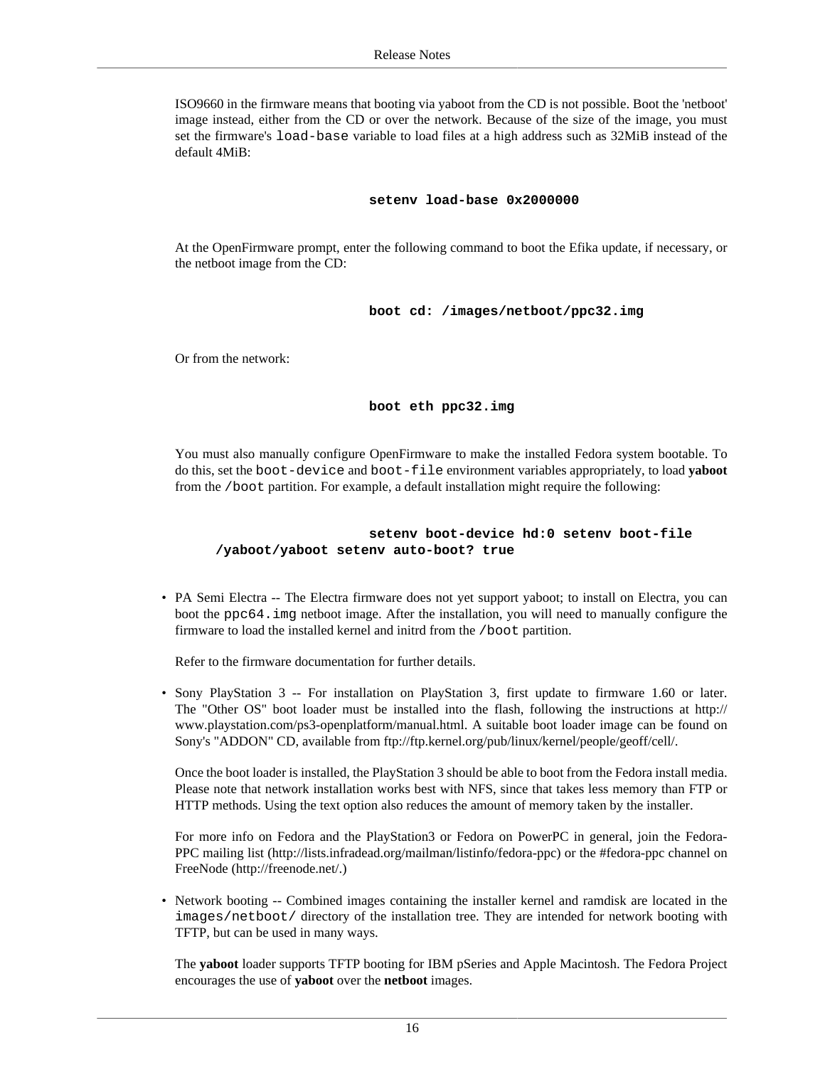ISO9660 in the firmware means that booting via yaboot from the CD is not possible. Boot the 'netboot' image instead, either from the CD or over the network. Because of the size of the image, you must set the firmware's `load-base` variable to load files at a high address such as 32MiB instead of the default 4MiB:

```
setenv load-base 0x2000000
```

At the OpenFirmware prompt, enter the following command to boot the Efika update, if necessary, or the netboot image from the CD:

```
boot cd: /images/netboot/ppc32.img
```

Or from the network:

```
boot eth ppc32.img
```

You must also manually configure OpenFirmware to make the installed Fedora system bootable. To do this, set the `boot-device` and `boot-file` environment variables appropriately, to load **yaboot** from the `/boot` partition. For example, a default installation might require the following:

```
setenv boot-device hd:0 setenv boot-file
/yaboot/yaboot setenv auto-boot? true
```

- PA Semi Electra -- The Electra firmware does not yet support yaboot; to install on Electra, you can boot the `ppc64.img` netboot image. After the installation, you will need to manually configure the firmware to load the installed kernel and initrd from the `/boot` partition.

  Refer to the firmware documentation for further details.

- Sony PlayStation 3 -- For installation on PlayStation 3, first update to firmware 1.60 or later. The "Other OS" boot loader must be installed into the flash, following the instructions at http://www.playstation.com/ps3-openplatform/manual.html. A suitable boot loader image can be found on Sony's "ADDON" CD, available from ftp://ftp.kernel.org/pub/linux/kernel/people/geoff/cell/.

  Once the boot loader is installed, the PlayStation 3 should be able to boot from the Fedora install media. Please note that network installation works best with NFS, since that takes less memory than FTP or HTTP methods. Using the text option also reduces the amount of memory taken by the installer.

  For more info on Fedora and the PlayStation3 or Fedora on PowerPC in general, join the Fedora-PPC mailing list (http://lists.infradead.org/mailman/listinfo/fedora-ppc) or the #fedora-ppc channel on FreeNode (http://freenode.net/.)

- Network booting -- Combined images containing the installer kernel and ramdisk are located in the `images/netboot/` directory of the installation tree. They are intended for network booting with TFTP, but can be used in many ways.

  The **yaboot** loader supports TFTP booting for IBM pSeries and Apple Macintosh. The Fedora Project encourages the use of **yaboot** over the **netboot** images.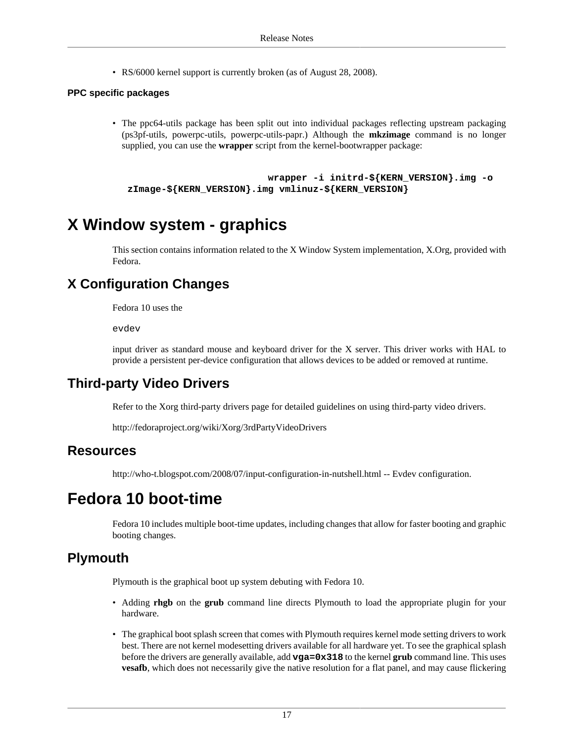- RS/6000 kernel support is currently broken (as of August 28, 2008).

**PPC specific packages**

- The ppc64-utils package has been split out into individual packages reflecting upstream packaging (ps3pf-utils, powerpc-utils, powerpc-utils-papr.) Although the **mkzimage** command is no longer supplied, you can use the **wrapper** script from the kernel-bootwrapper package:

```
wrapper -i initrd-${KERN_VERSION}.img -o
zImage-${KERN_VERSION}.img vmlinuz-${KERN_VERSION}
```

# X Window system - graphics

This section contains information related to the X Window System implementation, X.Org, provided with Fedora.

## X Configuration Changes

Fedora 10 uses the

`evdev`

input driver as standard mouse and keyboard driver for the X server. This driver works with HAL to provide a persistent per-device configuration that allows devices to be added or removed at runtime.

## Third-party Video Drivers

Refer to the Xorg third-party drivers page for detailed guidelines on using third-party video drivers.

http://fedoraproject.org/wiki/Xorg/3rdPartyVideoDrivers

## Resources

http://who-t.blogspot.com/2008/07/input-configuration-in-nutshell.html -- Evdev configuration.

# Fedora 10 boot-time

Fedora 10 includes multiple boot-time updates, including changes that allow for faster booting and graphic booting changes.

## Plymouth

Plymouth is the graphical boot up system debuting with Fedora 10.

- Adding **rhgb** on the **grub** command line directs Plymouth to load the appropriate plugin for your hardware.

- The graphical boot splash screen that comes with Plymouth requires kernel mode setting drivers to work best. There are not kernel modesetting drivers available for all hardware yet. To see the graphical splash before the drivers are generally available, add **`vga=0x318`** to the kernel **grub** command line. This uses **vesafb**, which does not necessarily give the native resolution for a flat panel, and may cause flickering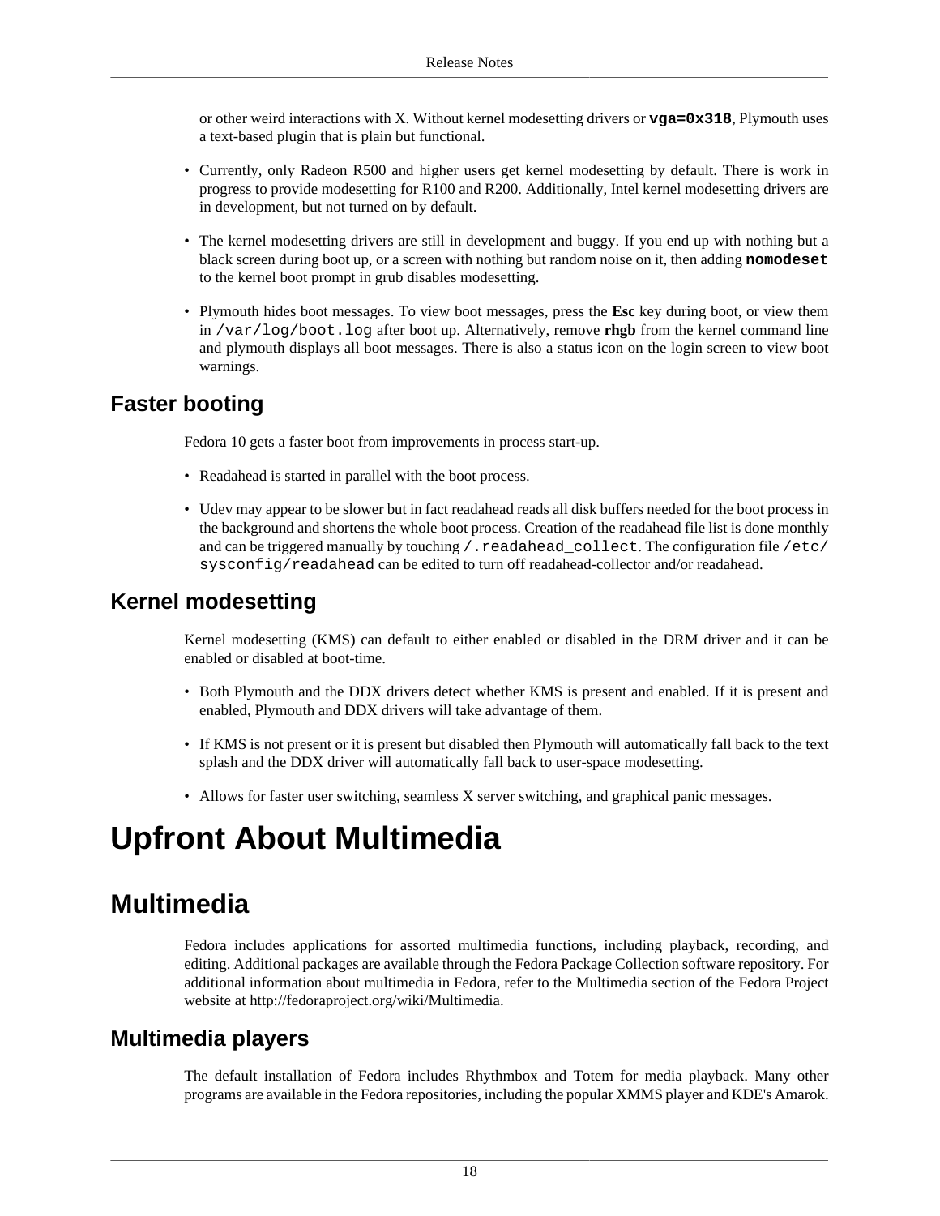or other weird interactions with X. Without kernel modesetting drivers or **`vga=0x318`**, Plymouth uses a text-based plugin that is plain but functional.

- Currently, only Radeon R500 and higher users get kernel modesetting by default. There is work in progress to provide modesetting for R100 and R200. Additionally, Intel kernel modesetting drivers are in development, but not turned on by default.
- The kernel modesetting drivers are still in development and buggy. If you end up with nothing but a black screen during boot up, or a screen with nothing but random noise on it, then adding **`nomodeset`** to the kernel boot prompt in grub disables modesetting.
- Plymouth hides boot messages. To view boot messages, press the **Esc** key during boot, or view them in `/var/log/boot.log` after boot up. Alternatively, remove **rhgb** from the kernel command line and plymouth displays all boot messages. There is also a status icon on the login screen to view boot warnings.

## Faster booting

Fedora 10 gets a faster boot from improvements in process start-up.

- Readahead is started in parallel with the boot process.
- Udev may appear to be slower but in fact readahead reads all disk buffers needed for the boot process in the background and shortens the whole boot process. Creation of the readahead file list is done monthly and can be triggered manually by touching `/.readahead_collect`. The configuration file `/etc/sysconfig/readahead` can be edited to turn off readahead-collector and/or readahead.

## Kernel modesetting

Kernel modesetting (KMS) can default to either enabled or disabled in the DRM driver and it can be enabled or disabled at boot-time.

- Both Plymouth and the DDX drivers detect whether KMS is present and enabled. If it is present and enabled, Plymouth and DDX drivers will take advantage of them.
- If KMS is not present or it is present but disabled then Plymouth will automatically fall back to the text splash and the DDX driver will automatically fall back to user-space modesetting.
- Allows for faster user switching, seamless X server switching, and graphical panic messages.

# Upfront About Multimedia

# Multimedia

Fedora includes applications for assorted multimedia functions, including playback, recording, and editing. Additional packages are available through the Fedora Package Collection software repository. For additional information about multimedia in Fedora, refer to the Multimedia section of the Fedora Project website at http://fedoraproject.org/wiki/Multimedia.

## Multimedia players

The default installation of Fedora includes Rhythmbox and Totem for media playback. Many other programs are available in the Fedora repositories, including the popular XMMS player and KDE's Amarok.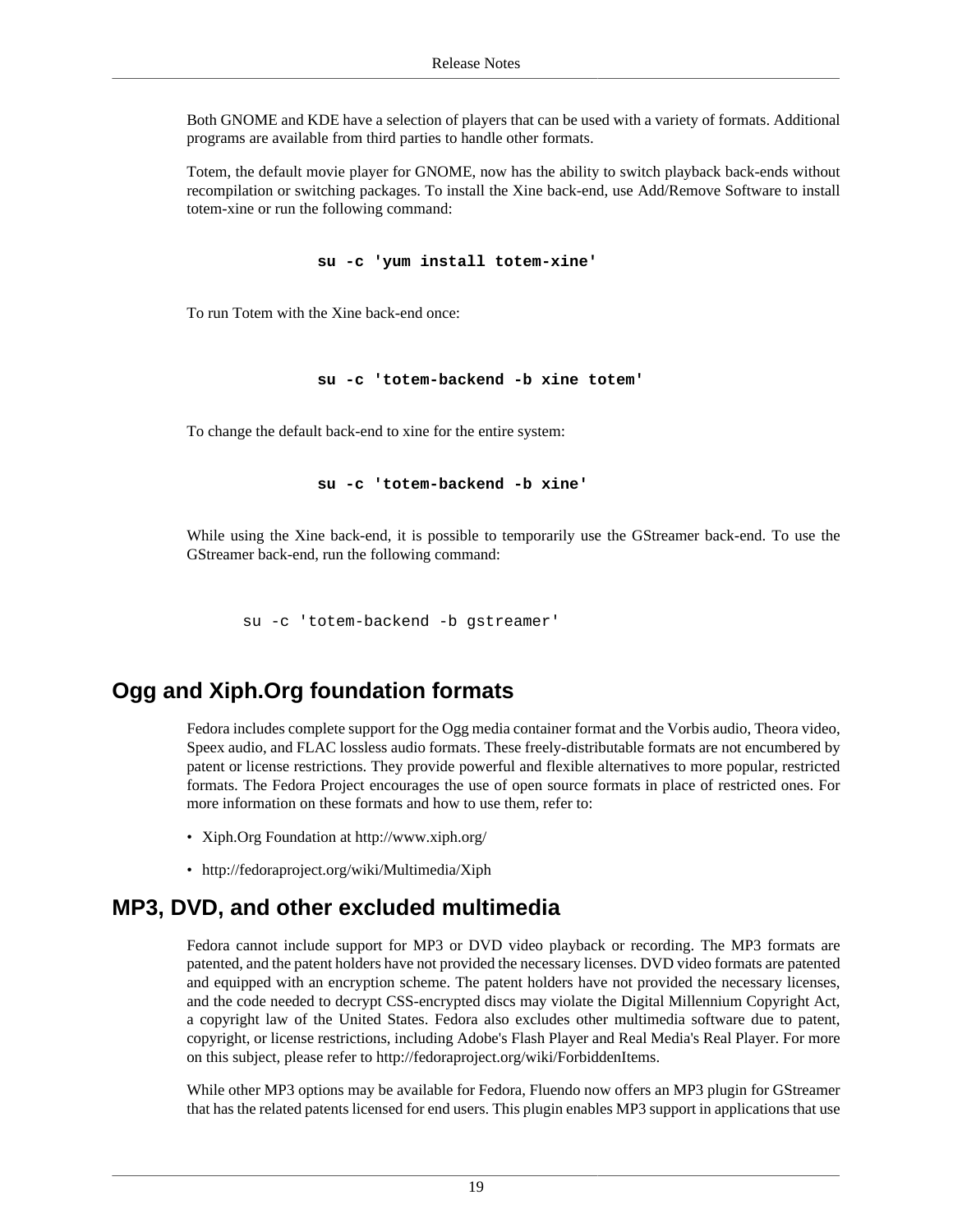Both GNOME and KDE have a selection of players that can be used with a variety of formats. Additional programs are available from third parties to handle other formats.

Totem, the default movie player for GNOME, now has the ability to switch playback back-ends without recompilation or switching packages. To install the Xine back-end, use Add/Remove Software to install totem-xine or run the following command:

```
su -c 'yum install totem-xine'
```

To run Totem with the Xine back-end once:

```
su -c 'totem-backend -b xine totem'
```

To change the default back-end to xine for the entire system:

```
su -c 'totem-backend -b xine'
```

While using the Xine back-end, it is possible to temporarily use the GStreamer back-end. To use the GStreamer back-end, run the following command:

```
su -c 'totem-backend -b gstreamer'
```

## Ogg and Xiph.Org foundation formats

Fedora includes complete support for the Ogg media container format and the Vorbis audio, Theora video, Speex audio, and FLAC lossless audio formats. These freely-distributable formats are not encumbered by patent or license restrictions. They provide powerful and flexible alternatives to more popular, restricted formats. The Fedora Project encourages the use of open source formats in place of restricted ones. For more information on these formats and how to use them, refer to:

- Xiph.Org Foundation at http://www.xiph.org/
- http://fedoraproject.org/wiki/Multimedia/Xiph

## MP3, DVD, and other excluded multimedia

Fedora cannot include support for MP3 or DVD video playback or recording. The MP3 formats are patented, and the patent holders have not provided the necessary licenses. DVD video formats are patented and equipped with an encryption scheme. The patent holders have not provided the necessary licenses, and the code needed to decrypt CSS-encrypted discs may violate the Digital Millennium Copyright Act, a copyright law of the United States. Fedora also excludes other multimedia software due to patent, copyright, or license restrictions, including Adobe's Flash Player and Real Media's Real Player. For more on this subject, please refer to http://fedoraproject.org/wiki/ForbiddenItems.

While other MP3 options may be available for Fedora, Fluendo now offers an MP3 plugin for GStreamer that has the related patents licensed for end users. This plugin enables MP3 support in applications that use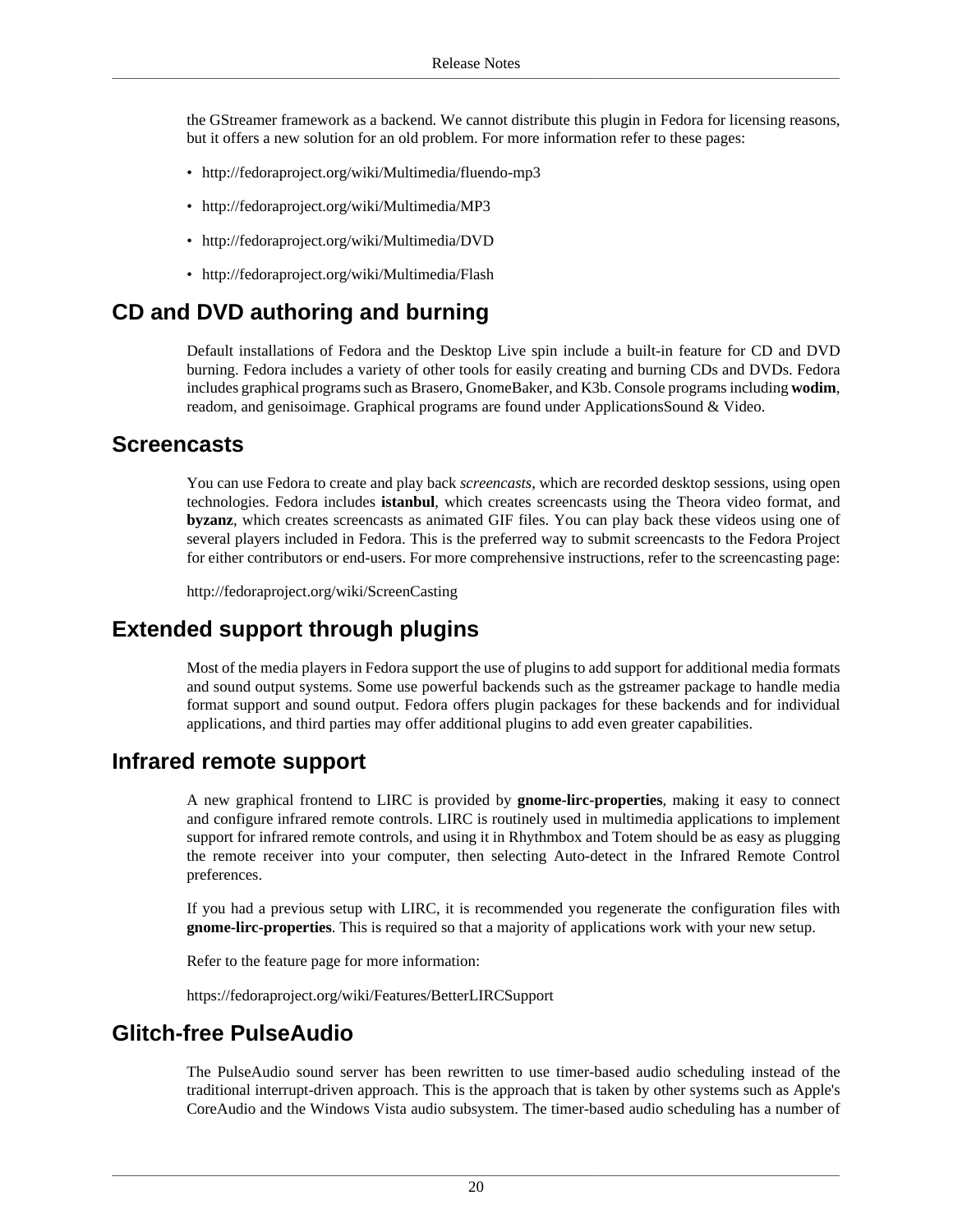the GStreamer framework as a backend. We cannot distribute this plugin in Fedora for licensing reasons, but it offers a new solution for an old problem. For more information refer to these pages:

- http://fedoraproject.org/wiki/Multimedia/fluendo-mp3
- http://fedoraproject.org/wiki/Multimedia/MP3
- http://fedoraproject.org/wiki/Multimedia/DVD
- http://fedoraproject.org/wiki/Multimedia/Flash

## CD and DVD authoring and burning

Default installations of Fedora and the Desktop Live spin include a built-in feature for CD and DVD burning. Fedora includes a variety of other tools for easily creating and burning CDs and DVDs. Fedora includes graphical programs such as Brasero, GnomeBaker, and K3b. Console programs including **wodim**, readom, and genisoimage. Graphical programs are found under ApplicationsSound & Video.

## Screencasts

You can use Fedora to create and play back *screencasts*, which are recorded desktop sessions, using open technologies. Fedora includes **istanbul**, which creates screencasts using the Theora video format, and **byzanz**, which creates screencasts as animated GIF files. You can play back these videos using one of several players included in Fedora. This is the preferred way to submit screencasts to the Fedora Project for either contributors or end-users. For more comprehensive instructions, refer to the screencasting page:

http://fedoraproject.org/wiki/ScreenCasting

## Extended support through plugins

Most of the media players in Fedora support the use of plugins to add support for additional media formats and sound output systems. Some use powerful backends such as the gstreamer package to handle media format support and sound output. Fedora offers plugin packages for these backends and for individual applications, and third parties may offer additional plugins to add even greater capabilities.

## Infrared remote support

A new graphical frontend to LIRC is provided by **gnome-lirc-properties**, making it easy to connect and configure infrared remote controls. LIRC is routinely used in multimedia applications to implement support for infrared remote controls, and using it in Rhythmbox and Totem should be as easy as plugging the remote receiver into your computer, then selecting Auto-detect in the Infrared Remote Control preferences.

If you had a previous setup with LIRC, it is recommended you regenerate the configuration files with **gnome-lirc-properties**. This is required so that a majority of applications work with your new setup.

Refer to the feature page for more information:

https://fedoraproject.org/wiki/Features/BetterLIRCSupport

## Glitch-free PulseAudio

The PulseAudio sound server has been rewritten to use timer-based audio scheduling instead of the traditional interrupt-driven approach. This is the approach that is taken by other systems such as Apple's CoreAudio and the Windows Vista audio subsystem. The timer-based audio scheduling has a number of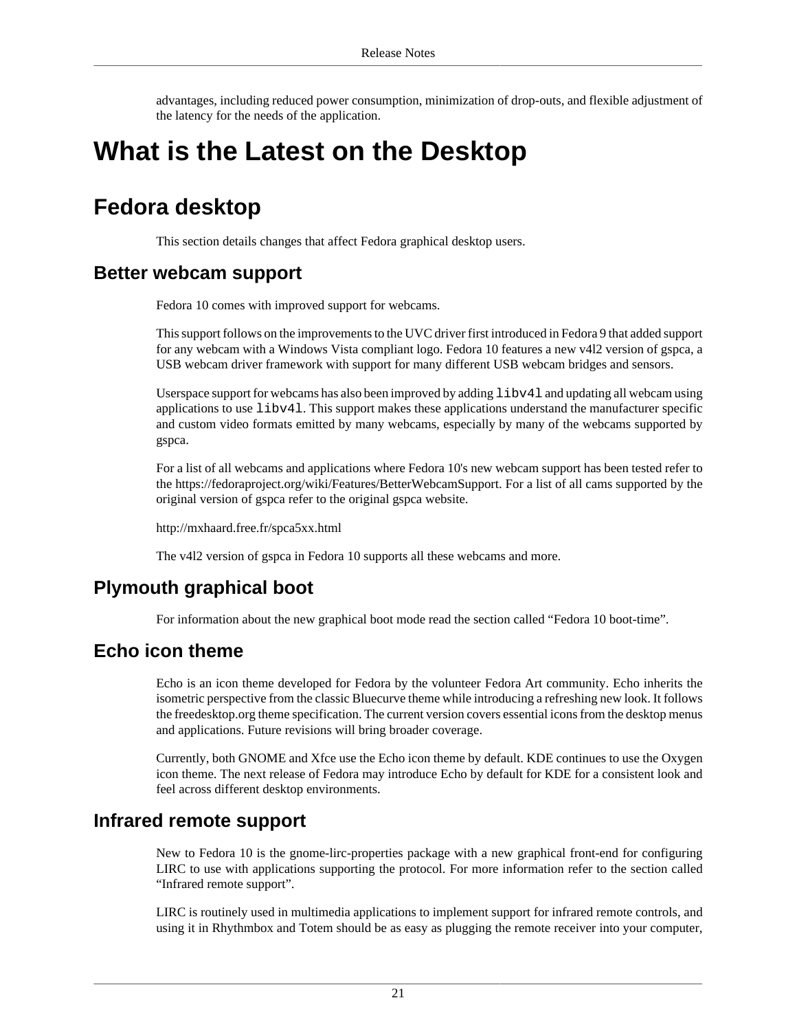advantages, including reduced power consumption, minimization of drop-outs, and flexible adjustment of the latency for the needs of the application.

# What is the Latest on the Desktop

## Fedora desktop

This section details changes that affect Fedora graphical desktop users.

### Better webcam support

Fedora 10 comes with improved support for webcams.

This support follows on the improvements to the UVC driver first introduced in Fedora 9 that added support for any webcam with a Windows Vista compliant logo. Fedora 10 features a new v4l2 version of gspca, a USB webcam driver framework with support for many different USB webcam bridges and sensors.

Userspace support for webcams has also been improved by adding `libv4l` and updating all webcam using applications to use `libv4l`. This support makes these applications understand the manufacturer specific and custom video formats emitted by many webcams, especially by many of the webcams supported by gspca.

For a list of all webcams and applications where Fedora 10's new webcam support has been tested refer to the https://fedoraproject.org/wiki/Features/BetterWebcamSupport. For a list of all cams supported by the original version of gspca refer to the original gspca website.

http://mxhaard.free.fr/spca5xx.html

The v4l2 version of gspca in Fedora 10 supports all these webcams and more.

### Plymouth graphical boot

For information about the new graphical boot mode read the section called “Fedora 10 boot-time”.

### Echo icon theme

Echo is an icon theme developed for Fedora by the volunteer Fedora Art community. Echo inherits the isometric perspective from the classic Bluecurve theme while introducing a refreshing new look. It follows the freedesktop.org theme specification. The current version covers essential icons from the desktop menus and applications. Future revisions will bring broader coverage.

Currently, both GNOME and Xfce use the Echo icon theme by default. KDE continues to use the Oxygen icon theme. The next release of Fedora may introduce Echo by default for KDE for a consistent look and feel across different desktop environments.

### Infrared remote support

New to Fedora 10 is the gnome-lirc-properties package with a new graphical front-end for configuring LIRC to use with applications supporting the protocol. For more information refer to the section called “Infrared remote support”.

LIRC is routinely used in multimedia applications to implement support for infrared remote controls, and using it in Rhythmbox and Totem should be as easy as plugging the remote receiver into your computer,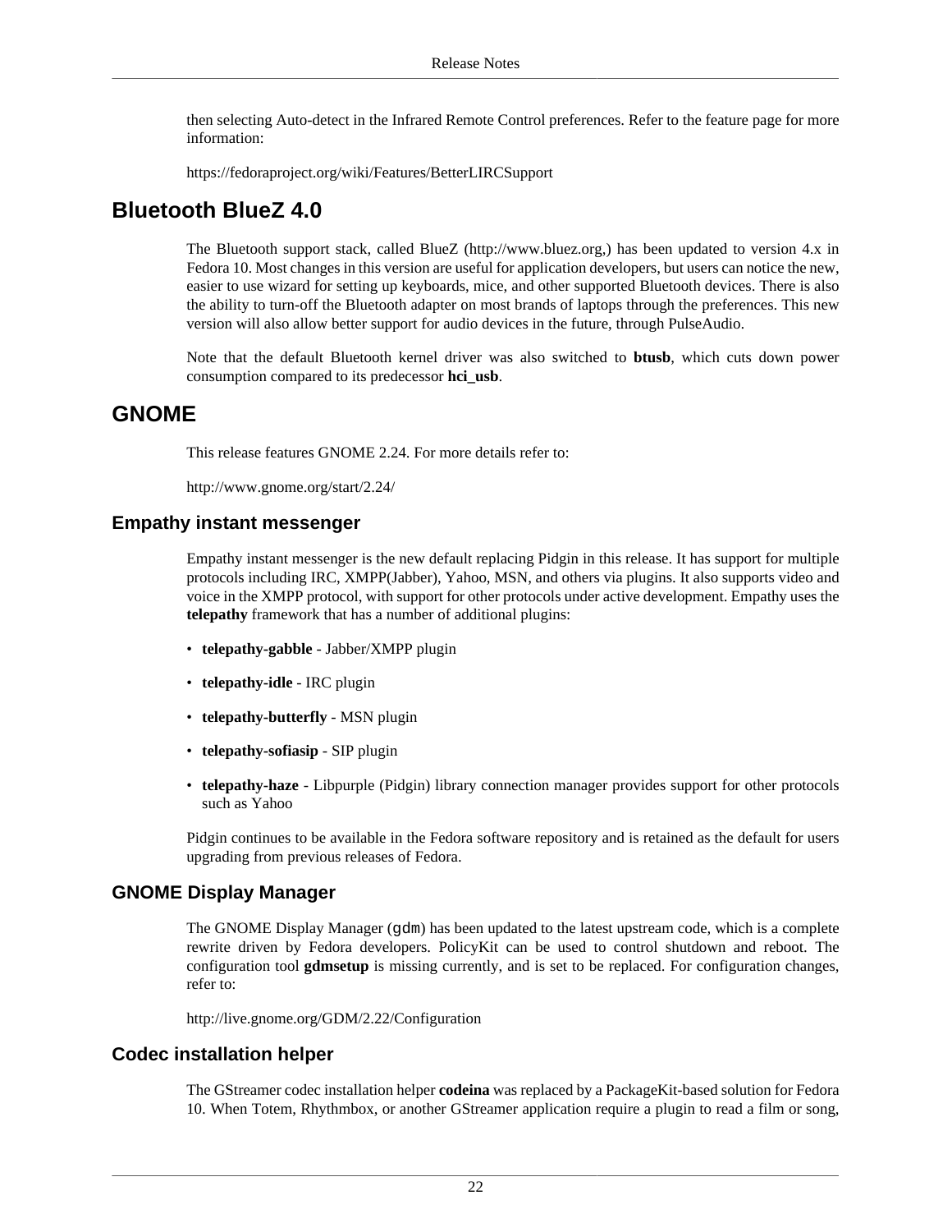then selecting Auto-detect in the Infrared Remote Control preferences. Refer to the feature page for more information:

https://fedoraproject.org/wiki/Features/BetterLIRCSupport

## Bluetooth BlueZ 4.0

The Bluetooth support stack, called BlueZ (http://www.bluez.org,) has been updated to version 4.x in Fedora 10. Most changes in this version are useful for application developers, but users can notice the new, easier to use wizard for setting up keyboards, mice, and other supported Bluetooth devices. There is also the ability to turn-off the Bluetooth adapter on most brands of laptops through the preferences. This new version will also allow better support for audio devices in the future, through PulseAudio.

Note that the default Bluetooth kernel driver was also switched to **btusb**, which cuts down power consumption compared to its predecessor **hci_usb**.

## GNOME

This release features GNOME 2.24. For more details refer to:

http://www.gnome.org/start/2.24/

### Empathy instant messenger

Empathy instant messenger is the new default replacing Pidgin in this release. It has support for multiple protocols including IRC, XMPP(Jabber), Yahoo, MSN, and others via plugins. It also supports video and voice in the XMPP protocol, with support for other protocols under active development. Empathy uses the **telepathy** framework that has a number of additional plugins:

- **telepathy-gabble** - Jabber/XMPP plugin
- **telepathy-idle** - IRC plugin
- **telepathy-butterfly** - MSN plugin
- **telepathy-sofiasip** - SIP plugin
- **telepathy-haze** - Libpurple (Pidgin) library connection manager provides support for other protocols such as Yahoo

Pidgin continues to be available in the Fedora software repository and is retained as the default for users upgrading from previous releases of Fedora.

### GNOME Display Manager

The GNOME Display Manager (`gdm`) has been updated to the latest upstream code, which is a complete rewrite driven by Fedora developers. PolicyKit can be used to control shutdown and reboot. The configuration tool **gdmsetup** is missing currently, and is set to be replaced. For configuration changes, refer to:

http://live.gnome.org/GDM/2.22/Configuration

### Codec installation helper

The GStreamer codec installation helper **codeina** was replaced by a PackageKit-based solution for Fedora 10. When Totem, Rhythmbox, or another GStreamer application require a plugin to read a film or song,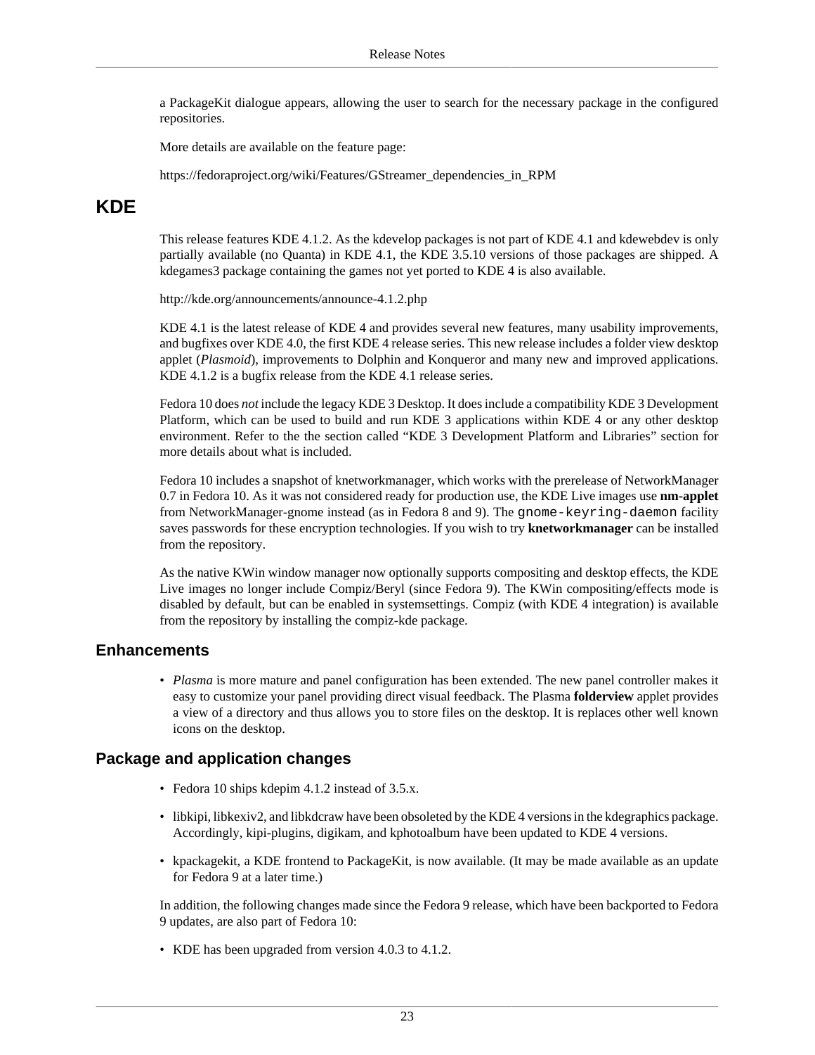a PackageKit dialogue appears, allowing the user to search for the necessary package in the configured repositories.

More details are available on the feature page:

https://fedoraproject.org/wiki/Features/GStreamer_dependencies_in_RPM

## KDE

This release features KDE 4.1.2. As the kdevelop packages is not part of KDE 4.1 and kdewebdev is only partially available (no Quanta) in KDE 4.1, the KDE 3.5.10 versions of those packages are shipped. A kdegames3 package containing the games not yet ported to KDE 4 is also available.

http://kde.org/announcements/announce-4.1.2.php

KDE 4.1 is the latest release of KDE 4 and provides several new features, many usability improvements, and bugfixes over KDE 4.0, the first KDE 4 release series. This new release includes a folder view desktop applet (*Plasmoid*), improvements to Dolphin and Konqueror and many new and improved applications. KDE 4.1.2 is a bugfix release from the KDE 4.1 release series.

Fedora 10 does *not* include the legacy KDE 3 Desktop. It does include a compatibility KDE 3 Development Platform, which can be used to build and run KDE 3 applications within KDE 4 or any other desktop environment. Refer to the the section called "KDE 3 Development Platform and Libraries" section for more details about what is included.

Fedora 10 includes a snapshot of knetworkmanager, which works with the prerelease of NetworkManager 0.7 in Fedora 10. As it was not considered ready for production use, the KDE Live images use **nm-applet** from NetworkManager-gnome instead (as in Fedora 8 and 9). The `gnome-keyring-daemon` facility saves passwords for these encryption technologies. If you wish to try **knetworkmanager** can be installed from the repository.

As the native KWin window manager now optionally supports compositing and desktop effects, the KDE Live images no longer include Compiz/Beryl (since Fedora 9). The KWin compositing/effects mode is disabled by default, but can be enabled in systemsettings. Compiz (with KDE 4 integration) is available from the repository by installing the compiz-kde package.

### Enhancements

- *Plasma* is more mature and panel configuration has been extended. The new panel controller makes it easy to customize your panel providing direct visual feedback. The Plasma **folderview** applet provides a view of a directory and thus allows you to store files on the desktop. It is replaces other well known icons on the desktop.

### Package and application changes

- Fedora 10 ships kdepim 4.1.2 instead of 3.5.x.
- libkipi, libkexiv2, and libkdcraw have been obsoleted by the KDE 4 versions in the kdegraphics package. Accordingly, kipi-plugins, digikam, and kphotoalbum have been updated to KDE 4 versions.
- kpackagekit, a KDE frontend to PackageKit, is now available. (It may be made available as an update for Fedora 9 at a later time.)

In addition, the following changes made since the Fedora 9 release, which have been backported to Fedora 9 updates, are also part of Fedora 10:

- KDE has been upgraded from version 4.0.3 to 4.1.2.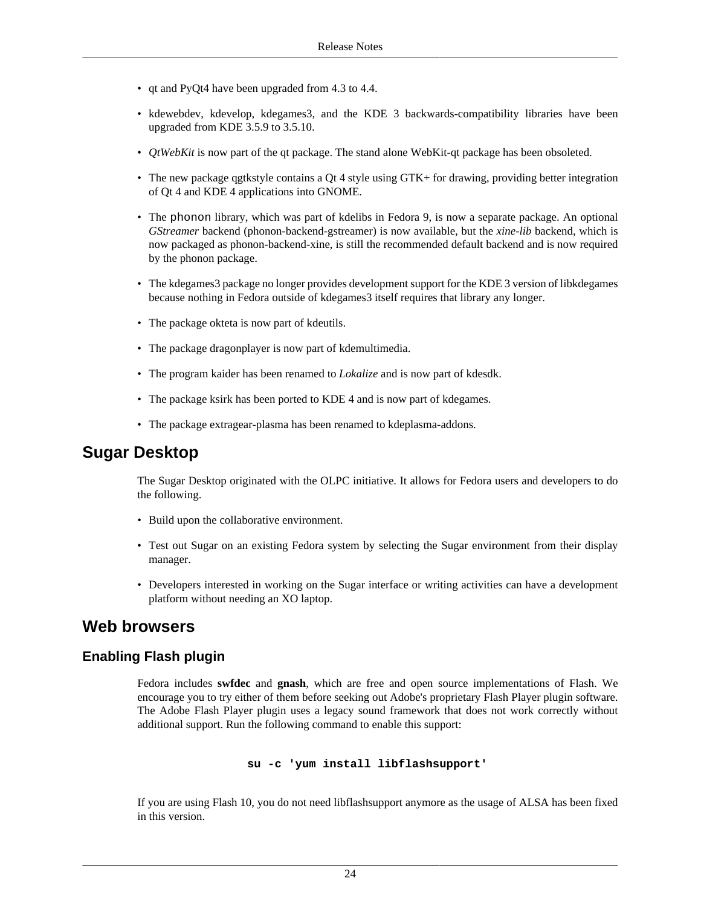- qt and PyQt4 have been upgraded from 4.3 to 4.4.
- kdewebdev, kdevelop, kdegames3, and the KDE 3 backwards-compatibility libraries have been upgraded from KDE 3.5.9 to 3.5.10.
- *QtWebKit* is now part of the qt package. The stand alone WebKit-qt package has been obsoleted.
- The new package qgtkstyle contains a Qt 4 style using GTK+ for drawing, providing better integration of Qt 4 and KDE 4 applications into GNOME.
- The `phonon` library, which was part of kdelibs in Fedora 9, is now a separate package. An optional *GStreamer* backend (phonon-backend-gstreamer) is now available, but the *xine-lib* backend, which is now packaged as phonon-backend-xine, is still the recommended default backend and is now required by the phonon package.
- The kdegames3 package no longer provides development support for the KDE 3 version of libkdegames because nothing in Fedora outside of kdegames3 itself requires that library any longer.
- The package okteta is now part of kdeutils.
- The package dragonplayer is now part of kdemultimedia.
- The program kaider has been renamed to *Lokalize* and is now part of kdesdk.
- The package ksirk has been ported to KDE 4 and is now part of kdegames.
- The package extragear-plasma has been renamed to kdeplasma-addons.

## Sugar Desktop

The Sugar Desktop originated with the OLPC initiative. It allows for Fedora users and developers to do the following.

- Build upon the collaborative environment.
- Test out Sugar on an existing Fedora system by selecting the Sugar environment from their display manager.
- Developers interested in working on the Sugar interface or writing activities can have a development platform without needing an XO laptop.

## Web browsers

### Enabling Flash plugin

Fedora includes **swfdec** and **gnash**, which are free and open source implementations of Flash. We encourage you to try either of them before seeking out Adobe's proprietary Flash Player plugin software. The Adobe Flash Player plugin uses a legacy sound framework that does not work correctly without additional support. Run the following command to enable this support:

```
su -c 'yum install libflashsupport'
```

If you are using Flash 10, you do not need libflashsupport anymore as the usage of ALSA has been fixed in this version.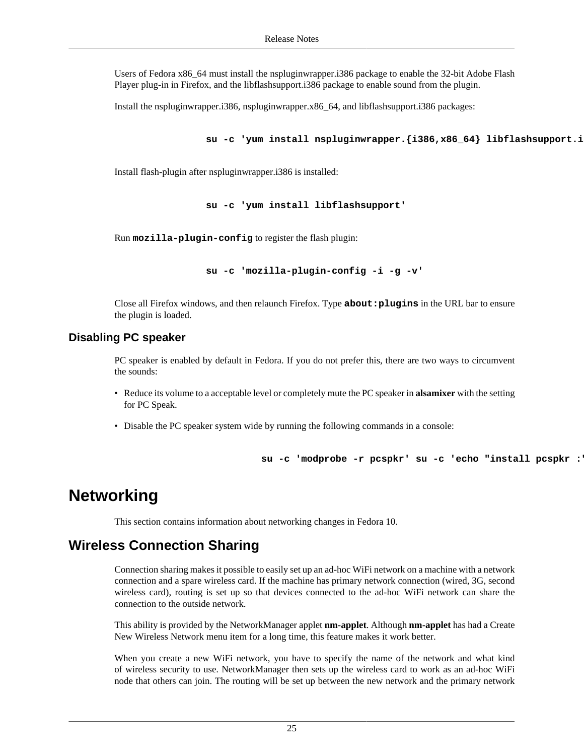Users of Fedora x86_64 must install the nspluginwrapper.i386 package to enable the 32-bit Adobe Flash Player plug-in in Firefox, and the libflashsupport.i386 package to enable sound from the plugin.

Install the nspluginwrapper.i386, nspluginwrapper.x86_64, and libflashsupport.i386 packages:

```
su -c 'yum install nspluginwrapper.{i386,x86_64} libflashsupport.i
```

Install flash-plugin after nspluginwrapper.i386 is installed:

```
su -c 'yum install libflashsupport'
```

Run **mozilla-plugin-config** to register the flash plugin:

```
su -c 'mozilla-plugin-config -i -g -v'
```

Close all Firefox windows, and then relaunch Firefox. Type **about:plugins** in the URL bar to ensure the plugin is loaded.

### Disabling PC speaker

PC speaker is enabled by default in Fedora. If you do not prefer this, there are two ways to circumvent the sounds:

- Reduce its volume to a acceptable level or completely mute the PC speaker in **alsamixer** with the setting for PC Speak.
- Disable the PC speaker system wide by running the following commands in a console:

```
su -c 'modprobe -r pcspkr' su -c 'echo "install pcspkr :'
```

# Networking

This section contains information about networking changes in Fedora 10.

## Wireless Connection Sharing

Connection sharing makes it possible to easily set up an ad-hoc WiFi network on a machine with a network connection and a spare wireless card. If the machine has primary network connection (wired, 3G, second wireless card), routing is set up so that devices connected to the ad-hoc WiFi network can share the connection to the outside network.

This ability is provided by the NetworkManager applet **nm-applet**. Although **nm-applet** has had a Create New Wireless Network menu item for a long time, this feature makes it work better.

When you create a new WiFi network, you have to specify the name of the network and what kind of wireless security to use. NetworkManager then sets up the wireless card to work as an ad-hoc WiFi node that others can join. The routing will be set up between the new network and the primary network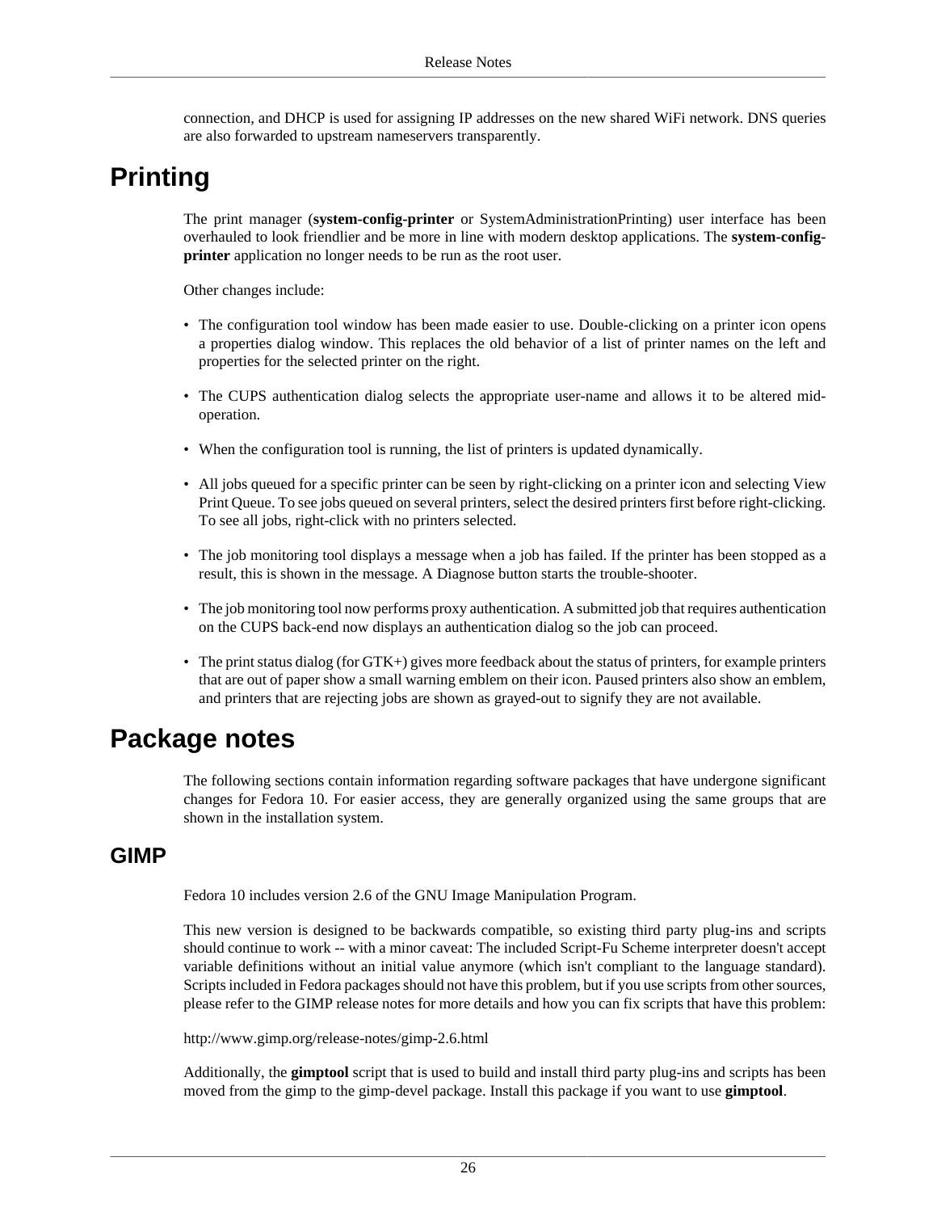connection, and DHCP is used for assigning IP addresses on the new shared WiFi network. DNS queries are also forwarded to upstream nameservers transparently.

# Printing

The print manager (**system-config-printer** or SystemAdministrationPrinting) user interface has been overhauled to look friendlier and be more in line with modern desktop applications. The **system-config-printer** application no longer needs to be run as the root user.

Other changes include:

- The configuration tool window has been made easier to use. Double-clicking on a printer icon opens a properties dialog window. This replaces the old behavior of a list of printer names on the left and properties for the selected printer on the right.
- The CUPS authentication dialog selects the appropriate user-name and allows it to be altered mid-operation.
- When the configuration tool is running, the list of printers is updated dynamically.
- All jobs queued for a specific printer can be seen by right-clicking on a printer icon and selecting View Print Queue. To see jobs queued on several printers, select the desired printers first before right-clicking. To see all jobs, right-click with no printers selected.
- The job monitoring tool displays a message when a job has failed. If the printer has been stopped as a result, this is shown in the message. A Diagnose button starts the trouble-shooter.
- The job monitoring tool now performs proxy authentication. A submitted job that requires authentication on the CUPS back-end now displays an authentication dialog so the job can proceed.
- The print status dialog (for GTK+) gives more feedback about the status of printers, for example printers that are out of paper show a small warning emblem on their icon. Paused printers also show an emblem, and printers that are rejecting jobs are shown as grayed-out to signify they are not available.

# Package notes

The following sections contain information regarding software packages that have undergone significant changes for Fedora 10. For easier access, they are generally organized using the same groups that are shown in the installation system.

## GIMP

Fedora 10 includes version 2.6 of the GNU Image Manipulation Program.

This new version is designed to be backwards compatible, so existing third party plug-ins and scripts should continue to work -- with a minor caveat: The included Script-Fu Scheme interpreter doesn't accept variable definitions without an initial value anymore (which isn't compliant to the language standard). Scripts included in Fedora packages should not have this problem, but if you use scripts from other sources, please refer to the GIMP release notes for more details and how you can fix scripts that have this problem:

http://www.gimp.org/release-notes/gimp-2.6.html

Additionally, the **gimptool** script that is used to build and install third party plug-ins and scripts has been moved from the gimp to the gimp-devel package. Install this package if you want to use **gimptool**.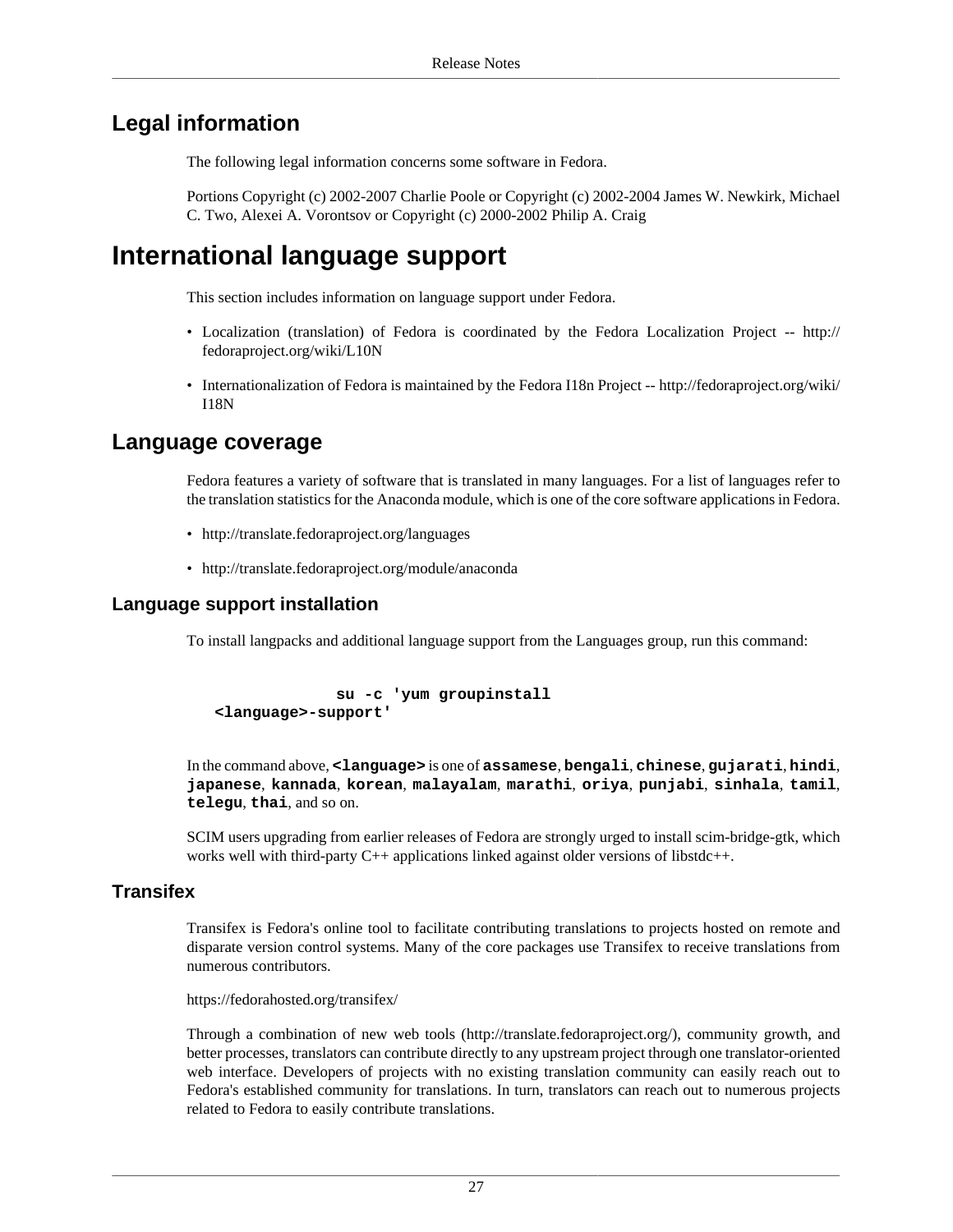## Legal information

The following legal information concerns some software in Fedora.

Portions Copyright (c) 2002-2007 Charlie Poole or Copyright (c) 2002-2004 James W. Newkirk, Michael C. Two, Alexei A. Vorontsov or Copyright (c) 2000-2002 Philip A. Craig

# International language support

This section includes information on language support under Fedora.

- Localization (translation) of Fedora is coordinated by the Fedora Localization Project -- http://fedoraproject.org/wiki/L10N
- Internationalization of Fedora is maintained by the Fedora I18n Project -- http://fedoraproject.org/wiki/I18N

## Language coverage

Fedora features a variety of software that is translated in many languages. For a list of languages refer to the translation statistics for the Anaconda module, which is one of the core software applications in Fedora.

- http://translate.fedoraproject.org/languages
- http://translate.fedoraproject.org/module/anaconda

### Language support installation

To install langpacks and additional language support from the Languages group, run this command:

```
su -c 'yum groupinstall
<language>-support'
```

In the command above, **`<language>`** is one of **`assamese`**, **`bengali`**, **`chinese`**, **`gujarati`**, **`hindi`**, **`japanese`**, **`kannada`**, **`korean`**, **`malayalam`**, **`marathi`**, **`oriya`**, **`punjabi`**, **`sinhala`**, **`tamil`**, **`telegu`**, **`thai`**, and so on.

SCIM users upgrading from earlier releases of Fedora are strongly urged to install scim-bridge-gtk, which works well with third-party C++ applications linked against older versions of libstdc++.

### Transifex

Transifex is Fedora's online tool to facilitate contributing translations to projects hosted on remote and disparate version control systems. Many of the core packages use Transifex to receive translations from numerous contributors.

https://fedorahosted.org/transifex/

Through a combination of new web tools (http://translate.fedoraproject.org/), community growth, and better processes, translators can contribute directly to any upstream project through one translator-oriented web interface. Developers of projects with no existing translation community can easily reach out to Fedora's established community for translations. In turn, translators can reach out to numerous projects related to Fedora to easily contribute translations.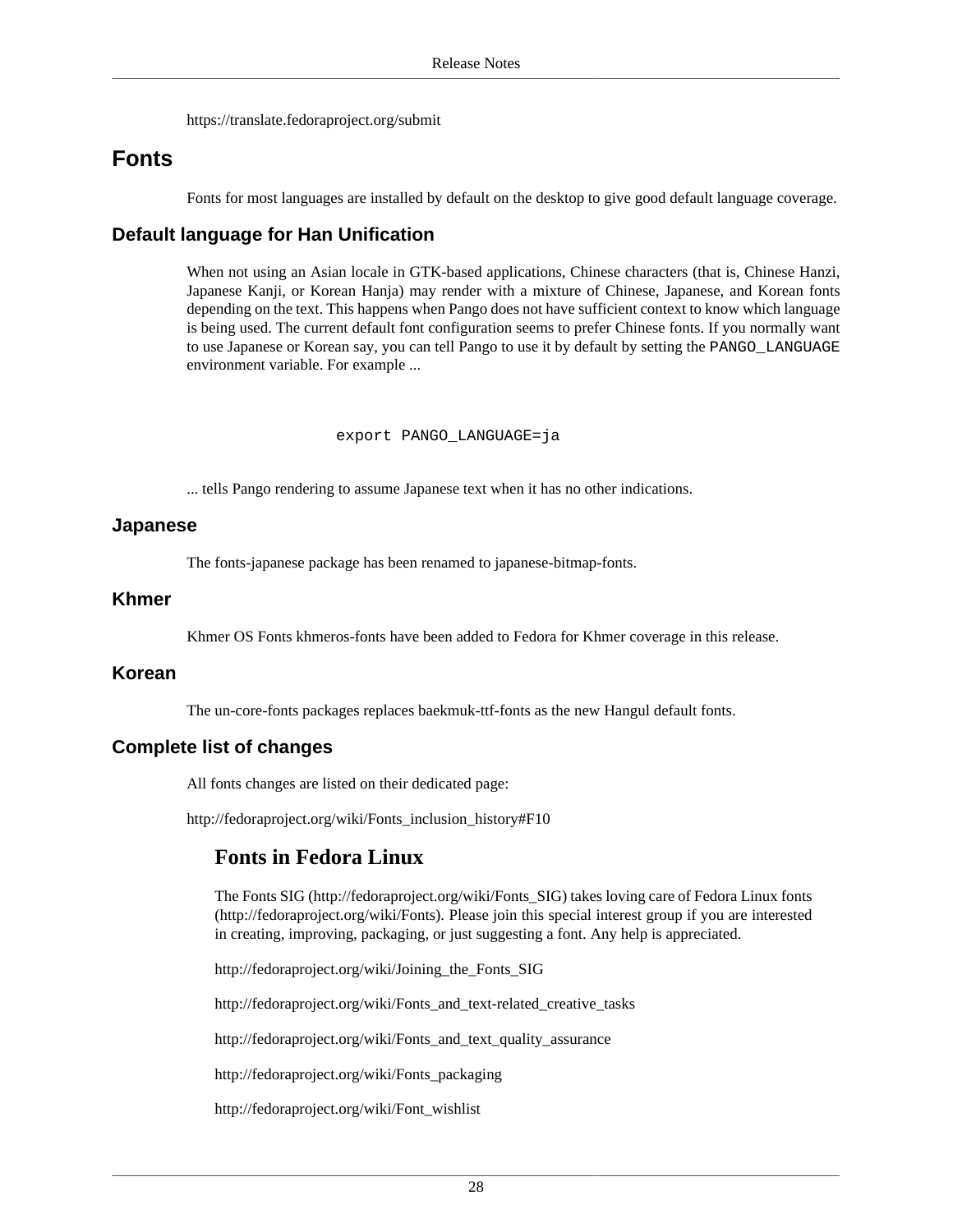https://translate.fedoraproject.org/submit

## Fonts

Fonts for most languages are installed by default on the desktop to give good default language coverage.

### Default language for Han Unification

When not using an Asian locale in GTK-based applications, Chinese characters (that is, Chinese Hanzi, Japanese Kanji, or Korean Hanja) may render with a mixture of Chinese, Japanese, and Korean fonts depending on the text. This happens when Pango does not have sufficient context to know which language is being used. The current default font configuration seems to prefer Chinese fonts. If you normally want to use Japanese or Korean say, you can tell Pango to use it by default by setting the `PANGO_LANGUAGE` environment variable. For example ...

```
export PANGO_LANGUAGE=ja
```

... tells Pango rendering to assume Japanese text when it has no other indications.

### Japanese

The fonts-japanese package has been renamed to japanese-bitmap-fonts.

### Khmer

Khmer OS Fonts khmeros-fonts have been added to Fedora for Khmer coverage in this release.

### Korean

The un-core-fonts packages replaces baekmuk-ttf-fonts as the new Hangul default fonts.

### Complete list of changes

All fonts changes are listed on their dedicated page:

http://fedoraproject.org/wiki/Fonts_inclusion_history#F10

#### Fonts in Fedora Linux

The Fonts SIG (http://fedoraproject.org/wiki/Fonts_SIG) takes loving care of Fedora Linux fonts (http://fedoraproject.org/wiki/Fonts). Please join this special interest group if you are interested in creating, improving, packaging, or just suggesting a font. Any help is appreciated.

http://fedoraproject.org/wiki/Joining_the_Fonts_SIG

http://fedoraproject.org/wiki/Fonts_and_text-related_creative_tasks

http://fedoraproject.org/wiki/Fonts_and_text_quality_assurance

http://fedoraproject.org/wiki/Fonts_packaging

http://fedoraproject.org/wiki/Font_wishlist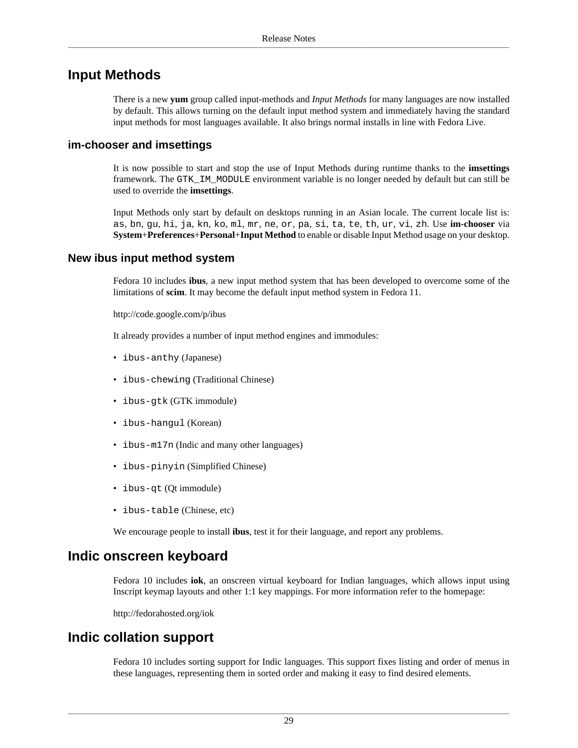## Input Methods

There is a new **yum** group called input-methods and *Input Methods* for many languages are now installed by default. This allows turning on the default input method system and immediately having the standard input methods for most languages available. It also brings normal installs in line with Fedora Live.

### im-chooser and imsettings

It is now possible to start and stop the use of Input Methods during runtime thanks to the **imsettings** framework. The `GTK_IM_MODULE` environment variable is no longer needed by default but can still be used to override the **imsettings**.

Input Methods only start by default on desktops running in an Asian locale. The current locale list is: `as`, `bn`, `gu`, `hi`, `ja`, `kn`, `ko`, `ml`, `mr`, `ne`, `or`, `pa`, `si`, `ta`, `te`, `th`, `ur`, `vi`, `zh`. Use **im-chooser** via **System**+**Preferences**+**Personal**+**Input Method** to enable or disable Input Method usage on your desktop.

### New ibus input method system

Fedora 10 includes **ibus**, a new input method system that has been developed to overcome some of the limitations of **scim**. It may become the default input method system in Fedora 11.

http://code.google.com/p/ibus

It already provides a number of input method engines and immodules:

- `ibus-anthy` (Japanese)
- `ibus-chewing` (Traditional Chinese)
- `ibus-gtk` (GTK immodule)
- `ibus-hangul` (Korean)
- `ibus-m17n` (Indic and many other languages)
- `ibus-pinyin` (Simplified Chinese)
- `ibus-qt` (Qt immodule)
- `ibus-table` (Chinese, etc)

We encourage people to install **ibus**, test it for their language, and report any problems.

## Indic onscreen keyboard

Fedora 10 includes **iok**, an onscreen virtual keyboard for Indian languages, which allows input using Inscript keymap layouts and other 1:1 key mappings. For more information refer to the homepage:

http://fedorahosted.org/iok

## Indic collation support

Fedora 10 includes sorting support for Indic languages. This support fixes listing and order of menus in these languages, representing them in sorted order and making it easy to find desired elements.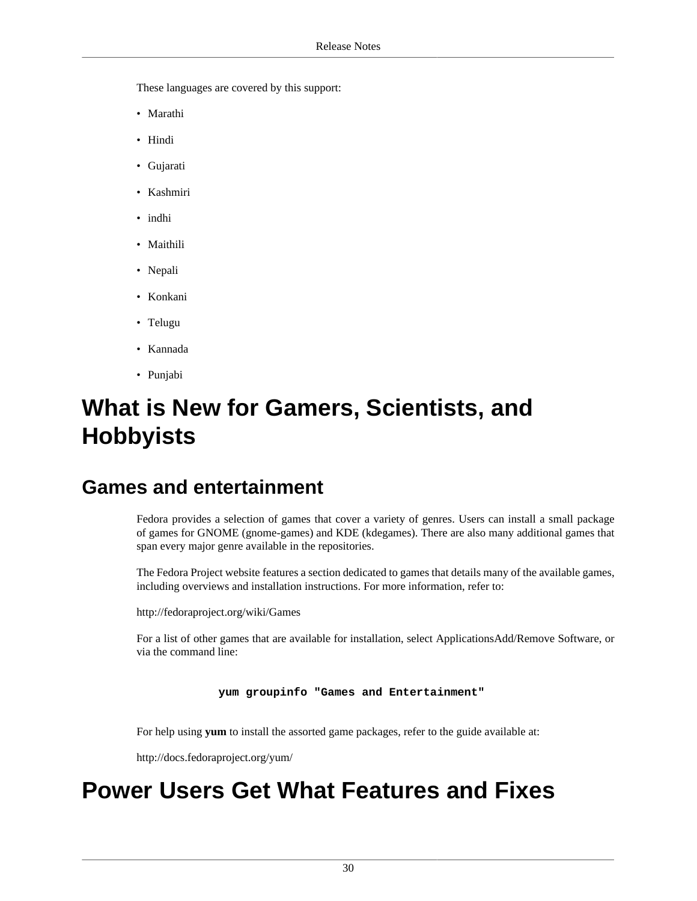These languages are covered by this support:

- Marathi
- Hindi
- Gujarati
- Kashmiri
- indhi
- Maithili
- Nepali
- Konkani
- Telugu
- Kannada
- Punjabi

# What is New for Gamers, Scientists, and Hobbyists

## Games and entertainment

Fedora provides a selection of games that cover a variety of genres. Users can install a small package of games for GNOME (gnome-games) and KDE (kdegames). There are also many additional games that span every major genre available in the repositories.

The Fedora Project website features a section dedicated to games that details many of the available games, including overviews and installation instructions. For more information, refer to:

http://fedoraproject.org/wiki/Games

For a list of other games that are available for installation, select ApplicationsAdd/Remove Software, or via the command line:

```
yum groupinfo "Games and Entertainment"
```

For help using **yum** to install the assorted game packages, refer to the guide available at:

http://docs.fedoraproject.org/yum/

# Power Users Get What Features and Fixes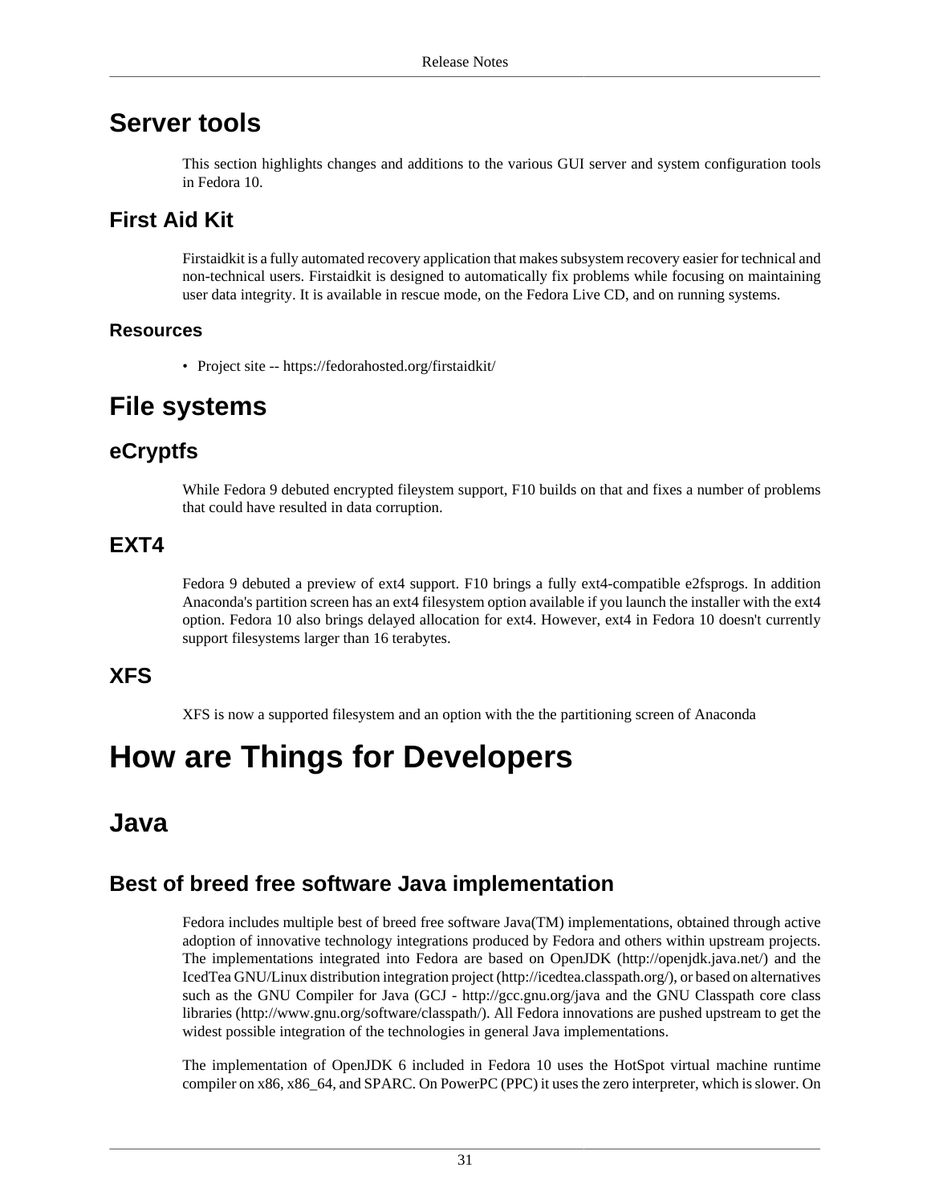# Server tools

This section highlights changes and additions to the various GUI server and system configuration tools in Fedora 10.

## First Aid Kit

Firstaidkit is a fully automated recovery application that makes subsystem recovery easier for technical and non-technical users. Firstaidkit is designed to automatically fix problems while focusing on maintaining user data integrity. It is available in rescue mode, on the Fedora Live CD, and on running systems.

### Resources

- Project site -- https://fedorahosted.org/firstaidkit/

# File systems

## eCryptfs

While Fedora 9 debuted encrypted fileystem support, F10 builds on that and fixes a number of problems that could have resulted in data corruption.

## EXT4

Fedora 9 debuted a preview of ext4 support. F10 brings a fully ext4-compatible e2fsprogs. In addition Anaconda's partition screen has an ext4 filesystem option available if you launch the installer with the ext4 option. Fedora 10 also brings delayed allocation for ext4. However, ext4 in Fedora 10 doesn't currently support filesystems larger than 16 terabytes.

## XFS

XFS is now a supported filesystem and an option with the the partitioning screen of Anaconda

# How are Things for Developers

## Java

### Best of breed free software Java implementation

Fedora includes multiple best of breed free software Java(TM) implementations, obtained through active adoption of innovative technology integrations produced by Fedora and others within upstream projects. The implementations integrated into Fedora are based on OpenJDK (http://openjdk.java.net/) and the IcedTea GNU/Linux distribution integration project (http://icedtea.classpath.org/), or based on alternatives such as the GNU Compiler for Java (GCJ - http://gcc.gnu.org/java and the GNU Classpath core class libraries (http://www.gnu.org/software/classpath/). All Fedora innovations are pushed upstream to get the widest possible integration of the technologies in general Java implementations.

The implementation of OpenJDK 6 included in Fedora 10 uses the HotSpot virtual machine runtime compiler on x86, x86_64, and SPARC. On PowerPC (PPC) it uses the zero interpreter, which is slower. On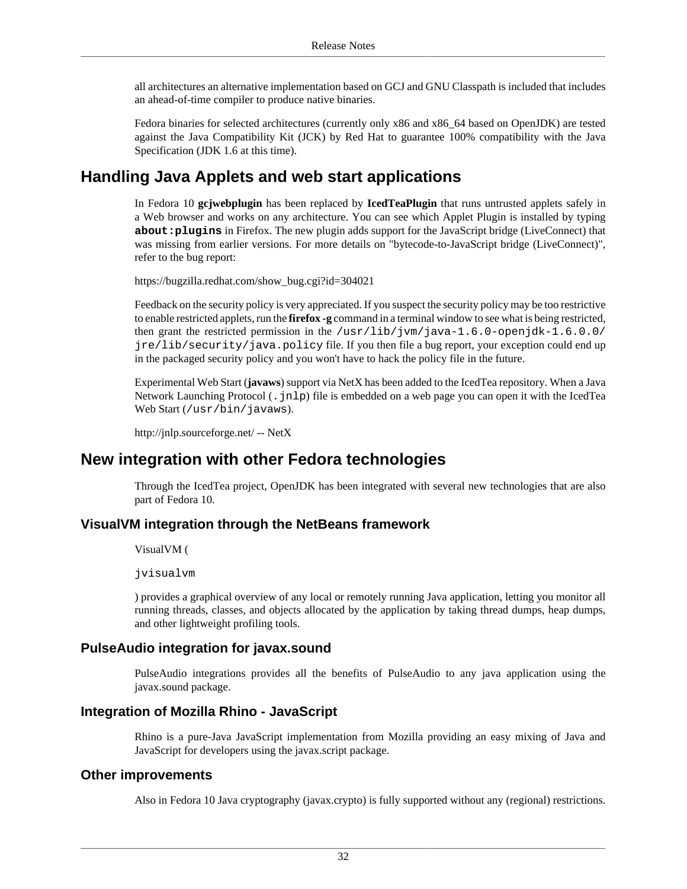all architectures an alternative implementation based on GCJ and GNU Classpath is included that includes an ahead-of-time compiler to produce native binaries.

Fedora binaries for selected architectures (currently only x86 and x86_64 based on OpenJDK) are tested against the Java Compatibility Kit (JCK) by Red Hat to guarantee 100% compatibility with the Java Specification (JDK 1.6 at this time).

## Handling Java Applets and web start applications

In Fedora 10 **gcjwebplugin** has been replaced by **IcedTeaPlugin** that runs untrusted applets safely in a Web browser and works on any architecture. You can see which Applet Plugin is installed by typing **`about:plugins`** in Firefox. The new plugin adds support for the JavaScript bridge (LiveConnect) that was missing from earlier versions. For more details on "bytecode-to-JavaScript bridge (LiveConnect)", refer to the bug report:

https://bugzilla.redhat.com/show_bug.cgi?id=304021

Feedback on the security policy is very appreciated. If you suspect the security policy may be too restrictive to enable restricted applets, run the **firefox -g** command in a terminal window to see what is being restricted, then grant the restricted permission in the `/usr/lib/jvm/java-1.6.0-openjdk-1.6.0.0/jre/lib/security/java.policy` file. If you then file a bug report, your exception could end up in the packaged security policy and you won't have to hack the policy file in the future.

Experimental Web Start (**javaws**) support via NetX has been added to the IcedTea repository. When a Java Network Launching Protocol (`.jnlp`) file is embedded on a web page you can open it with the IcedTea Web Start (`/usr/bin/javaws`).

http://jnlp.sourceforge.net/ -- NetX

## New integration with other Fedora technologies

Through the IcedTea project, OpenJDK has been integrated with several new technologies that are also part of Fedora 10.

### VisualVM integration through the NetBeans framework

VisualVM (

```
jvisualvm
```

) provides a graphical overview of any local or remotely running Java application, letting you monitor all running threads, classes, and objects allocated by the application by taking thread dumps, heap dumps, and other lightweight profiling tools.

### PulseAudio integration for javax.sound

PulseAudio integrations provides all the benefits of PulseAudio to any java application using the javax.sound package.

### Integration of Mozilla Rhino - JavaScript

Rhino is a pure-Java JavaScript implementation from Mozilla providing an easy mixing of Java and JavaScript for developers using the javax.script package.

### Other improvements

Also in Fedora 10 Java cryptography (javax.crypto) is fully supported without any (regional) restrictions.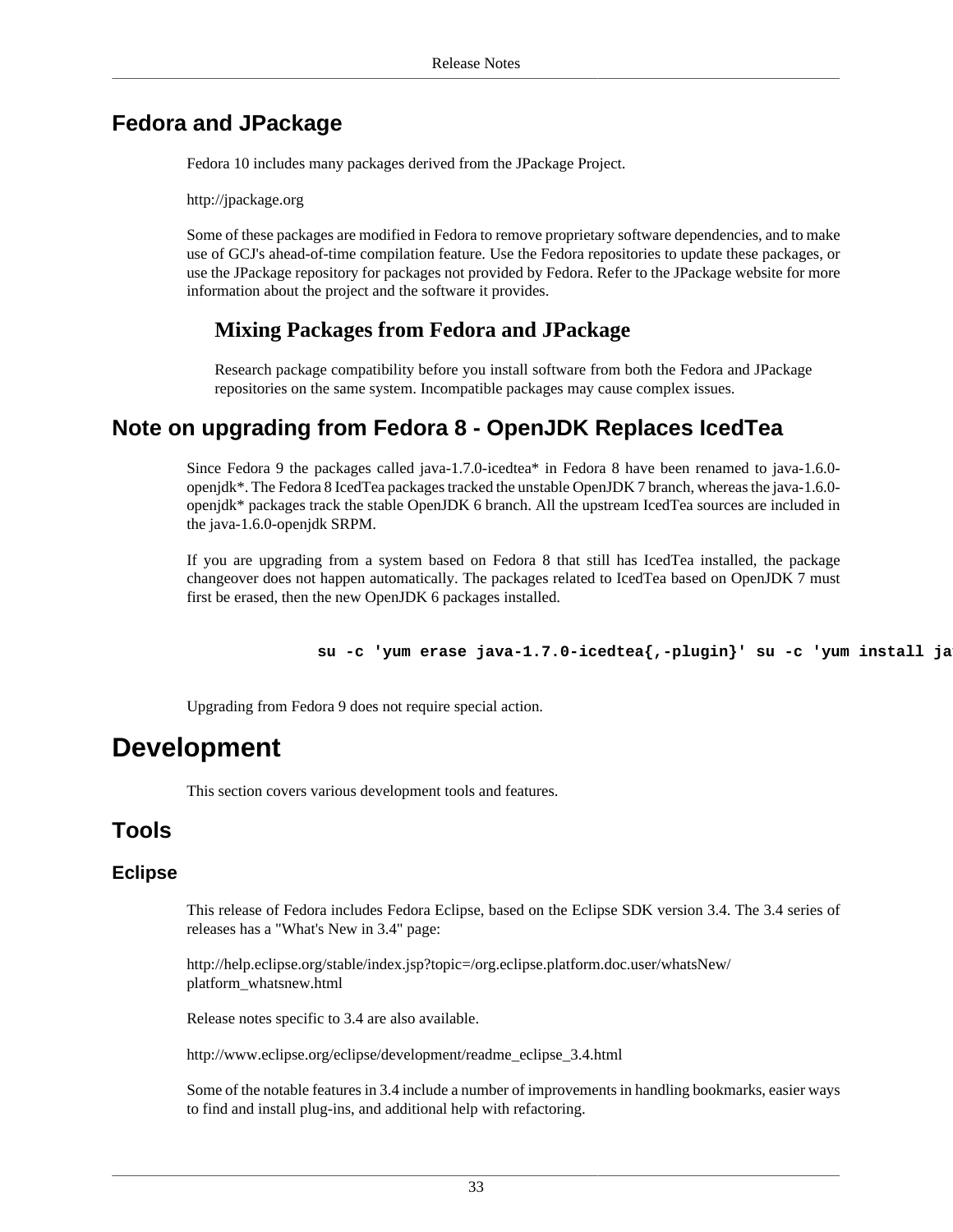## Fedora and JPackage

Fedora 10 includes many packages derived from the JPackage Project.

http://jpackage.org

Some of these packages are modified in Fedora to remove proprietary software dependencies, and to make use of GCJ's ahead-of-time compilation feature. Use the Fedora repositories to update these packages, or use the JPackage repository for packages not provided by Fedora. Refer to the JPackage website for more information about the project and the software it provides.

### Mixing Packages from Fedora and JPackage

Research package compatibility before you install software from both the Fedora and JPackage repositories on the same system. Incompatible packages may cause complex issues.

## Note on upgrading from Fedora 8 - OpenJDK Replaces IcedTea

Since Fedora 9 the packages called java-1.7.0-icedtea* in Fedora 8 have been renamed to java-1.6.0-openjdk*. The Fedora 8 IcedTea packages tracked the unstable OpenJDK 7 branch, whereas the java-1.6.0-openjdk* packages track the stable OpenJDK 6 branch. All the upstream IcedTea sources are included in the java-1.6.0-openjdk SRPM.

If you are upgrading from a system based on Fedora 8 that still has IcedTea installed, the package changeover does not happen automatically. The packages related to IcedTea based on OpenJDK 7 must first be erased, then the new OpenJDK 6 packages installed.

```
su -c 'yum erase java-1.7.0-icedtea{,-plugin}' su -c 'yum install ja
```

Upgrading from Fedora 9 does not require special action.

# Development

This section covers various development tools and features.

## Tools

### Eclipse

This release of Fedora includes Fedora Eclipse, based on the Eclipse SDK version 3.4. The 3.4 series of releases has a "What's New in 3.4" page:

http://help.eclipse.org/stable/index.jsp?topic=/org.eclipse.platform.doc.user/whatsNew/platform_whatsnew.html

Release notes specific to 3.4 are also available.

http://www.eclipse.org/eclipse/development/readme_eclipse_3.4.html

Some of the notable features in 3.4 include a number of improvements in handling bookmarks, easier ways to find and install plug-ins, and additional help with refactoring.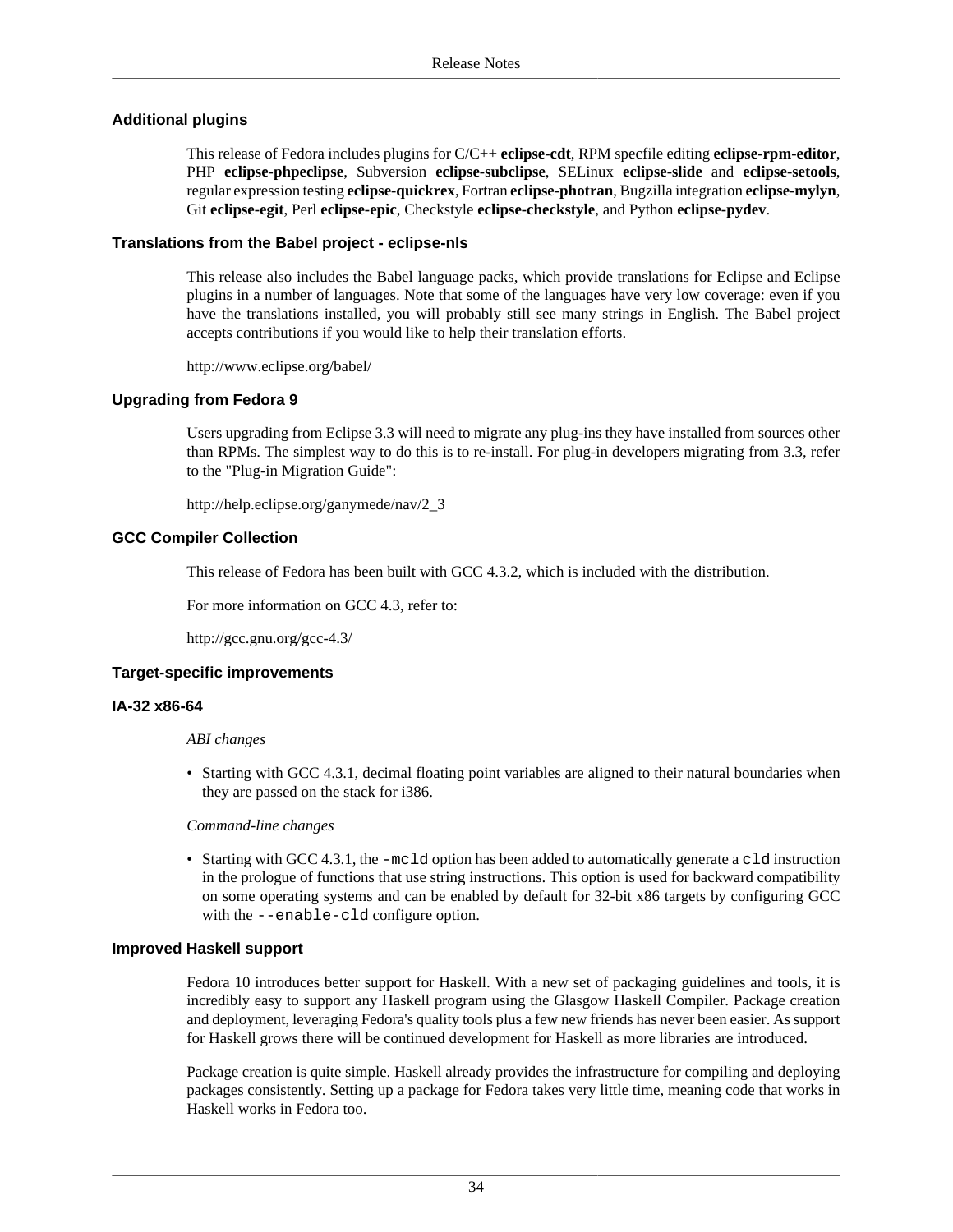### Additional plugins

This release of Fedora includes plugins for C/C++ **eclipse-cdt**, RPM specfile editing **eclipse-rpm-editor**, PHP **eclipse-phpeclipse**, Subversion **eclipse-subclipse**, SELinux **eclipse-slide** and **eclipse-setools**, regular expression testing **eclipse-quickrex**, Fortran **eclipse-photran**, Bugzilla integration **eclipse-mylyn**, Git **eclipse-egit**, Perl **eclipse-epic**, Checkstyle **eclipse-checkstyle**, and Python **eclipse-pydev**.

### Translations from the Babel project - eclipse-nls

This release also includes the Babel language packs, which provide translations for Eclipse and Eclipse plugins in a number of languages. Note that some of the languages have very low coverage: even if you have the translations installed, you will probably still see many strings in English. The Babel project accepts contributions if you would like to help their translation efforts.

http://www.eclipse.org/babel/

### Upgrading from Fedora 9

Users upgrading from Eclipse 3.3 will need to migrate any plug-ins they have installed from sources other than RPMs. The simplest way to do this is to re-install. For plug-in developers migrating from 3.3, refer to the "Plug-in Migration Guide":

http://help.eclipse.org/ganymede/nav/2_3

### GCC Compiler Collection

This release of Fedora has been built with GCC 4.3.2, which is included with the distribution.

For more information on GCC 4.3, refer to:

http://gcc.gnu.org/gcc-4.3/

### Target-specific improvements

### IA-32 x86-64

*ABI changes*

- Starting with GCC 4.3.1, decimal floating point variables are aligned to their natural boundaries when they are passed on the stack for i386.

*Command-line changes*

- Starting with GCC 4.3.1, the `-mcld` option has been added to automatically generate a `cld` instruction in the prologue of functions that use string instructions. This option is used for backward compatibility on some operating systems and can be enabled by default for 32-bit x86 targets by configuring GCC with the `--enable-cld` configure option.

### Improved Haskell support

Fedora 10 introduces better support for Haskell. With a new set of packaging guidelines and tools, it is incredibly easy to support any Haskell program using the Glasgow Haskell Compiler. Package creation and deployment, leveraging Fedora's quality tools plus a few new friends has never been easier. As support for Haskell grows there will be continued development for Haskell as more libraries are introduced.

Package creation is quite simple. Haskell already provides the infrastructure for compiling and deploying packages consistently. Setting up a package for Fedora takes very little time, meaning code that works in Haskell works in Fedora too.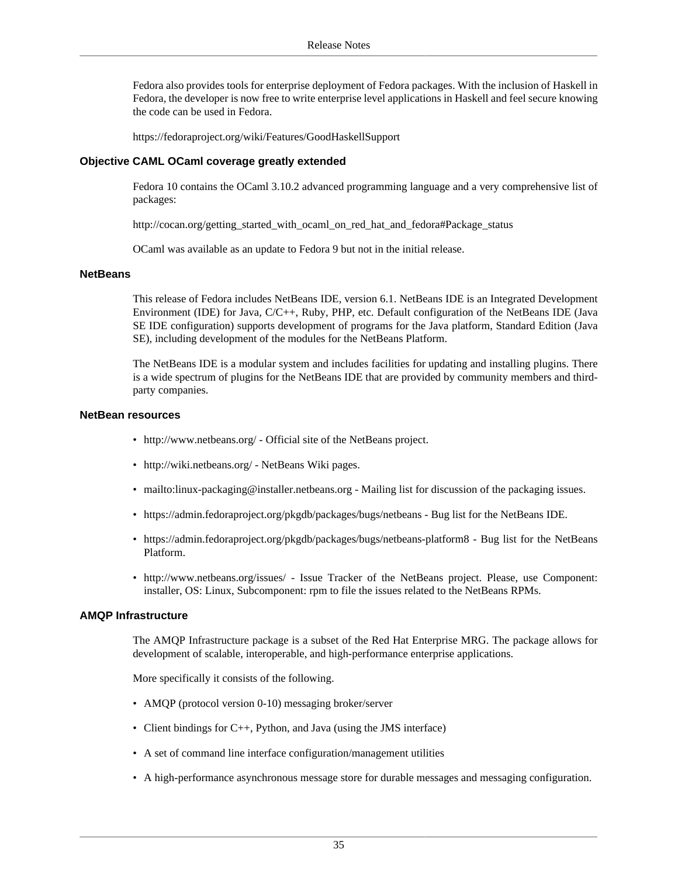Fedora also provides tools for enterprise deployment of Fedora packages. With the inclusion of Haskell in Fedora, the developer is now free to write enterprise level applications in Haskell and feel secure knowing the code can be used in Fedora.

https://fedoraproject.org/wiki/Features/GoodHaskellSupport

### Objective CAML OCaml coverage greatly extended

Fedora 10 contains the OCaml 3.10.2 advanced programming language and a very comprehensive list of packages:

http://cocan.org/getting_started_with_ocaml_on_red_hat_and_fedora#Package_status

OCaml was available as an update to Fedora 9 but not in the initial release.

### NetBeans

This release of Fedora includes NetBeans IDE, version 6.1. NetBeans IDE is an Integrated Development Environment (IDE) for Java, C/C++, Ruby, PHP, etc. Default configuration of the NetBeans IDE (Java SE IDE configuration) supports development of programs for the Java platform, Standard Edition (Java SE), including development of the modules for the NetBeans Platform.

The NetBeans IDE is a modular system and includes facilities for updating and installing plugins. There is a wide spectrum of plugins for the NetBeans IDE that are provided by community members and third-party companies.

### NetBean resources

- http://www.netbeans.org/ - Official site of the NetBeans project.
- http://wiki.netbeans.org/ - NetBeans Wiki pages.
- mailto:linux-packaging@installer.netbeans.org - Mailing list for discussion of the packaging issues.
- https://admin.fedoraproject.org/pkgdb/packages/bugs/netbeans - Bug list for the NetBeans IDE.
- https://admin.fedoraproject.org/pkgdb/packages/bugs/netbeans-platform8 - Bug list for the NetBeans Platform.
- http://www.netbeans.org/issues/ - Issue Tracker of the NetBeans project. Please, use Component: installer, OS: Linux, Subcomponent: rpm to file the issues related to the NetBeans RPMs.

### AMQP Infrastructure

The AMQP Infrastructure package is a subset of the Red Hat Enterprise MRG. The package allows for development of scalable, interoperable, and high-performance enterprise applications.

More specifically it consists of the following.

- AMQP (protocol version 0-10) messaging broker/server
- Client bindings for C++, Python, and Java (using the JMS interface)
- A set of command line interface configuration/management utilities
- A high-performance asynchronous message store for durable messages and messaging configuration.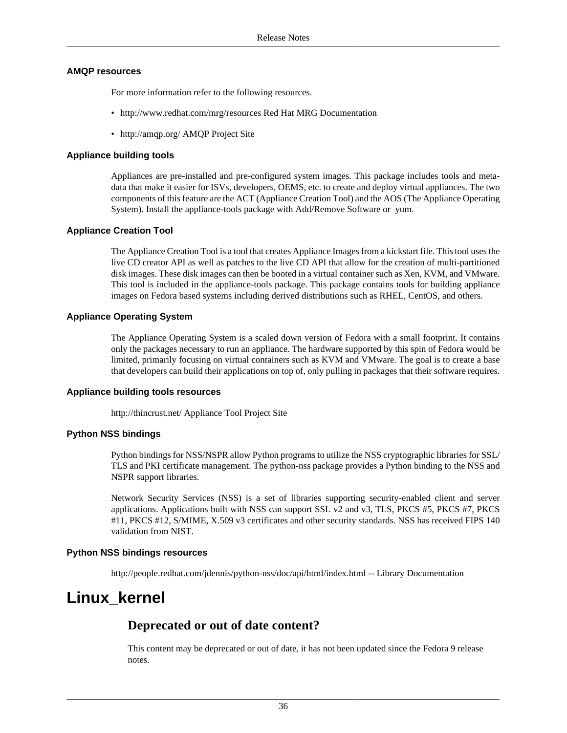### AMQP resources

For more information refer to the following resources.

- http://www.redhat.com/mrg/resources Red Hat MRG Documentation
- http://amqp.org/ AMQP Project Site

### Appliance building tools

Appliances are pre-installed and pre-configured system images. This package includes tools and meta-data that make it easier for ISVs, developers, OEMS, etc. to create and deploy virtual appliances. The two components of this feature are the ACT (Appliance Creation Tool) and the AOS (The Appliance Operating System). Install the appliance-tools package with Add/Remove Software or yum.

### Appliance Creation Tool

The Appliance Creation Tool is a tool that creates Appliance Images from a kickstart file. This tool uses the live CD creator API as well as patches to the live CD API that allow for the creation of multi-partitioned disk images. These disk images can then be booted in a virtual container such as Xen, KVM, and VMware. This tool is included in the appliance-tools package. This package contains tools for building appliance images on Fedora based systems including derived distributions such as RHEL, CentOS, and others.

### Appliance Operating System

The Appliance Operating System is a scaled down version of Fedora with a small footprint. It contains only the packages necessary to run an appliance. The hardware supported by this spin of Fedora would be limited, primarily focusing on virtual containers such as KVM and VMware. The goal is to create a base that developers can build their applications on top of, only pulling in packages that their software requires.

### Appliance building tools resources

http://thincrust.net/ Appliance Tool Project Site

### Python NSS bindings

Python bindings for NSS/NSPR allow Python programs to utilize the NSS cryptographic libraries for SSL/TLS and PKI certificate management. The python-nss package provides a Python binding to the NSS and NSPR support libraries.

Network Security Services (NSS) is a set of libraries supporting security-enabled client and server applications. Applications built with NSS can support SSL v2 and v3, TLS, PKCS #5, PKCS #7, PKCS #11, PKCS #12, S/MIME, X.509 v3 certificates and other security standards. NSS has received FIPS 140 validation from NIST.

### Python NSS bindings resources

http://people.redhat.com/jdennis/python-nss/doc/api/html/index.html -- Library Documentation

# Linux_kernel

## Deprecated or out of date content?

This content may be deprecated or out of date, it has not been updated since the Fedora 9 release notes.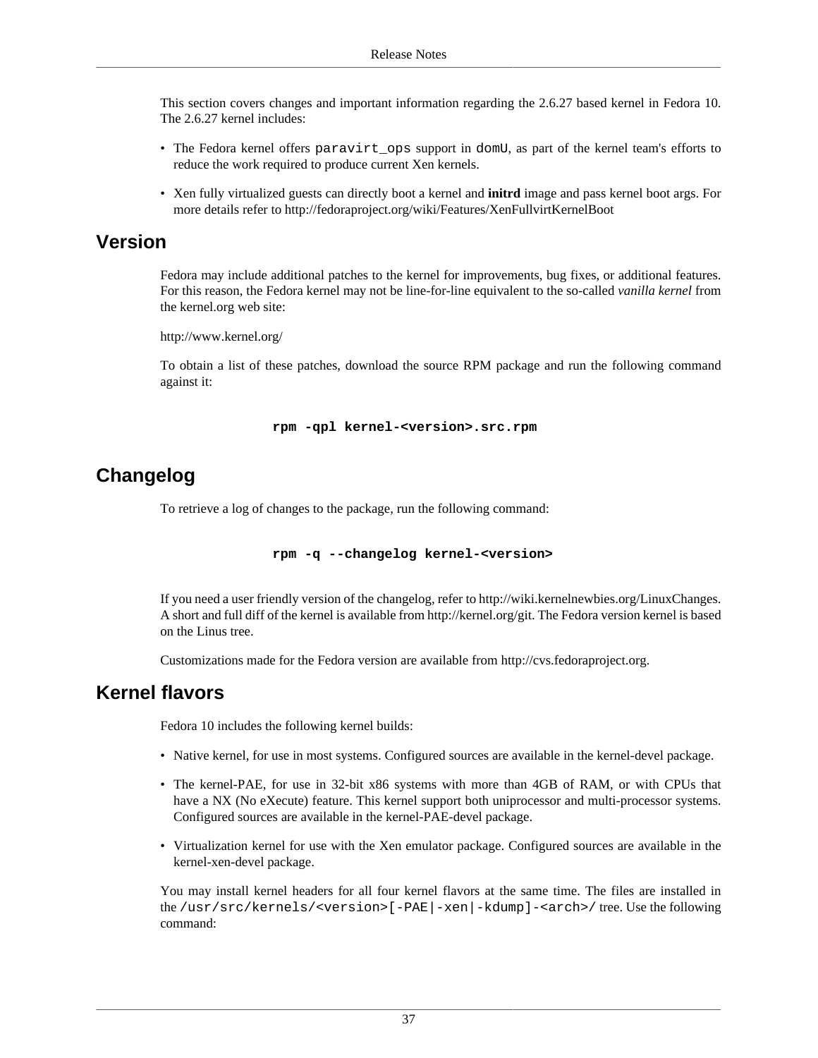This section covers changes and important information regarding the 2.6.27 based kernel in Fedora 10. The 2.6.27 kernel includes:

- The Fedora kernel offers `paravirt_ops` support in `domU`, as part of the kernel team's efforts to reduce the work required to produce current Xen kernels.
- Xen fully virtualized guests can directly boot a kernel and **initrd** image and pass kernel boot args. For more details refer to http://fedoraproject.org/wiki/Features/XenFullvirtKernelBoot

## Version

Fedora may include additional patches to the kernel for improvements, bug fixes, or additional features. For this reason, the Fedora kernel may not be line-for-line equivalent to the so-called *vanilla kernel* from the kernel.org web site:

http://www.kernel.org/

To obtain a list of these patches, download the source RPM package and run the following command against it:

```
rpm -qpl kernel-<version>.src.rpm
```

## Changelog

To retrieve a log of changes to the package, run the following command:

```
rpm -q --changelog kernel-<version>
```

If you need a user friendly version of the changelog, refer to http://wiki.kernelnewbies.org/LinuxChanges. A short and full diff of the kernel is available from http://kernel.org/git. The Fedora version kernel is based on the Linus tree.

Customizations made for the Fedora version are available from http://cvs.fedoraproject.org.

## Kernel flavors

Fedora 10 includes the following kernel builds:

- Native kernel, for use in most systems. Configured sources are available in the kernel-devel package.
- The kernel-PAE, for use in 32-bit x86 systems with more than 4GB of RAM, or with CPUs that have a NX (No eXecute) feature. This kernel support both uniprocessor and multi-processor systems. Configured sources are available in the kernel-PAE-devel package.
- Virtualization kernel for use with the Xen emulator package. Configured sources are available in the kernel-xen-devel package.

You may install kernel headers for all four kernel flavors at the same time. The files are installed in the `/usr/src/kernels/<version>[-PAE|-xen|-kdump]-<arch>/` tree. Use the following command: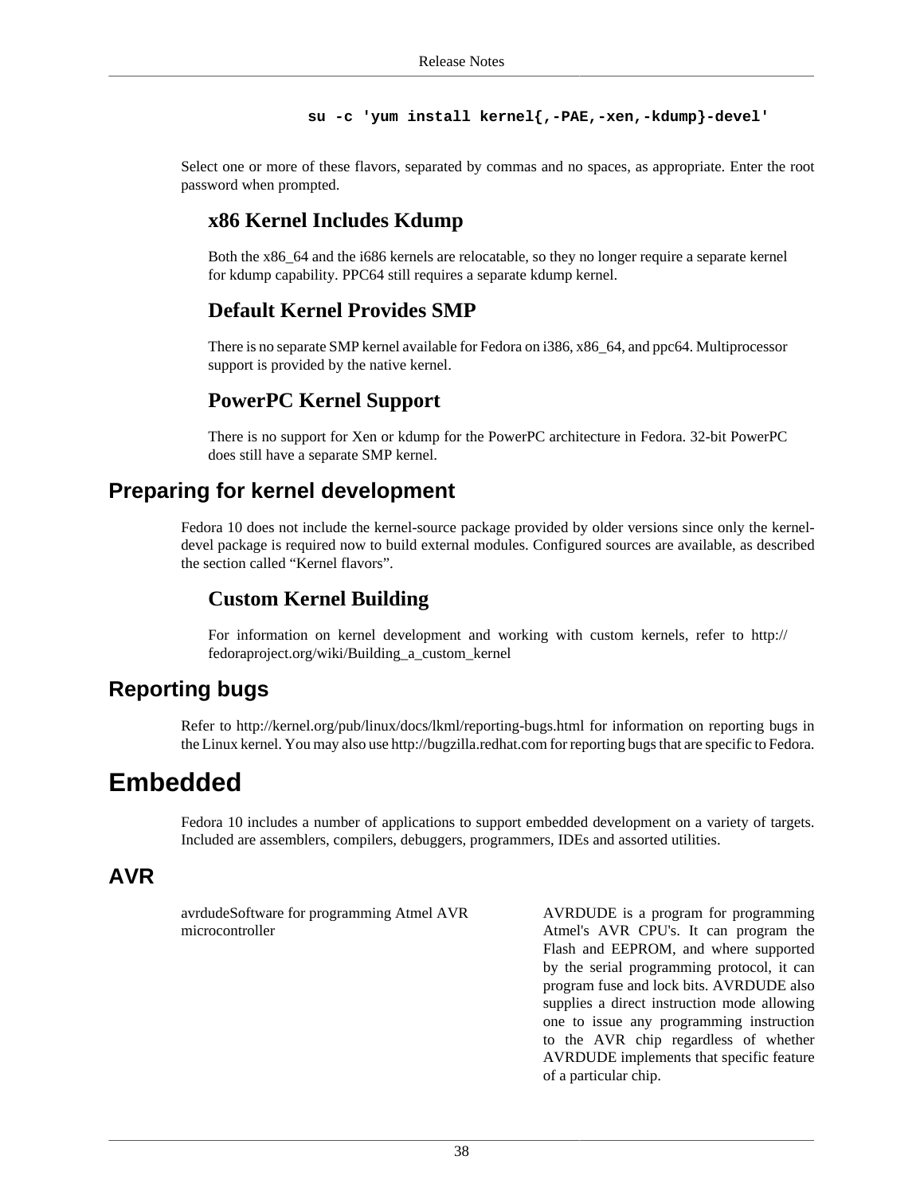```
su -c 'yum install kernel{,-PAE,-xen,-kdump}-devel'
```

Select one or more of these flavors, separated by commas and no spaces, as appropriate. Enter the root password when prompted.

### x86 Kernel Includes Kdump

Both the x86_64 and the i686 kernels are relocatable, so they no longer require a separate kernel for kdump capability. PPC64 still requires a separate kdump kernel.

### Default Kernel Provides SMP

There is no separate SMP kernel available for Fedora on i386, x86_64, and ppc64. Multiprocessor support is provided by the native kernel.

### PowerPC Kernel Support

There is no support for Xen or kdump for the PowerPC architecture in Fedora. 32-bit PowerPC does still have a separate SMP kernel.

## Preparing for kernel development

Fedora 10 does not include the kernel-source package provided by older versions since only the kernel-devel package is required now to build external modules. Configured sources are available, as described the section called “Kernel flavors”.

### Custom Kernel Building

For information on kernel development and working with custom kernels, refer to http://fedoraproject.org/wiki/Building_a_custom_kernel

## Reporting bugs

Refer to http://kernel.org/pub/linux/docs/lkml/reporting-bugs.html for information on reporting bugs in the Linux kernel. You may also use http://bugzilla.redhat.com for reporting bugs that are specific to Fedora.

# Embedded

Fedora 10 includes a number of applications to support embedded development on a variety of targets. Included are assemblers, compilers, debuggers, programmers, IDEs and assorted utilities.

## AVR

| | |
|---|---|
| avrdudeSoftware for programming Atmel AVR microcontroller | AVRDUDE is a program for programming Atmel's AVR CPU's. It can program the Flash and EEPROM, and where supported by the serial programming protocol, it can program fuse and lock bits. AVRDUDE also supplies a direct instruction mode allowing one to issue any programming instruction to the AVR chip regardless of whether AVRDUDE implements that specific feature of a particular chip. |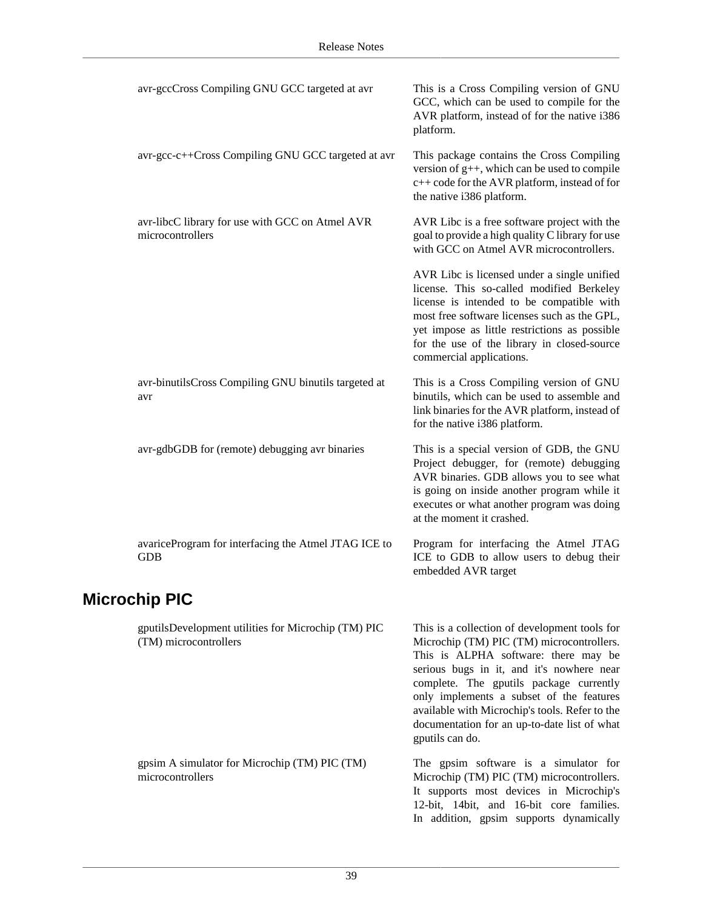| | |
|---|---|
| avr-gccCross Compiling GNU GCC targeted at avr | This is a Cross Compiling version of GNU GCC, which can be used to compile for the AVR platform, instead of for the native i386 platform. |
| avr-gcc-c++Cross Compiling GNU GCC targeted at avr | This package contains the Cross Compiling version of g++, which can be used to compile c++ code for the AVR platform, instead of for the native i386 platform. |
| avr-libcC library for use with GCC on Atmel AVR microcontrollers | AVR Libc is a free software project with the goal to provide a high quality C library for use with GCC on Atmel AVR microcontrollers.<br><br>AVR Libc is licensed under a single unified license. This so-called modified Berkeley license is intended to be compatible with most free software licenses such as the GPL, yet impose as little restrictions as possible for the use of the library in closed-source commercial applications. |
| avr-binutilsCross Compiling GNU binutils targeted at avr | This is a Cross Compiling version of GNU binutils, which can be used to assemble and link binaries for the AVR platform, instead of for the native i386 platform. |
| avr-gdbGDB for (remote) debugging avr binaries | This is a special version of GDB, the GNU Project debugger, for (remote) debugging AVR binaries. GDB allows you to see what is going on inside another program while it executes or what another program was doing at the moment it crashed. |
| avariceProgram for interfacing the Atmel JTAG ICE to GDB | Program for interfacing the Atmel JTAG ICE to GDB to allow users to debug their embedded AVR target |

## Microchip PIC

| | |
|---|---|
| gputilsDevelopment utilities for Microchip (TM) PIC (TM) microcontrollers | This is a collection of development tools for Microchip (TM) PIC (TM) microcontrollers. This is ALPHA software: there may be serious bugs in it, and it's nowhere near complete. The gputils package currently only implements a subset of the features available with Microchip's tools. Refer to the documentation for an up-to-date list of what gputils can do. |
| gpsim A simulator for Microchip (TM) PIC (TM) microcontrollers | The gpsim software is a simulator for Microchip (TM) PIC (TM) microcontrollers. It supports most devices in Microchip's 12-bit, 14bit, and 16-bit core families. In addition, gpsim supports dynamically |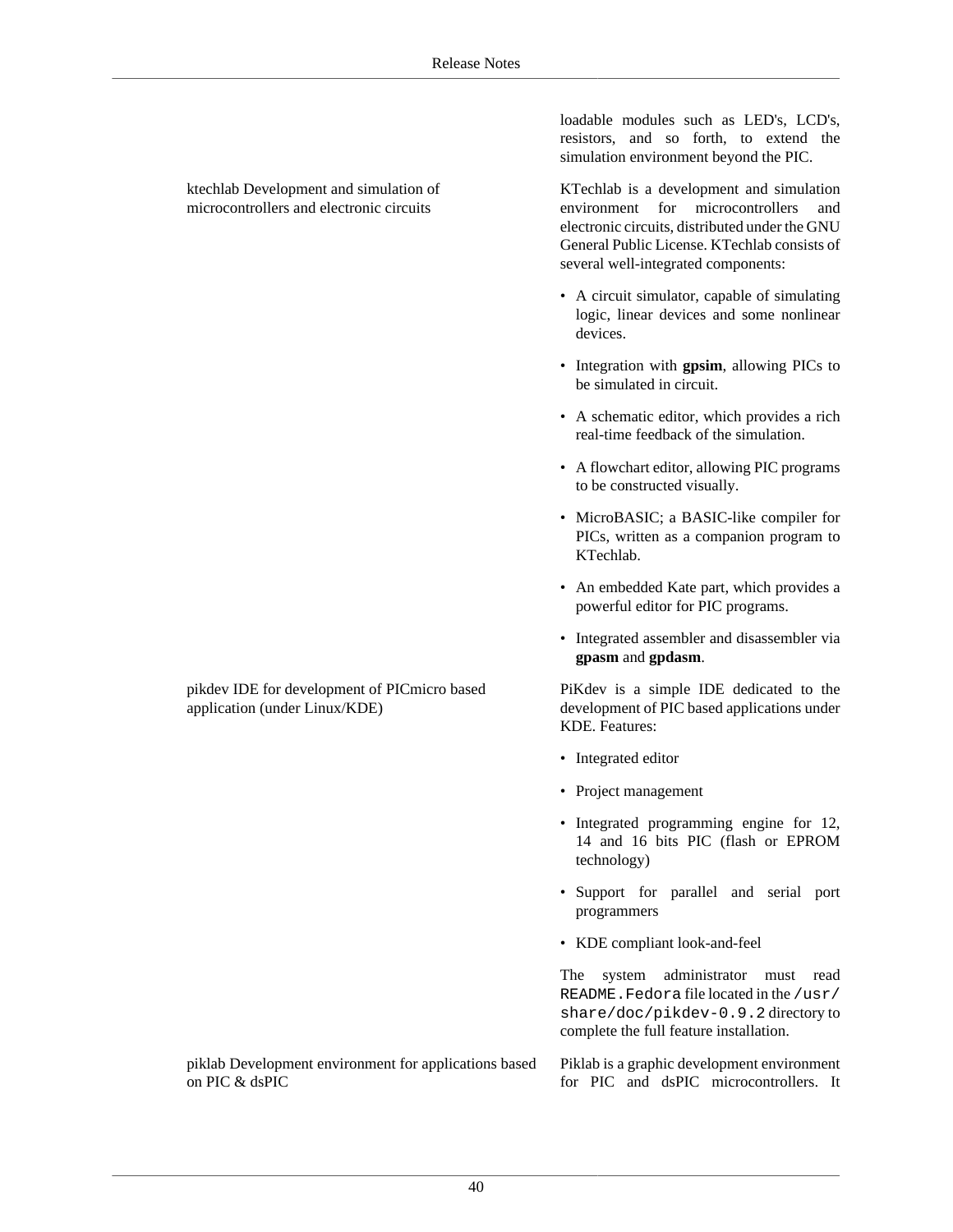loadable modules such as LED's, LCD's, resistors, and so forth, to extend the simulation environment beyond the PIC.

| | |
|---|---|
| ktechlab Development and simulation of microcontrollers and electronic circuits | KTechlab is a development and simulation environment for microcontrollers and electronic circuits, distributed under the GNU General Public License. KTechlab consists of several well-integrated components:<br><br>• A circuit simulator, capable of simulating logic, linear devices and some nonlinear devices.<br>• Integration with **gpsim**, allowing PICs to be simulated in circuit.<br>• A schematic editor, which provides a rich real-time feedback of the simulation.<br>• A flowchart editor, allowing PIC programs to be constructed visually.<br>• MicroBASIC; a BASIC-like compiler for PICs, written as a companion program to KTechlab.<br>• An embedded Kate part, which provides a powerful editor for PIC programs.<br>• Integrated assembler and disassembler via **gpasm** and **gpdasm**. |
| pikdev IDE for development of PICmicro based application (under Linux/KDE) | PiKdev is a simple IDE dedicated to the development of PIC based applications under KDE. Features:<br><br>• Integrated editor<br>• Project management<br>• Integrated programming engine for 12, 14 and 16 bits PIC (flash or EPROM technology)<br>• Support for parallel and serial port programmers<br>• KDE compliant look-and-feel<br><br>The system administrator must read `README.Fedora` file located in the `/usr/share/doc/pikdev-0.9.2` directory to complete the full feature installation. |
| piklab Development environment for applications based on PIC & dsPIC | Piklab is a graphic development environment for PIC and dsPIC microcontrollers. It |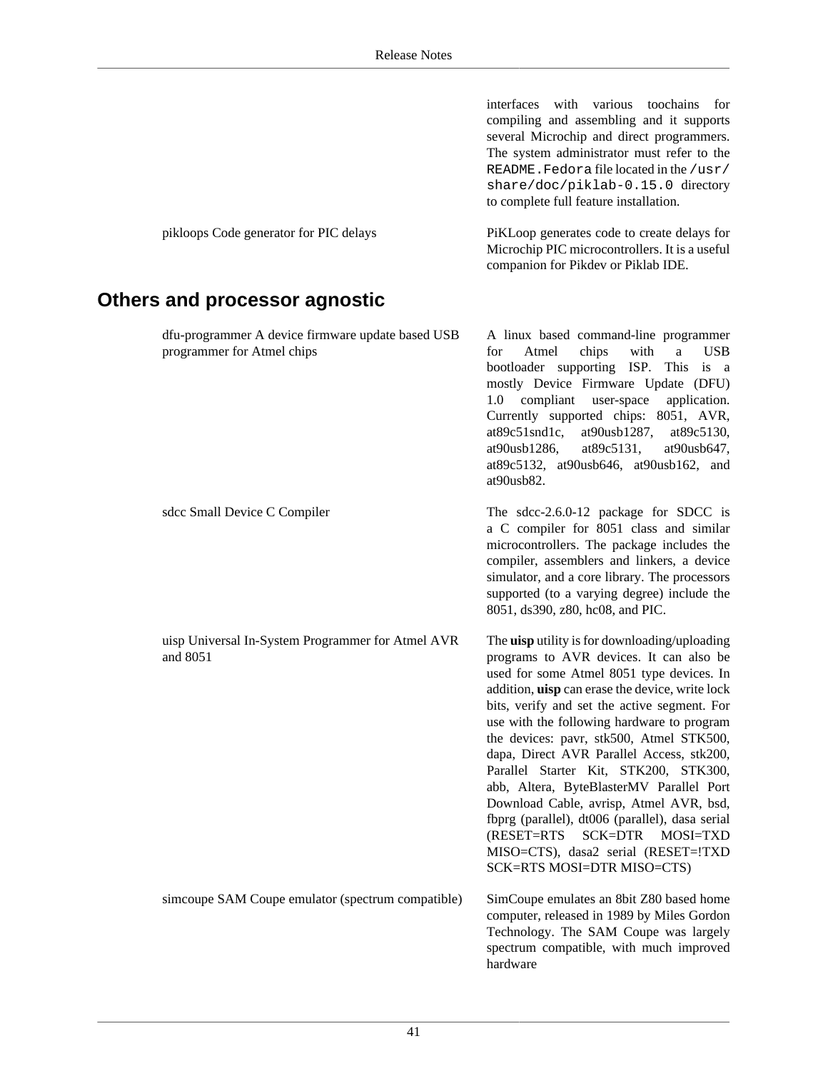| | |
|---|---|
| | interfaces with various toochains for compiling and assembling and it supports several Microchip and direct programmers. The system administrator must refer to the `README.Fedora` file located in the `/usr/share/doc/piklab-0.15.0` directory to complete full feature installation. |
| pikloops Code generator for PIC delays | PiKLoop generates code to create delays for Microchip PIC microcontrollers. It is a useful companion for Pikdev or Piklab IDE. |

## Others and processor agnostic

| | |
|---|---|
| dfu-programmer A device firmware update based USB programmer for Atmel chips | A linux based command-line programmer for Atmel chips with a USB bootloader supporting ISP. This is a mostly Device Firmware Update (DFU) 1.0 compliant user-space application. Currently supported chips: 8051, AVR, at89c51snd1c, at90usb1287, at89c5130, at90usb1286, at89c5131, at90usb647, at89c5132, at90usb646, at90usb162, and at90usb82. |
| sdcc Small Device C Compiler | The sdcc-2.6.0-12 package for SDCC is a C compiler for 8051 class and similar microcontrollers. The package includes the compiler, assemblers and linkers, a device simulator, and a core library. The processors supported (to a varying degree) include the 8051, ds390, z80, hc08, and PIC. |
| uisp Universal In-System Programmer for Atmel AVR and 8051 | The **uisp** utility is for downloading/uploading programs to AVR devices. It can also be used for some Atmel 8051 type devices. In addition, **uisp** can erase the device, write lock bits, verify and set the active segment. For use with the following hardware to program the devices: pavr, stk500, Atmel STK500, dapa, Direct AVR Parallel Access, stk200, Parallel Starter Kit, STK200, STK300, abb, Altera, ByteBlasterMV Parallel Port Download Cable, avrisp, Atmel AVR, bsd, fbprg (parallel), dt006 (parallel), dasa serial (RESET=RTS SCK=DTR MOSI=TXD MISO=CTS), dasa2 serial (RESET=!TXD SCK=RTS MOSI=DTR MISO=CTS) |
| simcoupe SAM Coupe emulator (spectrum compatible) | SimCoupe emulates an 8bit Z80 based home computer, released in 1989 by Miles Gordon Technology. The SAM Coupe was largely spectrum compatible, with much improved hardware |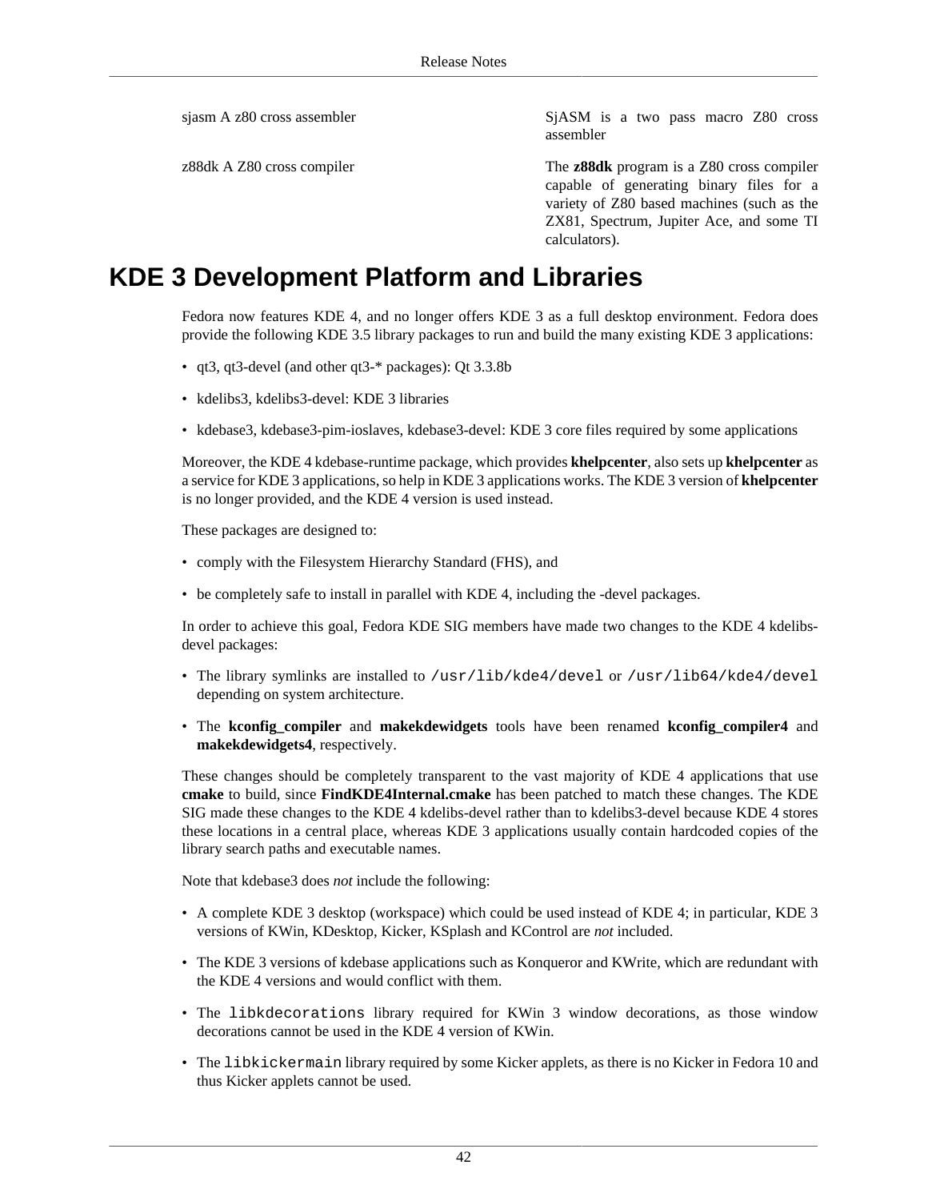| | |
|---|---|
| sjasm A z80 cross assembler | SjASM is a two pass macro Z80 cross assembler |
| z88dk A Z80 cross compiler | The **z88dk** program is a Z80 cross compiler capable of generating binary files for a variety of Z80 based machines (such as the ZX81, Spectrum, Jupiter Ace, and some TI calculators). |

# KDE 3 Development Platform and Libraries

Fedora now features KDE 4, and no longer offers KDE 3 as a full desktop environment. Fedora does provide the following KDE 3.5 library packages to run and build the many existing KDE 3 applications:

- qt3, qt3-devel (and other qt3-* packages): Qt 3.3.8b
- kdelibs3, kdelibs3-devel: KDE 3 libraries
- kdebase3, kdebase3-pim-ioslaves, kdebase3-devel: KDE 3 core files required by some applications

Moreover, the KDE 4 kdebase-runtime package, which provides **khelpcenter**, also sets up **khelpcenter** as a service for KDE 3 applications, so help in KDE 3 applications works. The KDE 3 version of **khelpcenter** is no longer provided, and the KDE 4 version is used instead.

These packages are designed to:

- comply with the Filesystem Hierarchy Standard (FHS), and
- be completely safe to install in parallel with KDE 4, including the -devel packages.

In order to achieve this goal, Fedora KDE SIG members have made two changes to the KDE 4 kdelibs-devel packages:

- The library symlinks are installed to `/usr/lib/kde4/devel` or `/usr/lib64/kde4/devel` depending on system architecture.
- The **kconfig_compiler** and **makekdewidgets** tools have been renamed **kconfig_compiler4** and **makekdewidgets4**, respectively.

These changes should be completely transparent to the vast majority of KDE 4 applications that use **cmake** to build, since **FindKDE4Internal.cmake** has been patched to match these changes. The KDE SIG made these changes to the KDE 4 kdelibs-devel rather than to kdelibs3-devel because KDE 4 stores these locations in a central place, whereas KDE 3 applications usually contain hardcoded copies of the library search paths and executable names.

Note that kdebase3 does *not* include the following:

- A complete KDE 3 desktop (workspace) which could be used instead of KDE 4; in particular, KDE 3 versions of KWin, KDesktop, Kicker, KSplash and KControl are *not* included.
- The KDE 3 versions of kdebase applications such as Konqueror and KWrite, which are redundant with the KDE 4 versions and would conflict with them.
- The `libkdecorations` library required for KWin 3 window decorations, as those window decorations cannot be used in the KDE 4 version of KWin.
- The `libkickermain` library required by some Kicker applets, as there is no Kicker in Fedora 10 and thus Kicker applets cannot be used.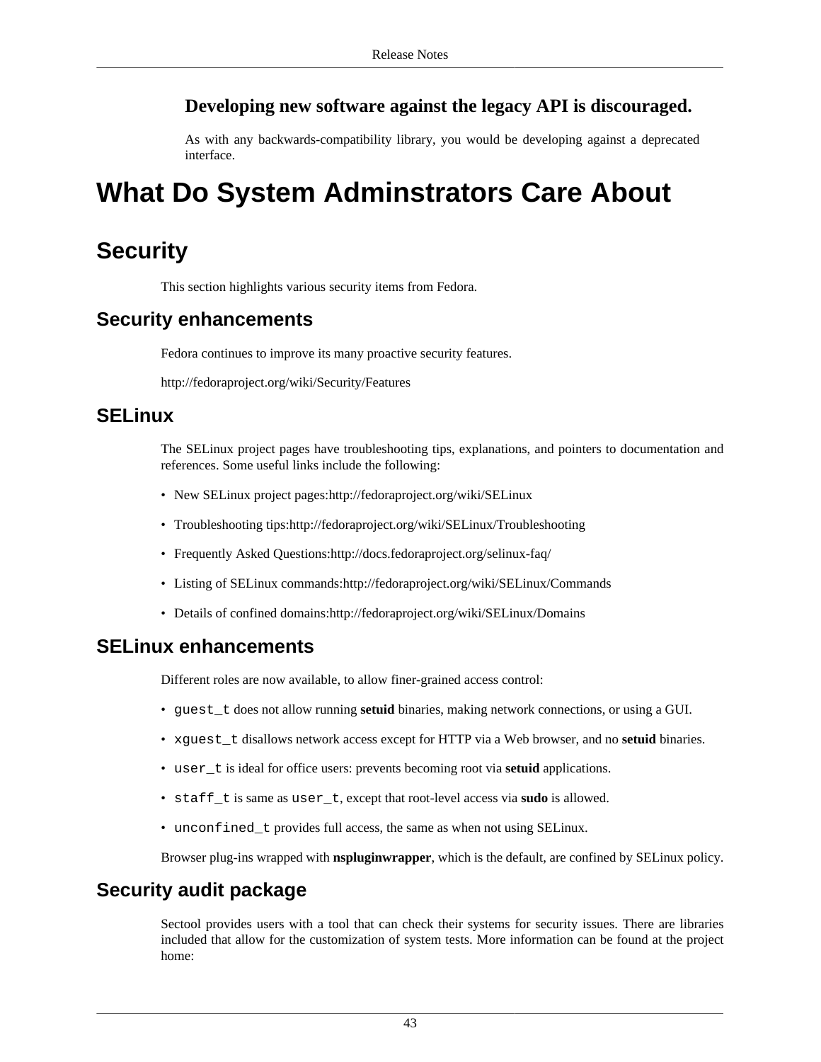**Developing new software against the legacy API is discouraged.**

As with any backwards-compatibility library, you would be developing against a deprecated interface.

# What Do System Adminstrators Care About

## Security

This section highlights various security items from Fedora.

### Security enhancements

Fedora continues to improve its many proactive security features.

http://fedoraproject.org/wiki/Security/Features

### SELinux

The SELinux project pages have troubleshooting tips, explanations, and pointers to documentation and references. Some useful links include the following:

- New SELinux project pages:http://fedoraproject.org/wiki/SELinux
- Troubleshooting tips:http://fedoraproject.org/wiki/SELinux/Troubleshooting
- Frequently Asked Questions:http://docs.fedoraproject.org/selinux-faq/
- Listing of SELinux commands:http://fedoraproject.org/wiki/SELinux/Commands
- Details of confined domains:http://fedoraproject.org/wiki/SELinux/Domains

### SELinux enhancements

Different roles are now available, to allow finer-grained access control:

- `guest_t` does not allow running **setuid** binaries, making network connections, or using a GUI.
- `xguest_t` disallows network access except for HTTP via a Web browser, and no **setuid** binaries.
- `user_t` is ideal for office users: prevents becoming root via **setuid** applications.
- `staff_t` is same as `user_t`, except that root-level access via **sudo** is allowed.
- `unconfined_t` provides full access, the same as when not using SELinux.

Browser plug-ins wrapped with **nspluginwrapper**, which is the default, are confined by SELinux policy.

### Security audit package

Sectool provides users with a tool that can check their systems for security issues. There are libraries included that allow for the customization of system tests. More information can be found at the project home: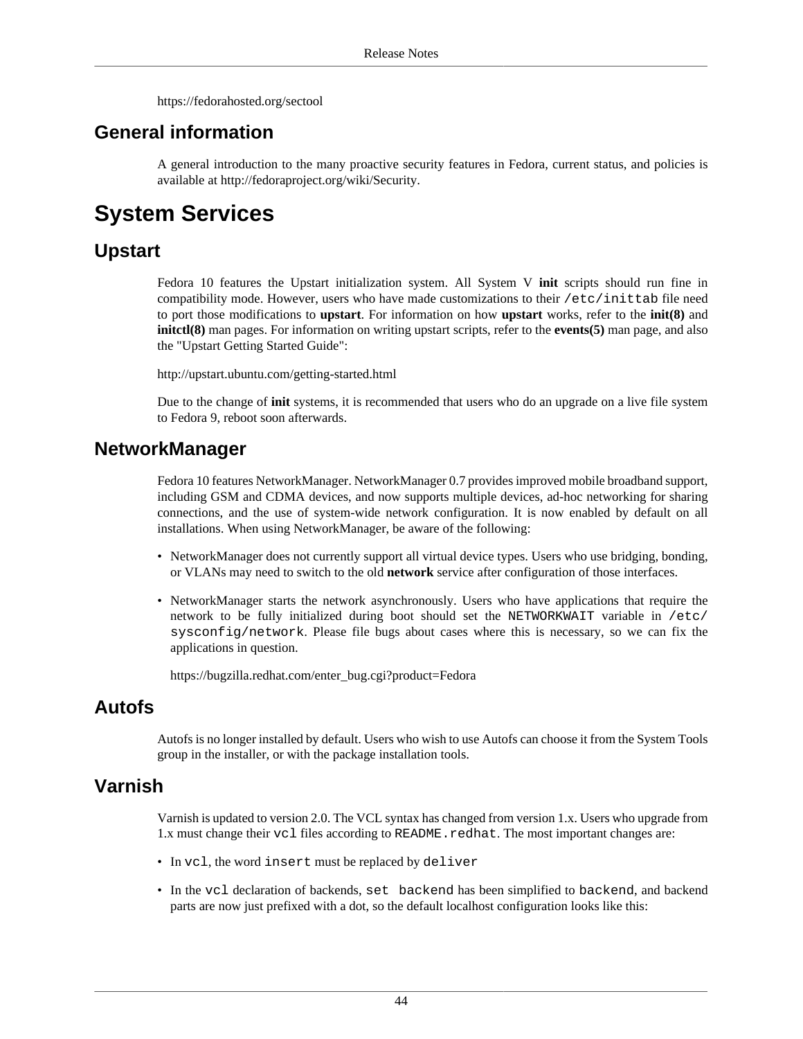https://fedorahosted.org/sectool

## General information

A general introduction to the many proactive security features in Fedora, current status, and policies is available at http://fedoraproject.org/wiki/Security.

# System Services

## Upstart

Fedora 10 features the Upstart initialization system. All System V **init** scripts should run fine in compatibility mode. However, users who have made customizations to their `/etc/inittab` file need to port those modifications to **upstart**. For information on how **upstart** works, refer to the **init(8)** and **initctl(8)** man pages. For information on writing upstart scripts, refer to the **events(5)** man page, and also the "Upstart Getting Started Guide":

http://upstart.ubuntu.com/getting-started.html

Due to the change of **init** systems, it is recommended that users who do an upgrade on a live file system to Fedora 9, reboot soon afterwards.

## NetworkManager

Fedora 10 features NetworkManager. NetworkManager 0.7 provides improved mobile broadband support, including GSM and CDMA devices, and now supports multiple devices, ad-hoc networking for sharing connections, and the use of system-wide network configuration. It is now enabled by default on all installations. When using NetworkManager, be aware of the following:

- NetworkManager does not currently support all virtual device types. Users who use bridging, bonding, or VLANs may need to switch to the old **network** service after configuration of those interfaces.
- NetworkManager starts the network asynchronously. Users who have applications that require the network to be fully initialized during boot should set the `NETWORKWAIT` variable in `/etc/sysconfig/network`. Please file bugs about cases where this is necessary, so we can fix the applications in question.

  https://bugzilla.redhat.com/enter_bug.cgi?product=Fedora

## Autofs

Autofs is no longer installed by default. Users who wish to use Autofs can choose it from the System Tools group in the installer, or with the package installation tools.

## Varnish

Varnish is updated to version 2.0. The VCL syntax has changed from version 1.x. Users who upgrade from 1.x must change their `vcl` files according to `README.redhat`. The most important changes are:

- In `vcl`, the word `insert` must be replaced by `deliver`
- In the `vcl` declaration of backends, `set backend` has been simplified to `backend`, and backend parts are now just prefixed with a dot, so the default localhost configuration looks like this: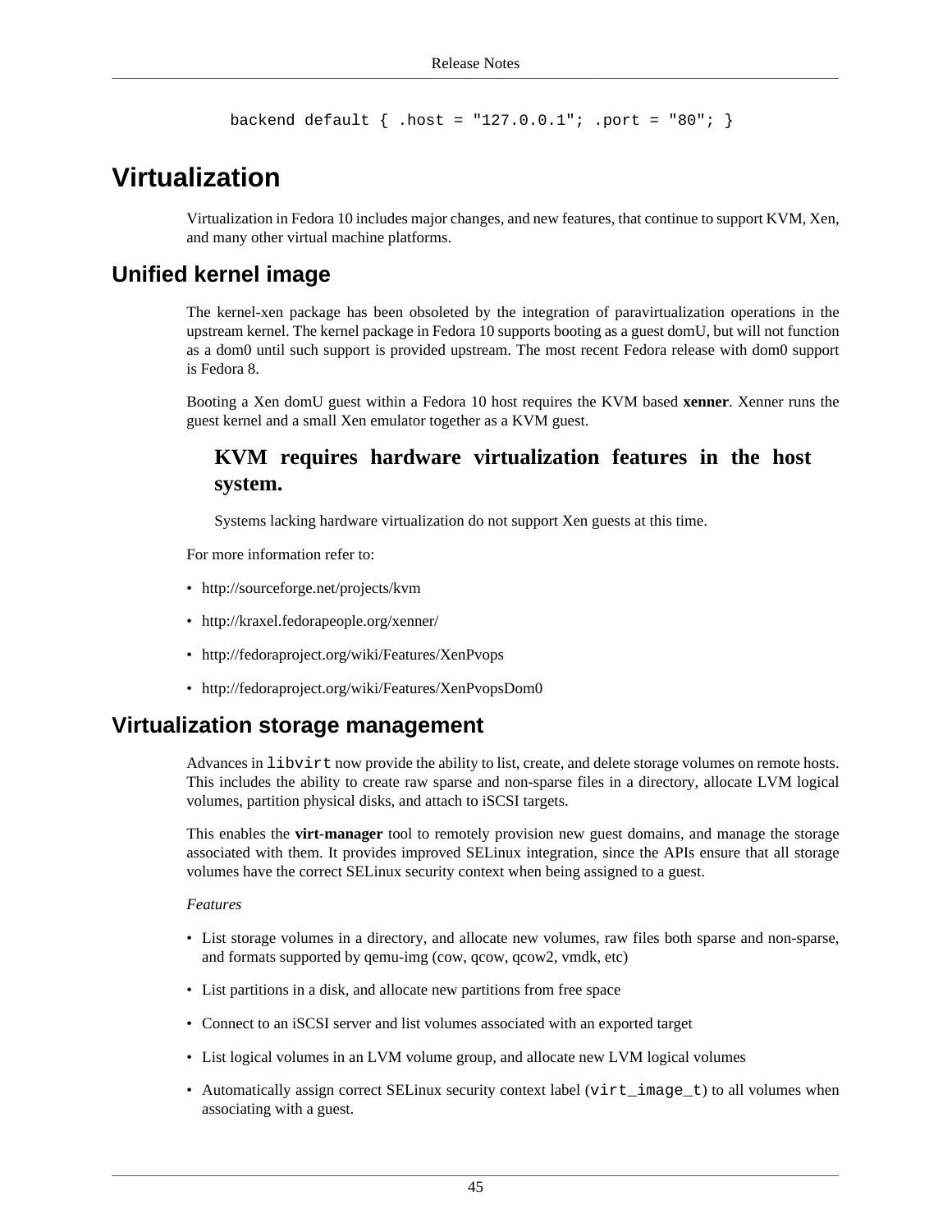```
backend default { .host = "127.0.0.1"; .port = "80"; }
```

# Virtualization

Virtualization in Fedora 10 includes major changes, and new features, that continue to support KVM, Xen, and many other virtual machine platforms.

## Unified kernel image

The kernel-xen package has been obsoleted by the integration of paravirtualization operations in the upstream kernel. The kernel package in Fedora 10 supports booting as a guest domU, but will not function as a dom0 until such support is provided upstream. The most recent Fedora release with dom0 support is Fedora 8.

Booting a Xen domU guest within a Fedora 10 host requires the KVM based **xenner**. Xenner runs the guest kernel and a small Xen emulator together as a KVM guest.

> **KVM requires hardware virtualization features in the host system.**
>
> Systems lacking hardware virtualization do not support Xen guests at this time.

For more information refer to:

- http://sourceforge.net/projects/kvm
- http://kraxel.fedorapeople.org/xenner/
- http://fedoraproject.org/wiki/Features/XenPvops
- http://fedoraproject.org/wiki/Features/XenPvopsDom0

## Virtualization storage management

Advances in `libvirt` now provide the ability to list, create, and delete storage volumes on remote hosts. This includes the ability to create raw sparse and non-sparse files in a directory, allocate LVM logical volumes, partition physical disks, and attach to iSCSI targets.

This enables the **virt-manager** tool to remotely provision new guest domains, and manage the storage associated with them. It provides improved SELinux integration, since the APIs ensure that all storage volumes have the correct SELinux security context when being assigned to a guest.

*Features*

- List storage volumes in a directory, and allocate new volumes, raw files both sparse and non-sparse, and formats supported by qemu-img (cow, qcow, qcow2, vmdk, etc)
- List partitions in a disk, and allocate new partitions from free space
- Connect to an iSCSI server and list volumes associated with an exported target
- List logical volumes in an LVM volume group, and allocate new LVM logical volumes
- Automatically assign correct SELinux security context label (`virt_image_t`) to all volumes when associating with a guest.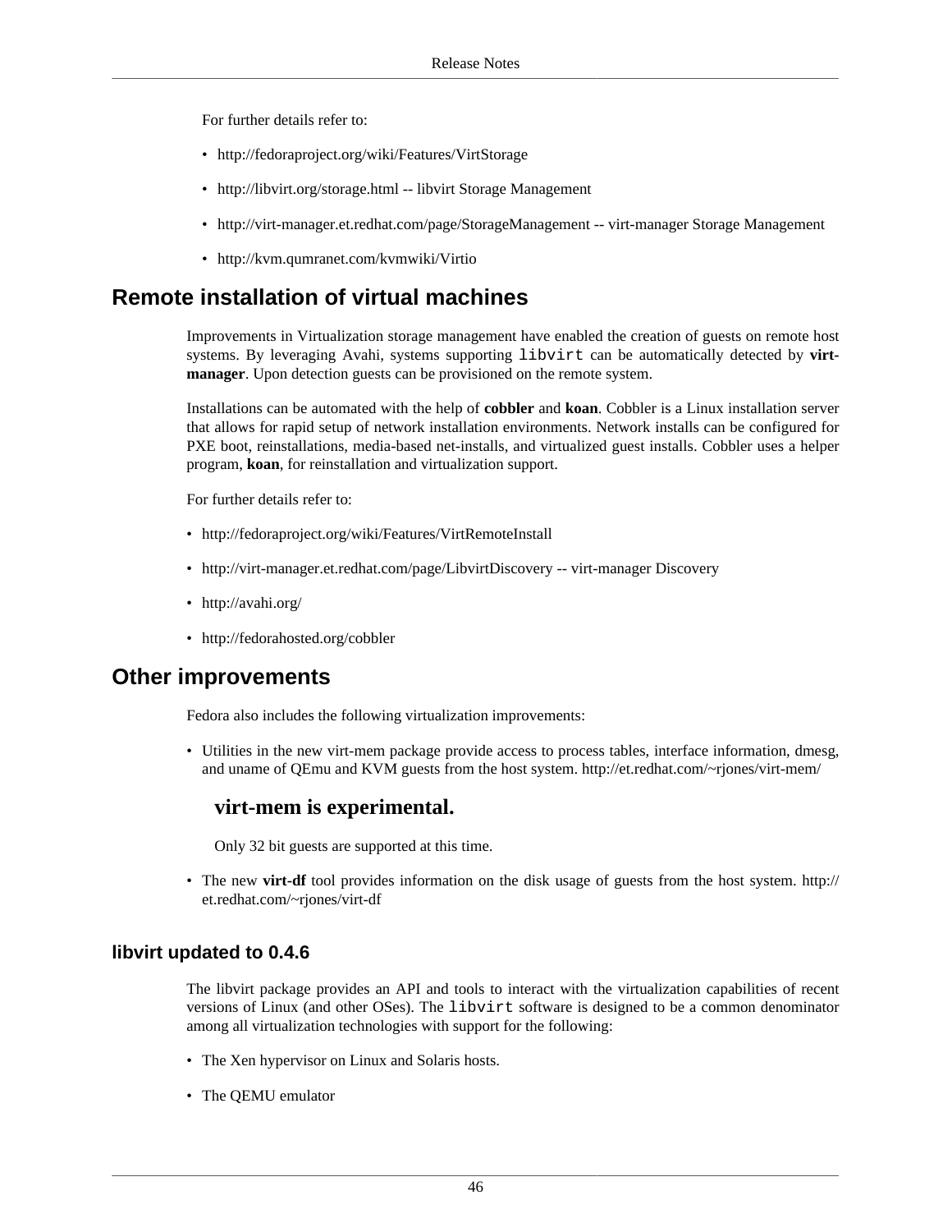For further details refer to:

- http://fedoraproject.org/wiki/Features/VirtStorage
- http://libvirt.org/storage.html -- libvirt Storage Management
- http://virt-manager.et.redhat.com/page/StorageManagement -- virt-manager Storage Management
- http://kvm.qumranet.com/kvmwiki/Virtio

## Remote installation of virtual machines

Improvements in Virtualization storage management have enabled the creation of guests on remote host systems. By leveraging Avahi, systems supporting `libvirt` can be automatically detected by **virt-manager**. Upon detection guests can be provisioned on the remote system.

Installations can be automated with the help of **cobbler** and **koan**. Cobbler is a Linux installation server that allows for rapid setup of network installation environments. Network installs can be configured for PXE boot, reinstallations, media-based net-installs, and virtualized guest installs. Cobbler uses a helper program, **koan**, for reinstallation and virtualization support.

For further details refer to:

- http://fedoraproject.org/wiki/Features/VirtRemoteInstall
- http://virt-manager.et.redhat.com/page/LibvirtDiscovery -- virt-manager Discovery
- http://avahi.org/
- http://fedorahosted.org/cobbler

## Other improvements

Fedora also includes the following virtualization improvements:

- Utilities in the new virt-mem package provide access to process tables, interface information, dmesg, and uname of QEmu and KVM guests from the host system. http://et.redhat.com/~rjones/virt-mem/

  **virt-mem is experimental.**

  Only 32 bit guests are supported at this time.

- The new **virt-df** tool provides information on the disk usage of guests from the host system. http://et.redhat.com/~rjones/virt-df

### libvirt updated to 0.4.6

The libvirt package provides an API and tools to interact with the virtualization capabilities of recent versions of Linux (and other OSes). The `libvirt` software is designed to be a common denominator among all virtualization technologies with support for the following:

- The Xen hypervisor on Linux and Solaris hosts.
- The QEMU emulator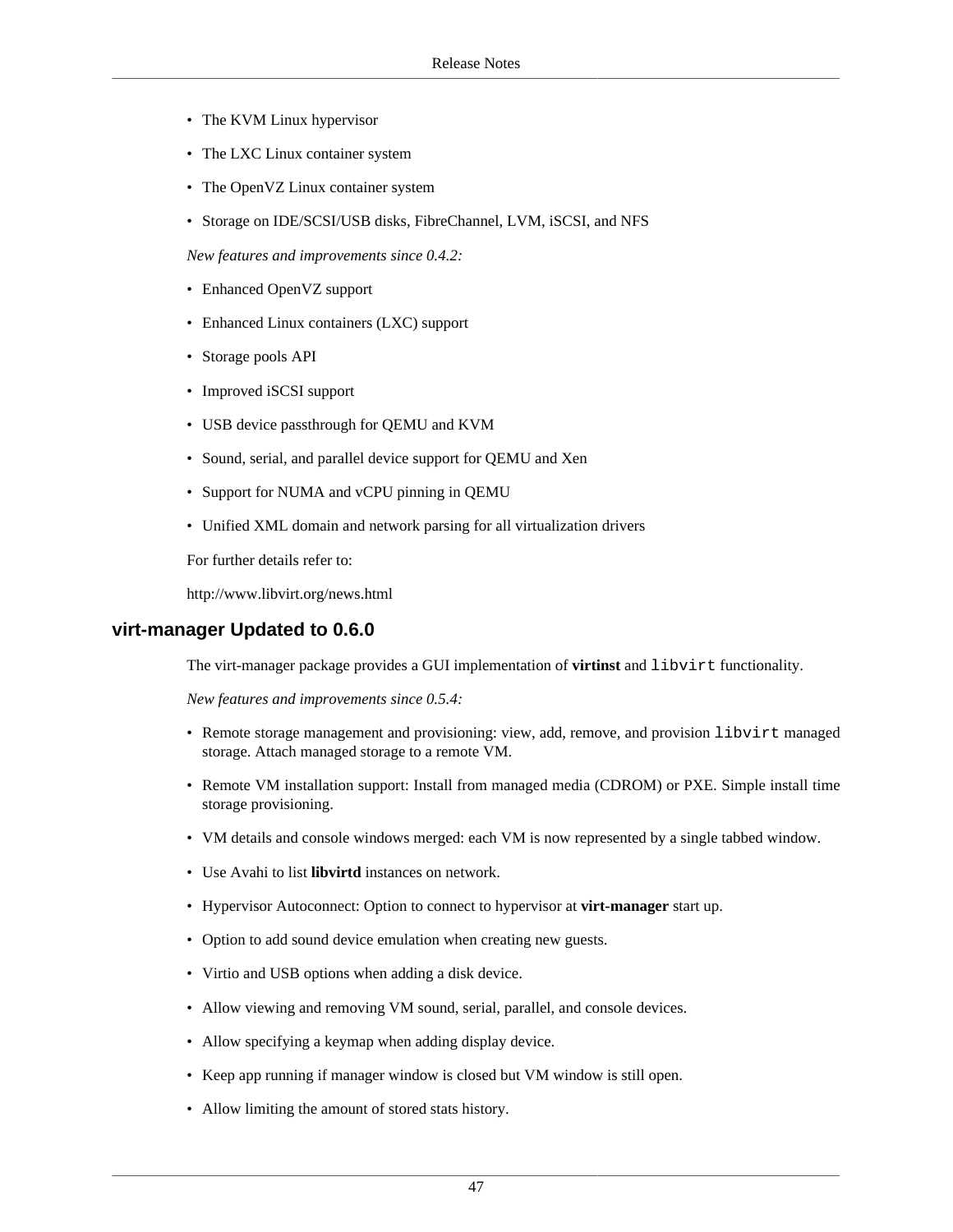- The KVM Linux hypervisor
- The LXC Linux container system
- The OpenVZ Linux container system
- Storage on IDE/SCSI/USB disks, FibreChannel, LVM, iSCSI, and NFS

*New features and improvements since 0.4.2:*

- Enhanced OpenVZ support
- Enhanced Linux containers (LXC) support
- Storage pools API
- Improved iSCSI support
- USB device passthrough for QEMU and KVM
- Sound, serial, and parallel device support for QEMU and Xen
- Support for NUMA and vCPU pinning in QEMU
- Unified XML domain and network parsing for all virtualization drivers

For further details refer to:

http://www.libvirt.org/news.html

## virt-manager Updated to 0.6.0

The virt-manager package provides a GUI implementation of **virtinst** and `libvirt` functionality.

*New features and improvements since 0.5.4:*

- Remote storage management and provisioning: view, add, remove, and provision `libvirt` managed storage. Attach managed storage to a remote VM.
- Remote VM installation support: Install from managed media (CDROM) or PXE. Simple install time storage provisioning.
- VM details and console windows merged: each VM is now represented by a single tabbed window.
- Use Avahi to list **libvirtd** instances on network.
- Hypervisor Autoconnect: Option to connect to hypervisor at **virt-manager** start up.
- Option to add sound device emulation when creating new guests.
- Virtio and USB options when adding a disk device.
- Allow viewing and removing VM sound, serial, parallel, and console devices.
- Allow specifying a keymap when adding display device.
- Keep app running if manager window is closed but VM window is still open.
- Allow limiting the amount of stored stats history.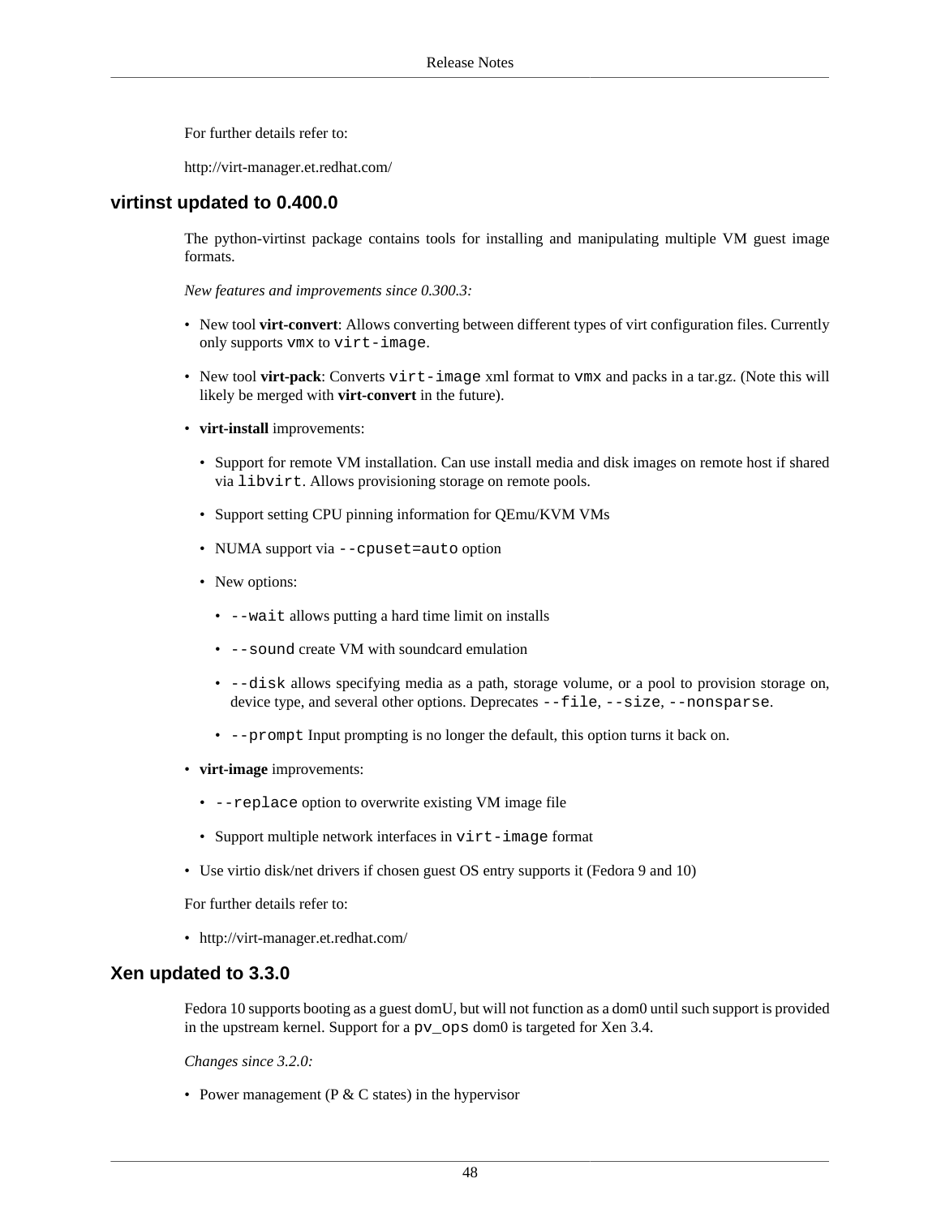For further details refer to:

http://virt-manager.et.redhat.com/

### virtinst updated to 0.400.0

The python-virtinst package contains tools for installing and manipulating multiple VM guest image formats.

*New features and improvements since 0.300.3:*

- New tool **virt-convert**: Allows converting between different types of virt configuration files. Currently only supports `vmx` to `virt-image`.
- New tool **virt-pack**: Converts `virt-image` xml format to `vmx` and packs in a tar.gz. (Note this will likely be merged with **virt-convert** in the future).
- **virt-install** improvements:
  - Support for remote VM installation. Can use install media and disk images on remote host if shared via `libvirt`. Allows provisioning storage on remote pools.
  - Support setting CPU pinning information for QEmu/KVM VMs
  - NUMA support via `--cpuset=auto` option
  - New options:
    - `--wait` allows putting a hard time limit on installs
    - `--sound` create VM with soundcard emulation
    - `--disk` allows specifying media as a path, storage volume, or a pool to provision storage on, device type, and several other options. Deprecates `--file`, `--size`, `--nonsparse`.
    - `--prompt` Input prompting is no longer the default, this option turns it back on.
- **virt-image** improvements:
  - `--replace` option to overwrite existing VM image file
  - Support multiple network interfaces in `virt-image` format
- Use virtio disk/net drivers if chosen guest OS entry supports it (Fedora 9 and 10)

For further details refer to:

- http://virt-manager.et.redhat.com/

### Xen updated to 3.3.0

Fedora 10 supports booting as a guest domU, but will not function as a dom0 until such support is provided in the upstream kernel. Support for a `pv_ops` dom0 is targeted for Xen 3.4.

*Changes since 3.2.0:*

- Power management (P & C states) in the hypervisor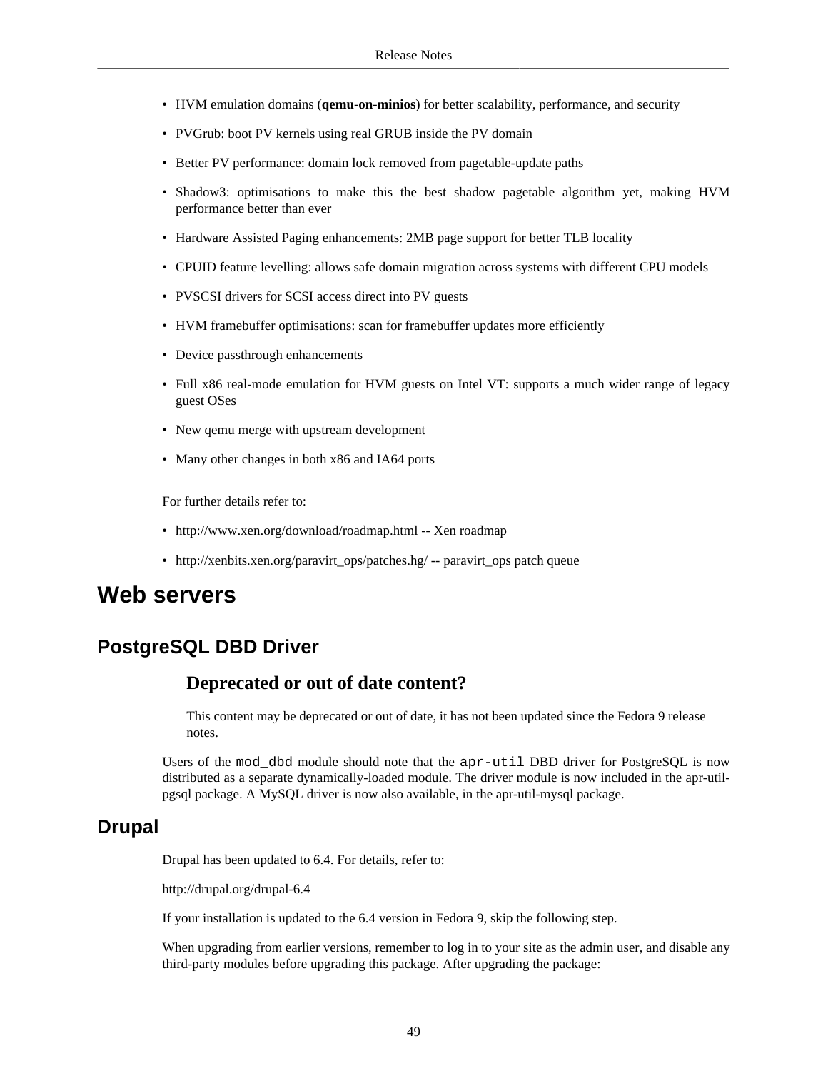- HVM emulation domains (**qemu-on-minios**) for better scalability, performance, and security
- PVGrub: boot PV kernels using real GRUB inside the PV domain
- Better PV performance: domain lock removed from pagetable-update paths
- Shadow3: optimisations to make this the best shadow pagetable algorithm yet, making HVM performance better than ever
- Hardware Assisted Paging enhancements: 2MB page support for better TLB locality
- CPUID feature levelling: allows safe domain migration across systems with different CPU models
- PVSCSI drivers for SCSI access direct into PV guests
- HVM framebuffer optimisations: scan for framebuffer updates more efficiently
- Device passthrough enhancements
- Full x86 real-mode emulation for HVM guests on Intel VT: supports a much wider range of legacy guest OSes
- New qemu merge with upstream development
- Many other changes in both x86 and IA64 ports

For further details refer to:

- http://www.xen.org/download/roadmap.html -- Xen roadmap
- http://xenbits.xen.org/paravirt_ops/patches.hg/ -- paravirt_ops patch queue

# Web servers

## PostgreSQL DBD Driver

### Deprecated or out of date content?

This content may be deprecated or out of date, it has not been updated since the Fedora 9 release notes.

Users of the `mod_dbd` module should note that the `apr-util` DBD driver for PostgreSQL is now distributed as a separate dynamically-loaded module. The driver module is now included in the apr-util-pgsql package. A MySQL driver is now also available, in the apr-util-mysql package.

## Drupal

Drupal has been updated to 6.4. For details, refer to:

http://drupal.org/drupal-6.4

If your installation is updated to the 6.4 version in Fedora 9, skip the following step.

When upgrading from earlier versions, remember to log in to your site as the admin user, and disable any third-party modules before upgrading this package. After upgrading the package: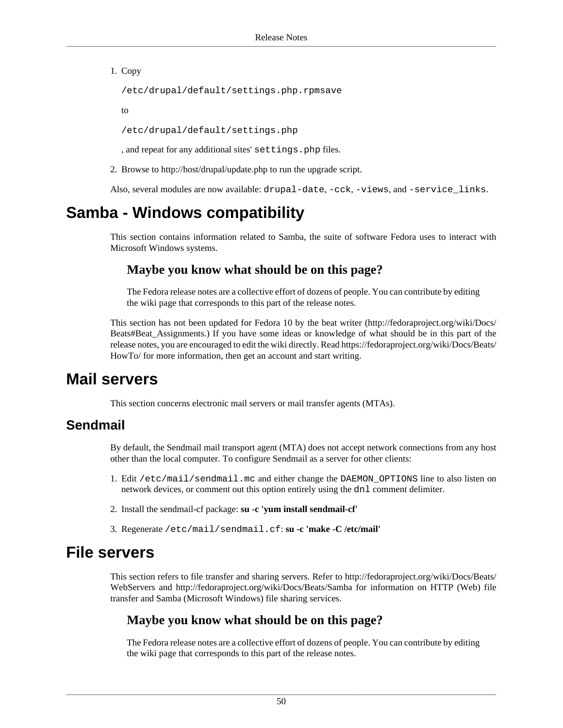1. Copy

   `/etc/drupal/default/settings.php.rpmsave`

   to

   `/etc/drupal/default/settings.php`

   , and repeat for any additional sites' `settings.php` files.

2. Browse to http://host/drupal/update.php to run the upgrade script.

Also, several modules are now available: `drupal-date`, `-cck`, `-views`, and `-service_links`.

# Samba - Windows compatibility

This section contains information related to Samba, the suite of software Fedora uses to interact with Microsoft Windows systems.

### Maybe you know what should be on this page?

The Fedora release notes are a collective effort of dozens of people. You can contribute by editing the wiki page that corresponds to this part of the release notes.

This section has not been updated for Fedora 10 by the beat writer (http://fedoraproject.org/wiki/Docs/Beats#Beat_Assignments.) If you have some ideas or knowledge of what should be in this part of the release notes, you are encouraged to edit the wiki directly. Read https://fedoraproject.org/wiki/Docs/Beats/HowTo/ for more information, then get an account and start writing.

# Mail servers

This section concerns electronic mail servers or mail transfer agents (MTAs).

## Sendmail

By default, the Sendmail mail transport agent (MTA) does not accept network connections from any host other than the local computer. To configure Sendmail as a server for other clients:

1. Edit `/etc/mail/sendmail.mc` and either change the `DAEMON_OPTIONS` line to also listen on network devices, or comment out this option entirely using the `dnl` comment delimiter.

2. Install the sendmail-cf package: **su -c 'yum install sendmail-cf'**

3. Regenerate `/etc/mail/sendmail.cf`: **su -c 'make -C /etc/mail'**

# File servers

This section refers to file transfer and sharing servers. Refer to http://fedoraproject.org/wiki/Docs/Beats/WebServers and http://fedoraproject.org/wiki/Docs/Beats/Samba for information on HTTP (Web) file transfer and Samba (Microsoft Windows) file sharing services.

### Maybe you know what should be on this page?

The Fedora release notes are a collective effort of dozens of people. You can contribute by editing the wiki page that corresponds to this part of the release notes.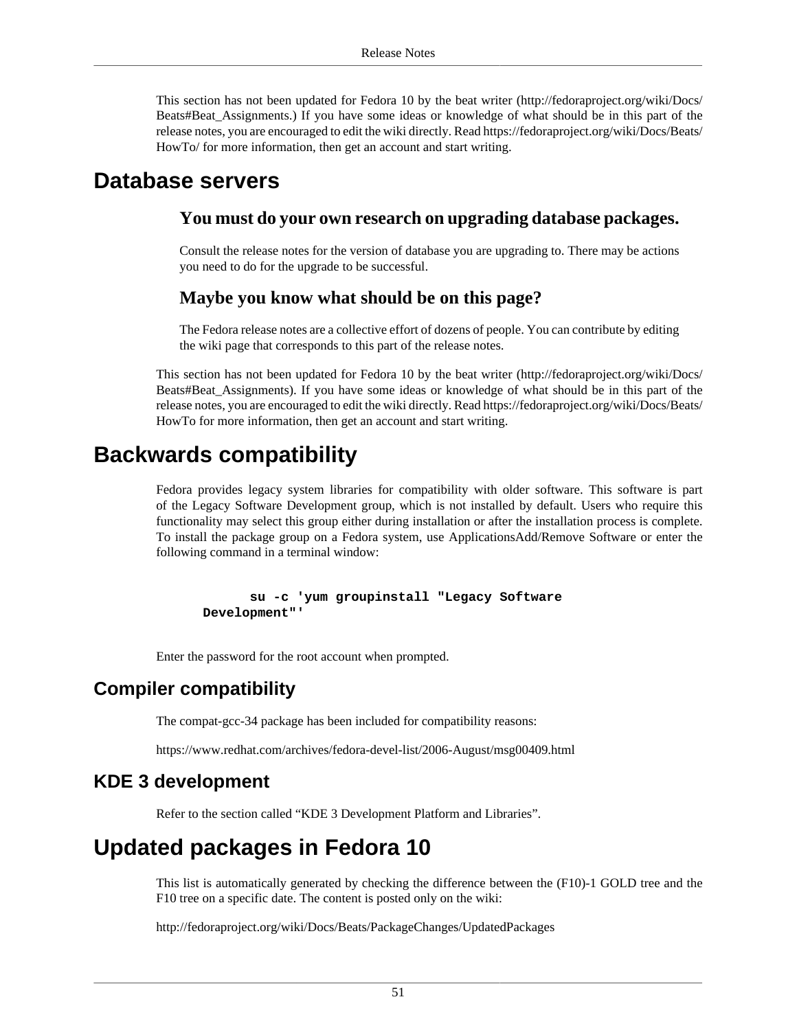This section has not been updated for Fedora 10 by the beat writer (http://fedoraproject.org/wiki/Docs/Beats#Beat_Assignments.) If you have some ideas or knowledge of what should be in this part of the release notes, you are encouraged to edit the wiki directly. Read https://fedoraproject.org/wiki/Docs/Beats/HowTo/ for more information, then get an account and start writing.

# Database servers

### You must do your own research on upgrading database packages.

Consult the release notes for the version of database you are upgrading to. There may be actions you need to do for the upgrade to be successful.

### Maybe you know what should be on this page?

The Fedora release notes are a collective effort of dozens of people. You can contribute by editing the wiki page that corresponds to this part of the release notes.

This section has not been updated for Fedora 10 by the beat writer (http://fedoraproject.org/wiki/Docs/Beats#Beat_Assignments). If you have some ideas or knowledge of what should be in this part of the release notes, you are encouraged to edit the wiki directly. Read https://fedoraproject.org/wiki/Docs/Beats/HowTo for more information, then get an account and start writing.

# Backwards compatibility

Fedora provides legacy system libraries for compatibility with older software. This software is part of the Legacy Software Development group, which is not installed by default. Users who require this functionality may select this group either during installation or after the installation process is complete. To install the package group on a Fedora system, use ApplicationsAdd/Remove Software or enter the following command in a terminal window:

```
su -c 'yum groupinstall "Legacy Software
Development"'
```

Enter the password for the root account when prompted.

## Compiler compatibility

The compat-gcc-34 package has been included for compatibility reasons:

https://www.redhat.com/archives/fedora-devel-list/2006-August/msg00409.html

## KDE 3 development

Refer to the section called “KDE 3 Development Platform and Libraries”.

# Updated packages in Fedora 10

This list is automatically generated by checking the difference between the (F10)-1 GOLD tree and the F10 tree on a specific date. The content is posted only on the wiki:

http://fedoraproject.org/wiki/Docs/Beats/PackageChanges/UpdatedPackages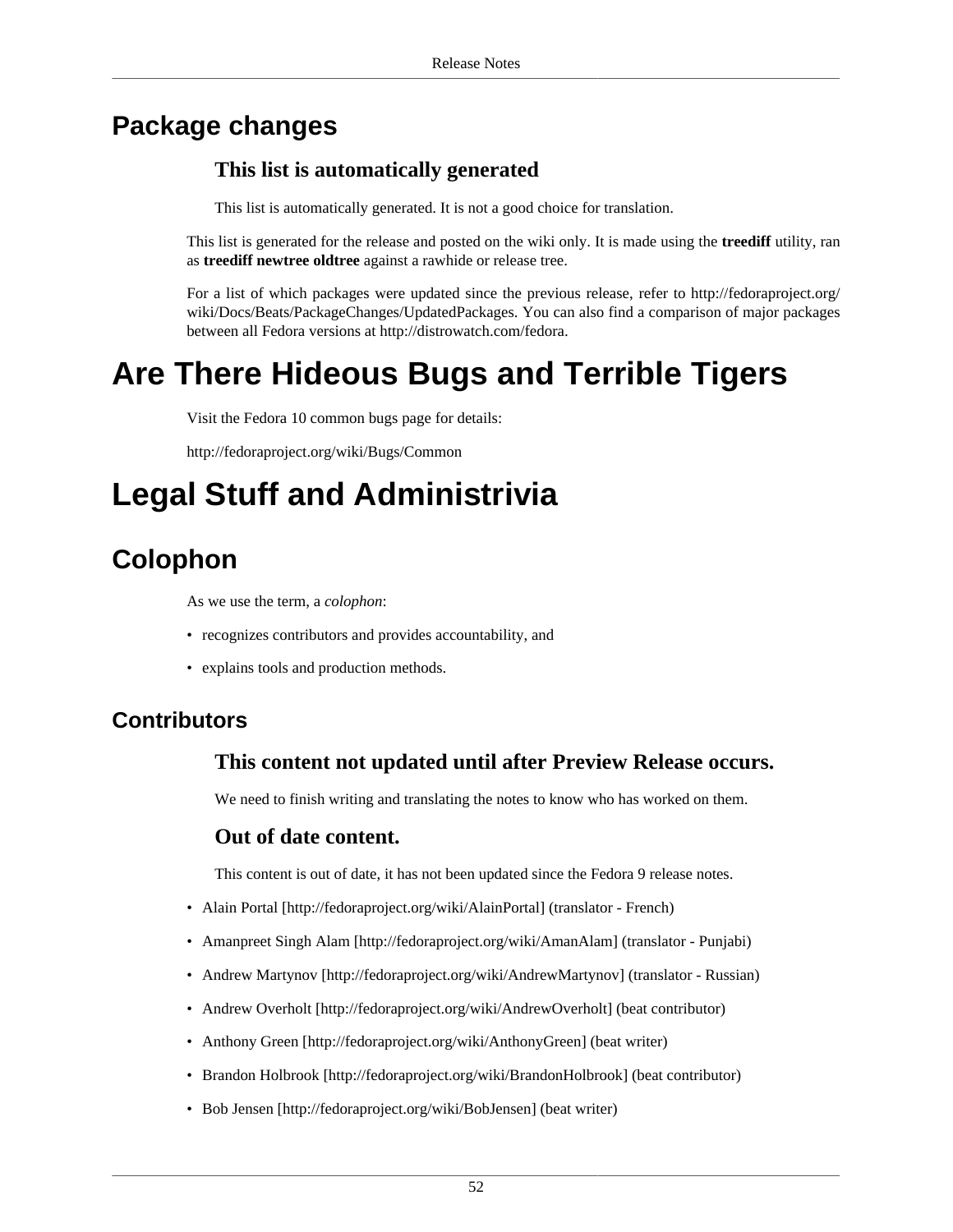## Package changes

### This list is automatically generated

This list is automatically generated. It is not a good choice for translation.

This list is generated for the release and posted on the wiki only. It is made using the **treediff** utility, ran as **treediff newtree oldtree** against a rawhide or release tree.

For a list of which packages were updated since the previous release, refer to http://fedoraproject.org/wiki/Docs/Beats/PackageChanges/UpdatedPackages. You can also find a comparison of major packages between all Fedora versions at http://distrowatch.com/fedora.

# Are There Hideous Bugs and Terrible Tigers

Visit the Fedora 10 common bugs page for details:

http://fedoraproject.org/wiki/Bugs/Common

# Legal Stuff and Administrivia

## Colophon

As we use the term, a *colophon*:

- recognizes contributors and provides accountability, and
- explains tools and production methods.

### Contributors

#### This content not updated until after Preview Release occurs.

We need to finish writing and translating the notes to know who has worked on them.

#### Out of date content.

This content is out of date, it has not been updated since the Fedora 9 release notes.

- Alain Portal [http://fedoraproject.org/wiki/AlainPortal] (translator - French)
- Amanpreet Singh Alam [http://fedoraproject.org/wiki/AmanAlam] (translator - Punjabi)
- Andrew Martynov [http://fedoraproject.org/wiki/AndrewMartynov] (translator - Russian)
- Andrew Overholt [http://fedoraproject.org/wiki/AndrewOverholt] (beat contributor)
- Anthony Green [http://fedoraproject.org/wiki/AnthonyGreen] (beat writer)
- Brandon Holbrook [http://fedoraproject.org/wiki/BrandonHolbrook] (beat contributor)
- Bob Jensen [http://fedoraproject.org/wiki/BobJensen] (beat writer)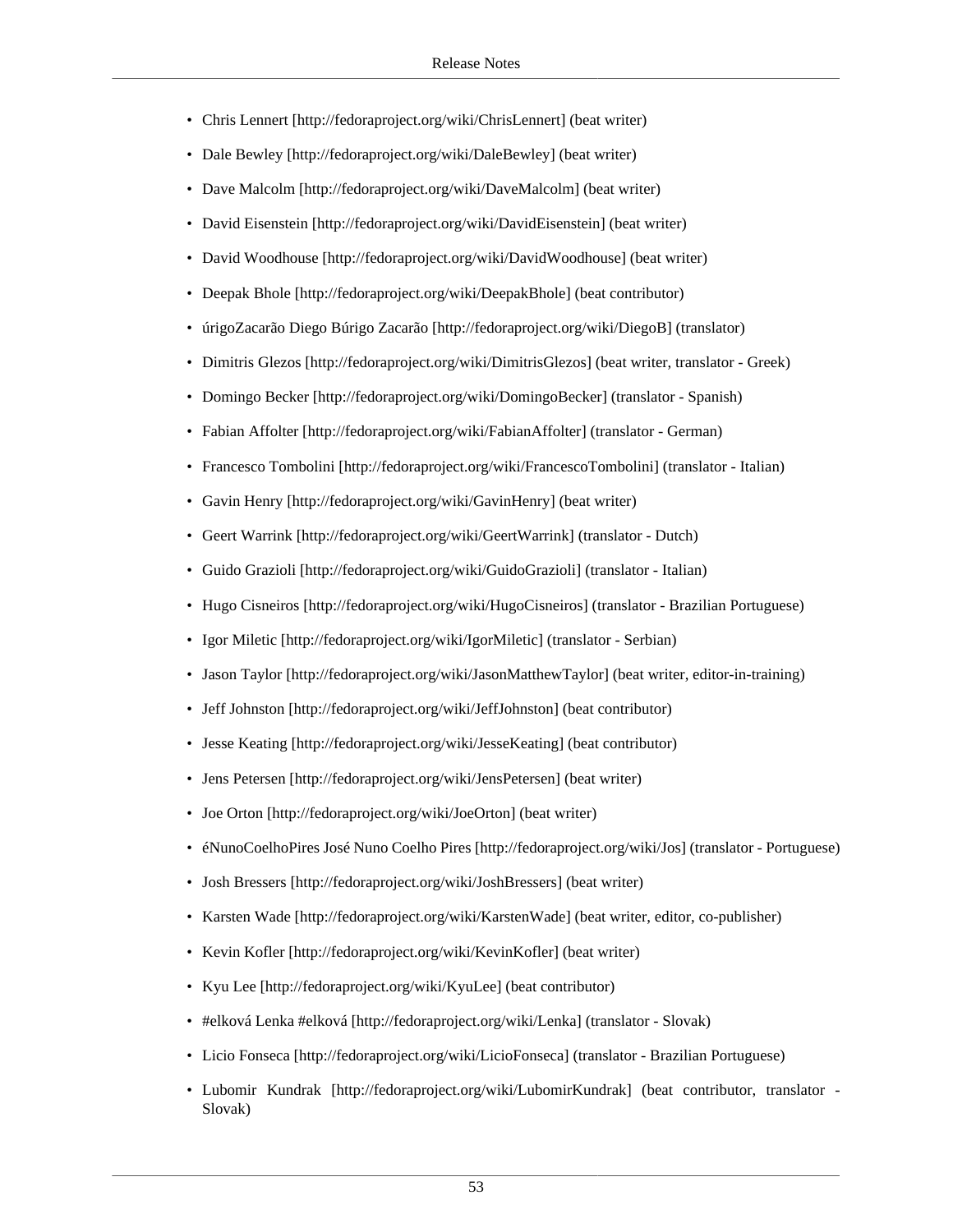- Chris Lennert [http://fedoraproject.org/wiki/ChrisLennert] (beat writer)
- Dale Bewley [http://fedoraproject.org/wiki/DaleBewley] (beat writer)
- Dave Malcolm [http://fedoraproject.org/wiki/DaveMalcolm] (beat writer)
- David Eisenstein [http://fedoraproject.org/wiki/DavidEisenstein] (beat writer)
- David Woodhouse [http://fedoraproject.org/wiki/DavidWoodhouse] (beat writer)
- Deepak Bhole [http://fedoraproject.org/wiki/DeepakBhole] (beat contributor)
- úrigoZacarão Diego Búrigo Zacarão [http://fedoraproject.org/wiki/DiegoB] (translator)
- Dimitris Glezos [http://fedoraproject.org/wiki/DimitrisGlezos] (beat writer, translator - Greek)
- Domingo Becker [http://fedoraproject.org/wiki/DomingoBecker] (translator - Spanish)
- Fabian Affolter [http://fedoraproject.org/wiki/FabianAffolter] (translator - German)
- Francesco Tombolini [http://fedoraproject.org/wiki/FrancescoTombolini] (translator - Italian)
- Gavin Henry [http://fedoraproject.org/wiki/GavinHenry] (beat writer)
- Geert Warrink [http://fedoraproject.org/wiki/GeertWarrink] (translator - Dutch)
- Guido Grazioli [http://fedoraproject.org/wiki/GuidoGrazioli] (translator - Italian)
- Hugo Cisneiros [http://fedoraproject.org/wiki/HugoCisneiros] (translator - Brazilian Portuguese)
- Igor Miletic [http://fedoraproject.org/wiki/IgorMiletic] (translator - Serbian)
- Jason Taylor [http://fedoraproject.org/wiki/JasonMatthewTaylor] (beat writer, editor-in-training)
- Jeff Johnston [http://fedoraproject.org/wiki/JeffJohnston] (beat contributor)
- Jesse Keating [http://fedoraproject.org/wiki/JesseKeating] (beat contributor)
- Jens Petersen [http://fedoraproject.org/wiki/JensPetersen] (beat writer)
- Joe Orton [http://fedoraproject.org/wiki/JoeOrton] (beat writer)
- éNunoCoelhoPires José Nuno Coelho Pires [http://fedoraproject.org/wiki/Jos] (translator - Portuguese)
- Josh Bressers [http://fedoraproject.org/wiki/JoshBressers] (beat writer)
- Karsten Wade [http://fedoraproject.org/wiki/KarstenWade] (beat writer, editor, co-publisher)
- Kevin Kofler [http://fedoraproject.org/wiki/KevinKofler] (beat writer)
- Kyu Lee [http://fedoraproject.org/wiki/KyuLee] (beat contributor)
- #elková Lenka #elková [http://fedoraproject.org/wiki/Lenka] (translator - Slovak)
- Licio Fonseca [http://fedoraproject.org/wiki/LicioFonseca] (translator - Brazilian Portuguese)
- Lubomir Kundrak [http://fedoraproject.org/wiki/LubomirKundrak] (beat contributor, translator - Slovak)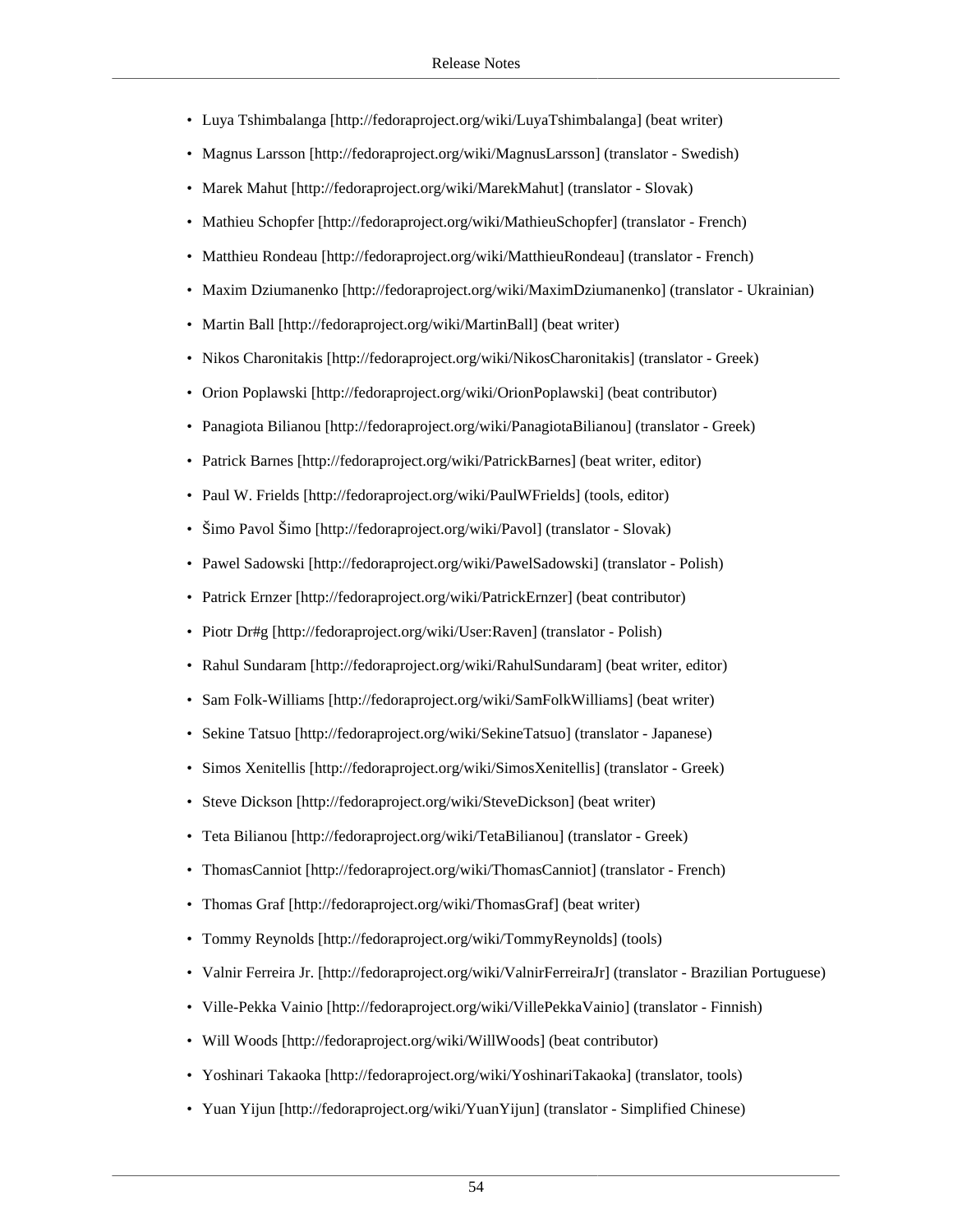- Luya Tshimbalanga [http://fedoraproject.org/wiki/LuyaTshimbalanga] (beat writer)
- Magnus Larsson [http://fedoraproject.org/wiki/MagnusLarsson] (translator - Swedish)
- Marek Mahut [http://fedoraproject.org/wiki/MarekMahut] (translator - Slovak)
- Mathieu Schopfer [http://fedoraproject.org/wiki/MathieuSchopfer] (translator - French)
- Matthieu Rondeau [http://fedoraproject.org/wiki/MatthieuRondeau] (translator - French)
- Maxim Dziumanenko [http://fedoraproject.org/wiki/MaximDziumanenko] (translator - Ukrainian)
- Martin Ball [http://fedoraproject.org/wiki/MartinBall] (beat writer)
- Nikos Charonitakis [http://fedoraproject.org/wiki/NikosCharonitakis] (translator - Greek)
- Orion Poplawski [http://fedoraproject.org/wiki/OrionPoplawski] (beat contributor)
- Panagiota Bilianou [http://fedoraproject.org/wiki/PanagiotaBilianou] (translator - Greek)
- Patrick Barnes [http://fedoraproject.org/wiki/PatrickBarnes] (beat writer, editor)
- Paul W. Frields [http://fedoraproject.org/wiki/PaulWFrields] (tools, editor)
- Šimo Pavol Šimo [http://fedoraproject.org/wiki/Pavol] (translator - Slovak)
- Pawel Sadowski [http://fedoraproject.org/wiki/PawelSadowski] (translator - Polish)
- Patrick Ernzer [http://fedoraproject.org/wiki/PatrickErnzer] (beat contributor)
- Piotr Dr#g [http://fedoraproject.org/wiki/User:Raven] (translator - Polish)
- Rahul Sundaram [http://fedoraproject.org/wiki/RahulSundaram] (beat writer, editor)
- Sam Folk-Williams [http://fedoraproject.org/wiki/SamFolkWilliams] (beat writer)
- Sekine Tatsuo [http://fedoraproject.org/wiki/SekineTatsuo] (translator - Japanese)
- Simos Xenitellis [http://fedoraproject.org/wiki/SimosXenitellis] (translator - Greek)
- Steve Dickson [http://fedoraproject.org/wiki/SteveDickson] (beat writer)
- Teta Bilianou [http://fedoraproject.org/wiki/TetaBilianou] (translator - Greek)
- ThomasCanniot [http://fedoraproject.org/wiki/ThomasCanniot] (translator - French)
- Thomas Graf [http://fedoraproject.org/wiki/ThomasGraf] (beat writer)
- Tommy Reynolds [http://fedoraproject.org/wiki/TommyReynolds] (tools)
- Valnir Ferreira Jr. [http://fedoraproject.org/wiki/ValnirFerreiraJr] (translator - Brazilian Portuguese)
- Ville-Pekka Vainio [http://fedoraproject.org/wiki/VillePekkaVainio] (translator - Finnish)
- Will Woods [http://fedoraproject.org/wiki/WillWoods] (beat contributor)
- Yoshinari Takaoka [http://fedoraproject.org/wiki/YoshinariTakaoka] (translator, tools)
- Yuan Yijun [http://fedoraproject.org/wiki/YuanYijun] (translator - Simplified Chinese)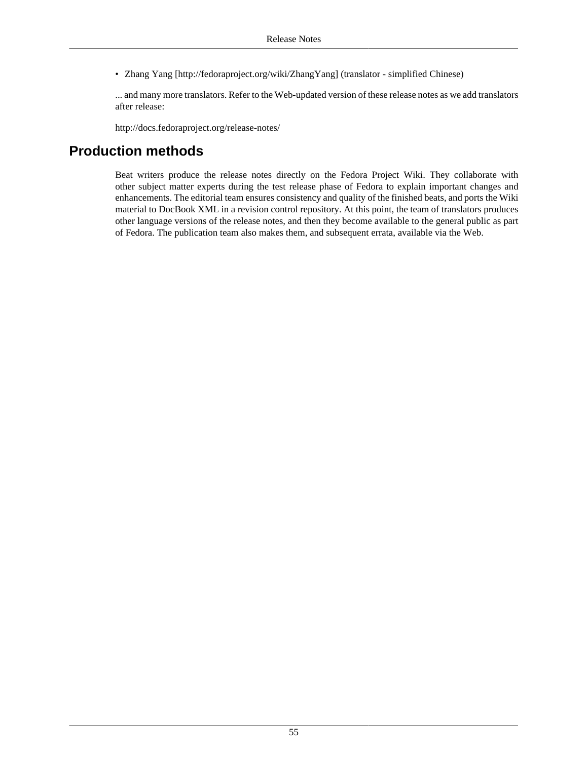- Zhang Yang [http://fedoraproject.org/wiki/ZhangYang] (translator - simplified Chinese)

... and many more translators. Refer to the Web-updated version of these release notes as we add translators after release:

http://docs.fedoraproject.org/release-notes/

## Production methods

Beat writers produce the release notes directly on the Fedora Project Wiki. They collaborate with other subject matter experts during the test release phase of Fedora to explain important changes and enhancements. The editorial team ensures consistency and quality of the finished beats, and ports the Wiki material to DocBook XML in a revision control repository. At this point, the team of translators produces other language versions of the release notes, and then they become available to the general public as part of Fedora. The publication team also makes them, and subsequent errata, available via the Web.